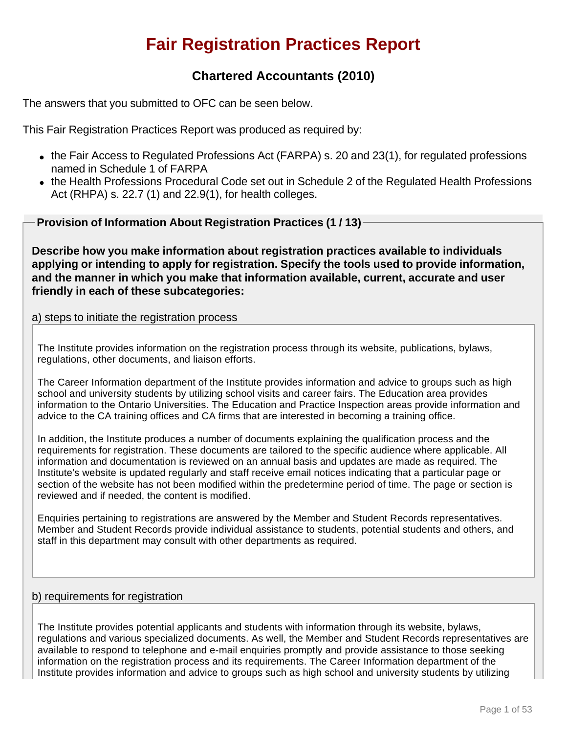# Fair Registration Practices Report

## Chartered Accountants (2010)

The answers that you submitted to OFC can be seen below.

This Fair Registration Practices Report was produced as required by:

- the Fair Access to Regulated Professions Act (FARPA) s. 20 and 23(1), for regulated professions named in Schedule 1 of FARPA
- the Health Professions Procedural Code set out in Schedule 2 of the Regulated Health Professions Act (RHPA) s. 22.7 (1) and 22.9(1), for health colleges.

### Provision of Information About Registration Practices (1 / 13)

**Describe how you make information about registration practices available to individuals applying or intending to apply for registration. Specify the tools used to provide information, and the manner in which you make that information available, current, accurate and user friendly in each of these subcategories:**

a) steps to initiate the registration process

The Institute provides information on the registration process through its website, publications, bylaws, regulations, other documents, and liaison efforts.

The Career Information department of the Institute provides information and advice to groups such as high school and university students by utilizing school visits and career fairs. The Education area provides information to the Ontario Universities. The Education and Practice Inspection areas provide information and advice to the CA training offices and CA firms that are interested in becoming a training office.

In addition, the Institute produces a number of documents explaining the qualification process and the requirements for registration. These documents are tailored to the specific audience where applicable. All information and documentation is reviewed on an annual basis and updates are made as required. The Institute's website is updated regularly and staff receive email notices indicating that a particular page or section of the website has not been modified within the predetermine period of time. The page or section is reviewed and if needed, the content is modified.

Enquiries pertaining to registrations are answered by the Member and Student Records representatives. Member and Student Records provide individual assistance to students, potential students and others, and staff in this department may consult with other departments as required.

b) requirements for registration

The Institute provides potential applicants and students with information through its website, bylaws, regulations and various specialized documents. As well, the Member and Student Records representatives are available to respond to telephone and e-mail enquiries promptly and provide assistance to those seeking information on the registration process and its requirements. The Career Information department of the Institute provides information and advice to groups such as high school and university students by utilizing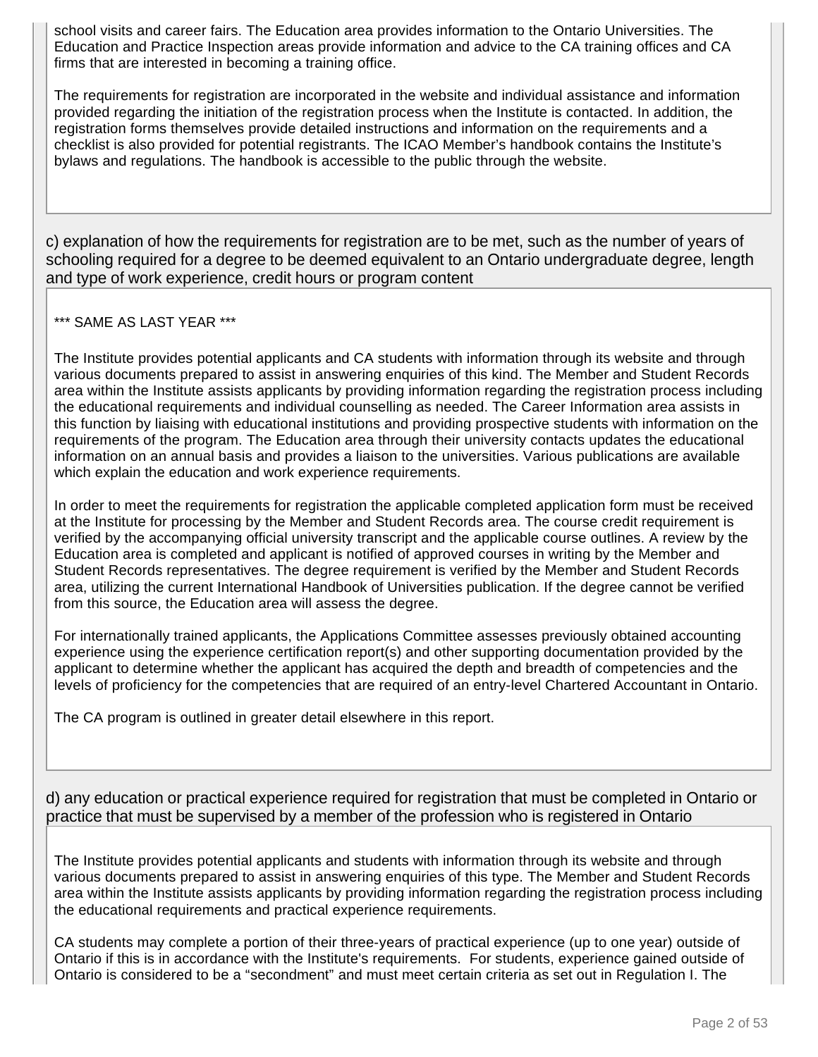school visits and career fairs. The Education area provides information to the Ontario Universities. The Education and Practice Inspection areas provide information and advice to the CA training offices and CA firms that are interested in becoming a training office.

The requirements for registration are incorporated in the website and individual assistance and information provided regarding the initiation of the registration process when the Institute is contacted. In addition, the registration forms themselves provide detailed instructions and information on the requirements and a checklist is also provided for potential registrants. The ICAO Member's handbook contains the Institute's bylaws and regulations. The handbook is accessible to the public through the website.

c) explanation of how the requirements for registration are to be met, such as the number of years of schooling required for a degree to be deemed equivalent to an Ontario undergraduate degree, length and type of work experience, credit hours or program content

*** SAME AS LAST YEAR ***

The Institute provides potential applicants and CA students with information through its website and through various documents prepared to assist in answering enquiries of this kind. The Member and Student Records area within the Institute assists applicants by providing information regarding the registration process including the educational requirements and individual counselling as needed. The Career Information area assists in this function by liaising with educational institutions and providing prospective students with information on the requirements of the program. The Education area through their university contacts updates the educational information on an annual basis and provides a liaison to the universities. Various publications are available which explain the education and work experience requirements.

In order to meet the requirements for registration the applicable completed application form must be received at the Institute for processing by the Member and Student Records area. The course credit requirement is verified by the accompanying official university transcript and the applicable course outlines. A review by the Education area is completed and applicant is notified of approved courses in writing by the Member and Student Records representatives. The degree requirement is verified by the Member and Student Records area, utilizing the current International Handbook of Universities publication. If the degree cannot be verified from this source, the Education area will assess the degree.

For internationally trained applicants, the Applications Committee assesses previously obtained accounting experience using the experience certification report(s) and other supporting documentation provided by the applicant to determine whether the applicant has acquired the depth and breadth of competencies and the levels of proficiency for the competencies that are required of an entry-level Chartered Accountant in Ontario.

The CA program is outlined in greater detail elsewhere in this report.

d) any education or practical experience required for registration that must be completed in Ontario or practice that must be supervised by a member of the profession who is registered in Ontario

The Institute provides potential applicants and students with information through its website and through various documents prepared to assist in answering enquiries of this type. The Member and Student Records area within the Institute assists applicants by providing information regarding the registration process including the educational requirements and practical experience requirements.

CA students may complete a portion of their three-years of practical experience (up to one year) outside of Ontario if this is in accordance with the Institute's requirements. For students, experience gained outside of Ontario is considered to be a "secondment" and must meet certain criteria as set out in Regulation I. The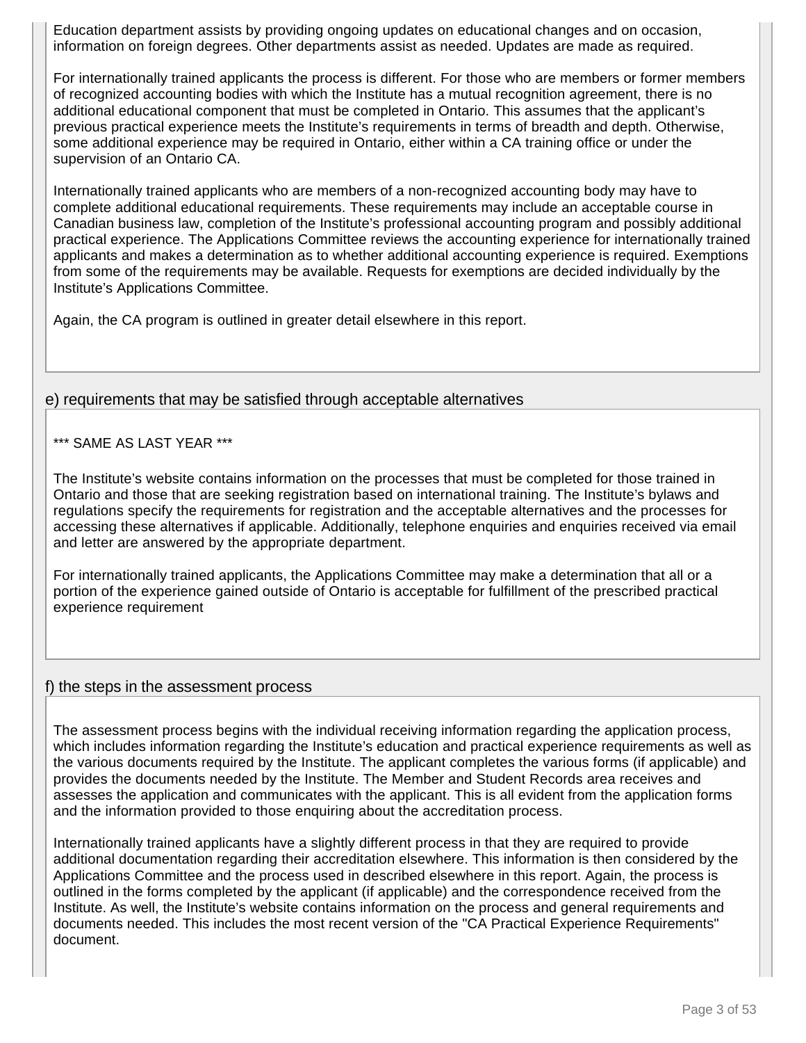Education department assists by providing ongoing updates on educational changes and on occasion, information on foreign degrees. Other departments assist as needed. Updates are made as required.

For internationally trained applicants the process is different. For those who are members or former members of recognized accounting bodies with which the Institute has a mutual recognition agreement, there is no additional educational component that must be completed in Ontario. This assumes that the applicant's previous practical experience meets the Institute's requirements in terms of breadth and depth. Otherwise, some additional experience may be required in Ontario, either within a CA training office or under the supervision of an Ontario CA.

Internationally trained applicants who are members of a non-recognized accounting body may have to complete additional educational requirements. These requirements may include an acceptable course in Canadian business law, completion of the Institute's professional accounting program and possibly additional practical experience. The Applications Committee reviews the accounting experience for internationally trained applicants and makes a determination as to whether additional accounting experience is required. Exemptions from some of the requirements may be available. Requests for exemptions are decided individually by the Institute's Applications Committee.

Again, the CA program is outlined in greater detail elsewhere in this report.

## e) requirements that may be satisfied through acceptable alternatives

*** SAME AS LAST YEAR ***

The Institute's website contains information on the processes that must be completed for those trained in Ontario and those that are seeking registration based on international training. The Institute's bylaws and regulations specify the requirements for registration and the acceptable alternatives and the processes for accessing these alternatives if applicable. Additionally, telephone enquiries and enquiries received via email and letter are answered by the appropriate department.

For internationally trained applicants, the Applications Committee may make a determination that all or a portion of the experience gained outside of Ontario is acceptable for fulfillment of the prescribed practical experience requirement

## f) the steps in the assessment process

The assessment process begins with the individual receiving information regarding the application process, which includes information regarding the Institute's education and practical experience requirements as well as the various documents required by the Institute. The applicant completes the various forms (if applicable) and provides the documents needed by the Institute. The Member and Student Records area receives and assesses the application and communicates with the applicant. This is all evident from the application forms and the information provided to those enquiring about the accreditation process.

Internationally trained applicants have a slightly different process in that they are required to provide additional documentation regarding their accreditation elsewhere. This information is then considered by the Applications Committee and the process used in described elsewhere in this report. Again, the process is outlined in the forms completed by the applicant (if applicable) and the correspondence received from the Institute. As well, the Institute's website contains information on the process and general requirements and documents needed. This includes the most recent version of the "CA Practical Experience Requirements" document.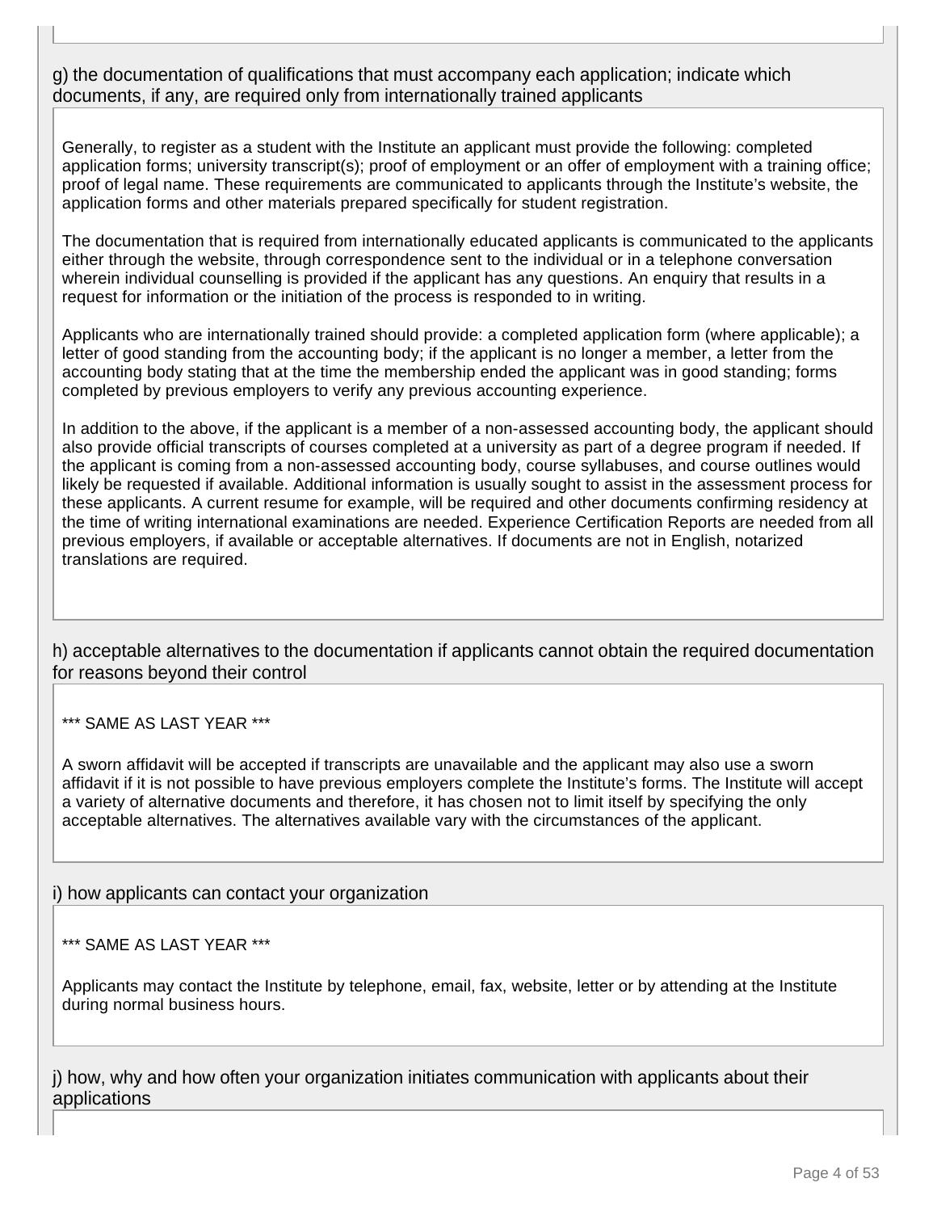g) the documentation of qualifications that must accompany each application; indicate which documents, if any, are required only from internationally trained applicants

Generally, to register as a student with the Institute an applicant must provide the following: completed application forms; university transcript(s); proof of employment or an offer of employment with a training office; proof of legal name. These requirements are communicated to applicants through the Institute's website, the application forms and other materials prepared specifically for student registration.

The documentation that is required from internationally educated applicants is communicated to the applicants either through the website, through correspondence sent to the individual or in a telephone conversation wherein individual counselling is provided if the applicant has any questions. An enquiry that results in a request for information or the initiation of the process is responded to in writing.

Applicants who are internationally trained should provide: a completed application form (where applicable); a letter of good standing from the accounting body; if the applicant is no longer a member, a letter from the accounting body stating that at the time the membership ended the applicant was in good standing; forms completed by previous employers to verify any previous accounting experience.

In addition to the above, if the applicant is a member of a non-assessed accounting body, the applicant should also provide official transcripts of courses completed at a university as part of a degree program if needed. If the applicant is coming from a non-assessed accounting body, course syllabuses, and course outlines would likely be requested if available. Additional information is usually sought to assist in the assessment process for these applicants. A current resume for example, will be required and other documents confirming residency at the time of writing international examinations are needed. Experience Certification Reports are needed from all previous employers, if available or acceptable alternatives. If documents are not in English, notarized translations are required.

h) acceptable alternatives to the documentation if applicants cannot obtain the required documentation for reasons beyond their control

*** SAME AS LAST YEAR ***

A sworn affidavit will be accepted if transcripts are unavailable and the applicant may also use a sworn affidavit if it is not possible to have previous employers complete the Institute's forms. The Institute will accept a variety of alternative documents and therefore, it has chosen not to limit itself by specifying the only acceptable alternatives. The alternatives available vary with the circumstances of the applicant.

i) how applicants can contact your organization

*** SAME AS LAST YEAR ***

Applicants may contact the Institute by telephone, email, fax, website, letter or by attending at the Institute during normal business hours.

j) how, why and how often your organization initiates communication with applicants about their applications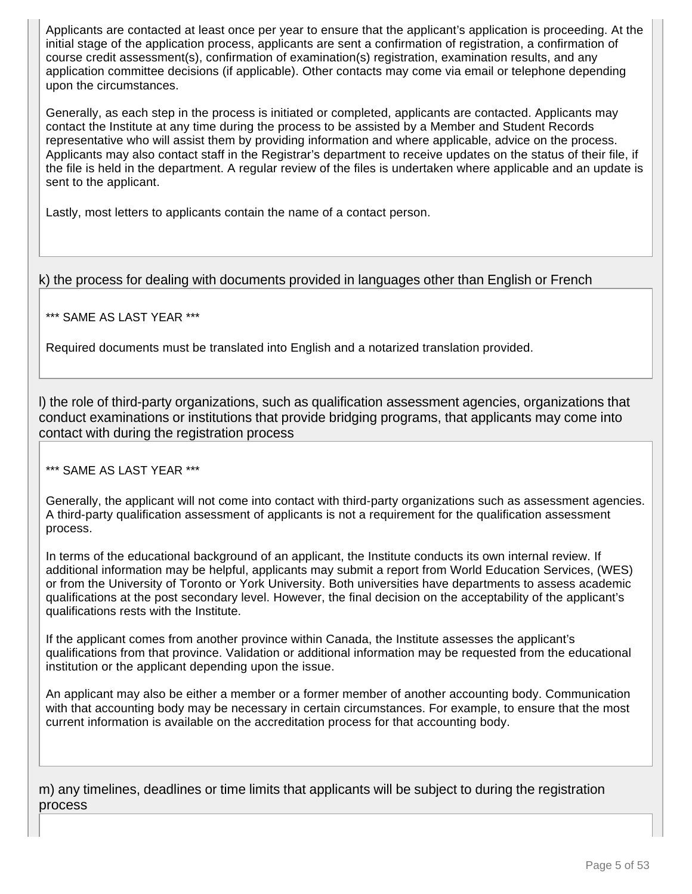Applicants are contacted at least once per year to ensure that the applicant's application is proceeding. At the initial stage of the application process, applicants are sent a confirmation of registration, a confirmation of course credit assessment(s), confirmation of examination(s) registration, examination results, and any application committee decisions (if applicable). Other contacts may come via email or telephone depending upon the circumstances.

Generally, as each step in the process is initiated or completed, applicants are contacted. Applicants may contact the Institute at any time during the process to be assisted by a Member and Student Records representative who will assist them by providing information and where applicable, advice on the process. Applicants may also contact staff in the Registrar's department to receive updates on the status of their file, if the file is held in the department. A regular review of the files is undertaken where applicable and an update is sent to the applicant.

Lastly, most letters to applicants contain the name of a contact person.

k) the process for dealing with documents provided in languages other than English or French

*** SAME AS LAST YEAR ***

Required documents must be translated into English and a notarized translation provided.

l) the role of third-party organizations, such as qualification assessment agencies, organizations that conduct examinations or institutions that provide bridging programs, that applicants may come into contact with during the registration process

*** SAME AS LAST YEAR ***

Generally, the applicant will not come into contact with third-party organizations such as assessment agencies. A third-party qualification assessment of applicants is not a requirement for the qualification assessment process.

In terms of the educational background of an applicant, the Institute conducts its own internal review. If additional information may be helpful, applicants may submit a report from World Education Services, (WES) or from the University of Toronto or York University. Both universities have departments to assess academic qualifications at the post secondary level. However, the final decision on the acceptability of the applicant's qualifications rests with the Institute.

If the applicant comes from another province within Canada, the Institute assesses the applicant's qualifications from that province. Validation or additional information may be requested from the educational institution or the applicant depending upon the issue.

An applicant may also be either a member or a former member of another accounting body. Communication with that accounting body may be necessary in certain circumstances. For example, to ensure that the most current information is available on the accreditation process for that accounting body.

m) any timelines, deadlines or time limits that applicants will be subject to during the registration process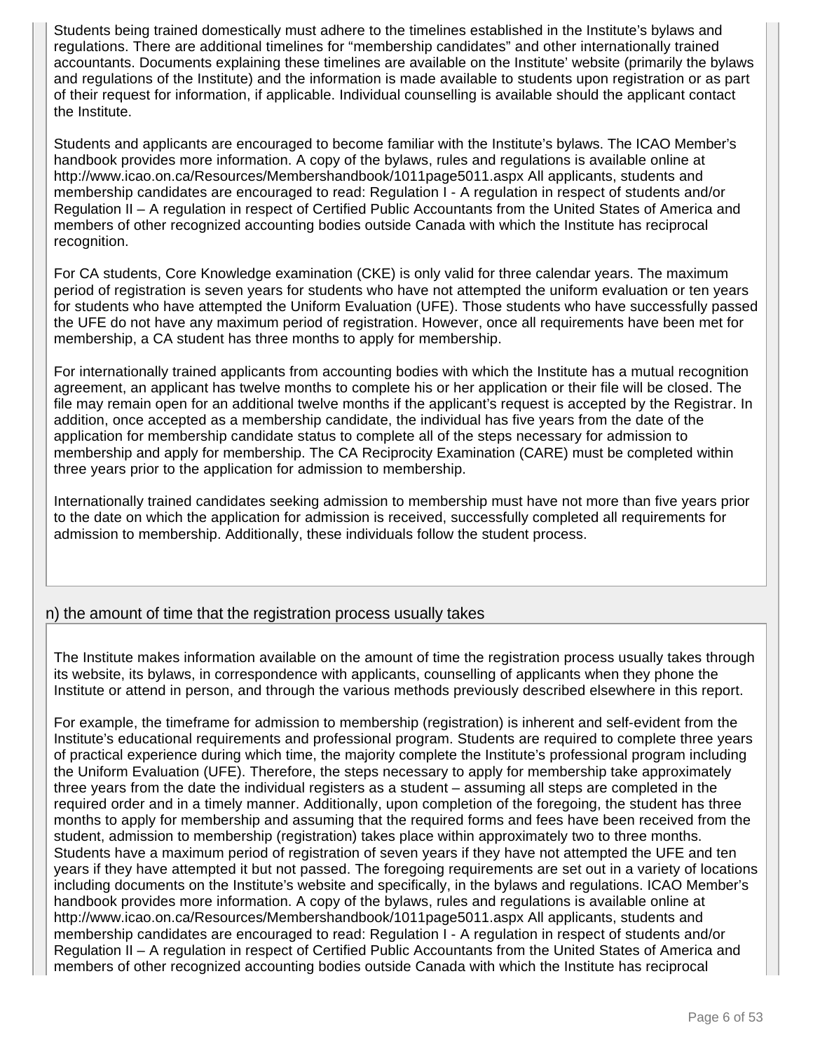Students being trained domestically must adhere to the timelines established in the Institute's bylaws and regulations. There are additional timelines for "membership candidates" and other internationally trained accountants. Documents explaining these timelines are available on the Institute' website (primarily the bylaws and regulations of the Institute) and the information is made available to students upon registration or as part of their request for information, if applicable. Individual counselling is available should the applicant contact the Institute.

Students and applicants are encouraged to become familiar with the Institute's bylaws. The ICAO Member's handbook provides more information. A copy of the bylaws, rules and regulations is available online at http://www.icao.on.ca/Resources/Membershandbook/1011page5011.aspx All applicants, students and membership candidates are encouraged to read: Regulation I - A regulation in respect of students and/or Regulation II – A regulation in respect of Certified Public Accountants from the United States of America and members of other recognized accounting bodies outside Canada with which the Institute has reciprocal recognition.

For CA students, Core Knowledge examination (CKE) is only valid for three calendar years. The maximum period of registration is seven years for students who have not attempted the uniform evaluation or ten years for students who have attempted the Uniform Evaluation (UFE). Those students who have successfully passed the UFE do not have any maximum period of registration. However, once all requirements have been met for membership, a CA student has three months to apply for membership.

For internationally trained applicants from accounting bodies with which the Institute has a mutual recognition agreement, an applicant has twelve months to complete his or her application or their file will be closed. The file may remain open for an additional twelve months if the applicant's request is accepted by the Registrar. In addition, once accepted as a membership candidate, the individual has five years from the date of the application for membership candidate status to complete all of the steps necessary for admission to membership and apply for membership. The CA Reciprocity Examination (CARE) must be completed within three years prior to the application for admission to membership.

Internationally trained candidates seeking admission to membership must have not more than five years prior to the date on which the application for admission is received, successfully completed all requirements for admission to membership. Additionally, these individuals follow the student process.

## n) the amount of time that the registration process usually takes

The Institute makes information available on the amount of time the registration process usually takes through its website, its bylaws, in correspondence with applicants, counselling of applicants when they phone the Institute or attend in person, and through the various methods previously described elsewhere in this report.

For example, the timeframe for admission to membership (registration) is inherent and self-evident from the Institute's educational requirements and professional program. Students are required to complete three years of practical experience during which time, the majority complete the Institute's professional program including the Uniform Evaluation (UFE). Therefore, the steps necessary to apply for membership take approximately three years from the date the individual registers as a student – assuming all steps are completed in the required order and in a timely manner. Additionally, upon completion of the foregoing, the student has three months to apply for membership and assuming that the required forms and fees have been received from the student, admission to membership (registration) takes place within approximately two to three months. Students have a maximum period of registration of seven years if they have not attempted the UFE and ten years if they have attempted it but not passed. The foregoing requirements are set out in a variety of locations including documents on the Institute's website and specifically, in the bylaws and regulations. ICAO Member's handbook provides more information. A copy of the bylaws, rules and regulations is available online at http://www.icao.on.ca/Resources/Membershandbook/1011page5011.aspx All applicants, students and membership candidates are encouraged to read: Regulation I - A regulation in respect of students and/or Regulation II – A regulation in respect of Certified Public Accountants from the United States of America and members of other recognized accounting bodies outside Canada with which the Institute has reciprocal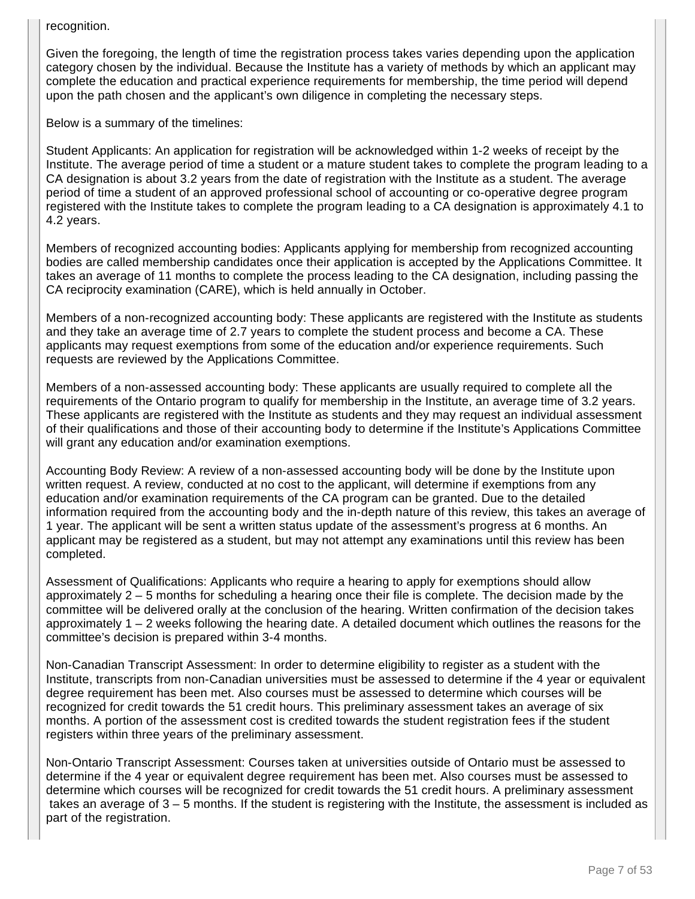recognition.

Given the foregoing, the length of time the registration process takes varies depending upon the application category chosen by the individual. Because the Institute has a variety of methods by which an applicant may complete the education and practical experience requirements for membership, the time period will depend upon the path chosen and the applicant's own diligence in completing the necessary steps.

Below is a summary of the timelines:

Student Applicants: An application for registration will be acknowledged within 1-2 weeks of receipt by the Institute. The average period of time a student or a mature student takes to complete the program leading to a CA designation is about 3.2 years from the date of registration with the Institute as a student. The average period of time a student of an approved professional school of accounting or co-operative degree program registered with the Institute takes to complete the program leading to a CA designation is approximately 4.1 to 4.2 years.

Members of recognized accounting bodies: Applicants applying for membership from recognized accounting bodies are called membership candidates once their application is accepted by the Applications Committee. It takes an average of 11 months to complete the process leading to the CA designation, including passing the CA reciprocity examination (CARE), which is held annually in October.

Members of a non-recognized accounting body: These applicants are registered with the Institute as students and they take an average time of 2.7 years to complete the student process and become a CA. These applicants may request exemptions from some of the education and/or experience requirements. Such requests are reviewed by the Applications Committee.

Members of a non-assessed accounting body: These applicants are usually required to complete all the requirements of the Ontario program to qualify for membership in the Institute, an average time of 3.2 years. These applicants are registered with the Institute as students and they may request an individual assessment of their qualifications and those of their accounting body to determine if the Institute's Applications Committee will grant any education and/or examination exemptions.

Accounting Body Review: A review of a non-assessed accounting body will be done by the Institute upon written request. A review, conducted at no cost to the applicant, will determine if exemptions from any education and/or examination requirements of the CA program can be granted. Due to the detailed information required from the accounting body and the in-depth nature of this review, this takes an average of 1 year. The applicant will be sent a written status update of the assessment's progress at 6 months. An applicant may be registered as a student, but may not attempt any examinations until this review has been completed.

Assessment of Qualifications: Applicants who require a hearing to apply for exemptions should allow approximately 2 – 5 months for scheduling a hearing once their file is complete. The decision made by the committee will be delivered orally at the conclusion of the hearing. Written confirmation of the decision takes approximately 1 – 2 weeks following the hearing date. A detailed document which outlines the reasons for the committee's decision is prepared within 3-4 months.

Non-Canadian Transcript Assessment: In order to determine eligibility to register as a student with the Institute, transcripts from non-Canadian universities must be assessed to determine if the 4 year or equivalent degree requirement has been met. Also courses must be assessed to determine which courses will be recognized for credit towards the 51 credit hours. This preliminary assessment takes an average of six months. A portion of the assessment cost is credited towards the student registration fees if the student registers within three years of the preliminary assessment.

Non-Ontario Transcript Assessment: Courses taken at universities outside of Ontario must be assessed to determine if the 4 year or equivalent degree requirement has been met. Also courses must be assessed to determine which courses will be recognized for credit towards the 51 credit hours. A preliminary assessment takes an average of 3 – 5 months. If the student is registering with the Institute, the assessment is included as part of the registration.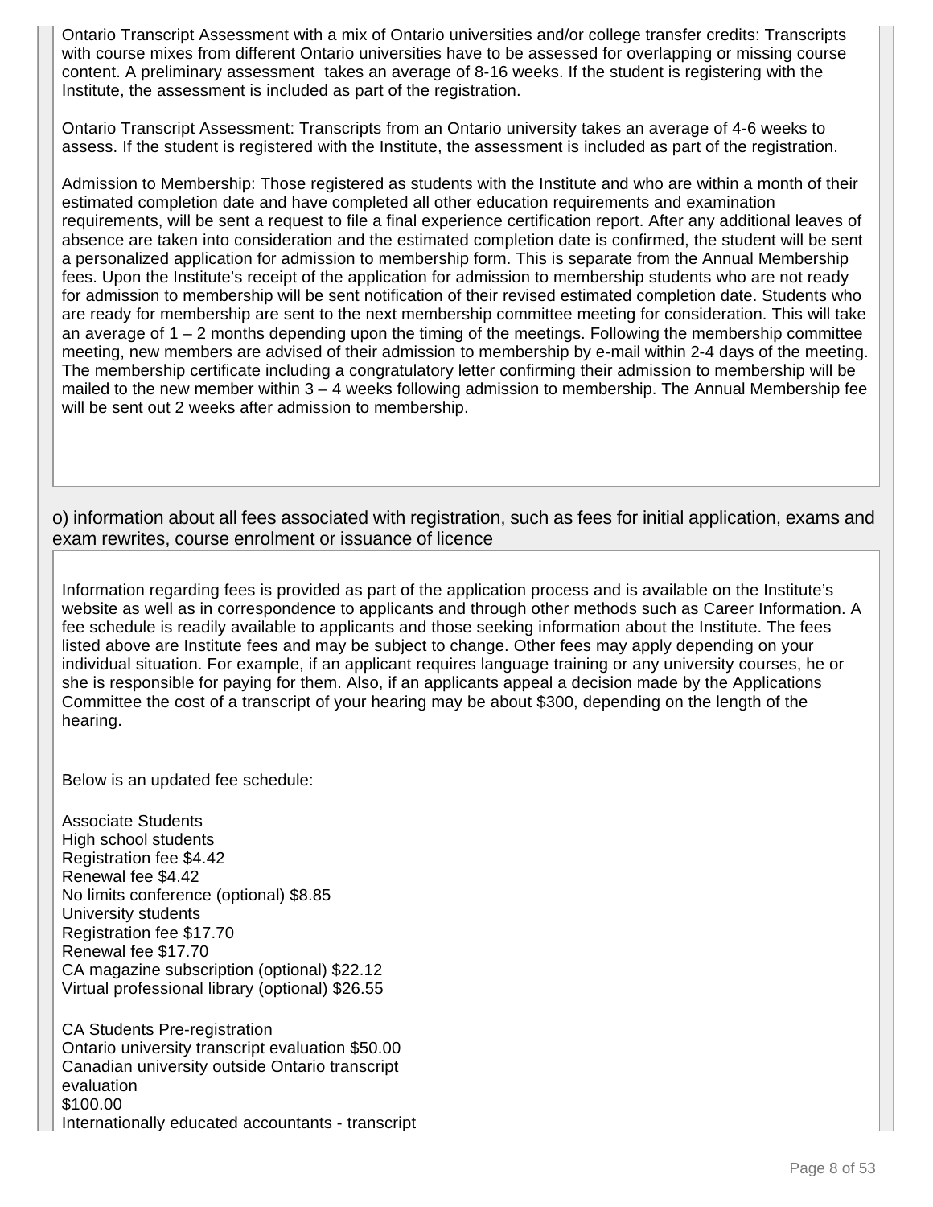Ontario Transcript Assessment with a mix of Ontario universities and/or college transfer credits: Transcripts with course mixes from different Ontario universities have to be assessed for overlapping or missing course content. A preliminary assessment takes an average of 8-16 weeks. If the student is registering with the Institute, the assessment is included as part of the registration.

Ontario Transcript Assessment: Transcripts from an Ontario university takes an average of 4-6 weeks to assess. If the student is registered with the Institute, the assessment is included as part of the registration.

Admission to Membership: Those registered as students with the Institute and who are within a month of their estimated completion date and have completed all other education requirements and examination requirements, will be sent a request to file a final experience certification report. After any additional leaves of absence are taken into consideration and the estimated completion date is confirmed, the student will be sent a personalized application for admission to membership form. This is separate from the Annual Membership fees. Upon the Institute's receipt of the application for admission to membership students who are not ready for admission to membership will be sent notification of their revised estimated completion date. Students who are ready for membership are sent to the next membership committee meeting for consideration. This will take an average of 1 – 2 months depending upon the timing of the meetings. Following the membership committee meeting, new members are advised of their admission to membership by e-mail within 2-4 days of the meeting. The membership certificate including a congratulatory letter confirming their admission to membership will be mailed to the new member within 3 – 4 weeks following admission to membership. The Annual Membership fee will be sent out 2 weeks after admission to membership.

## o) information about all fees associated with registration, such as fees for initial application, exams and exam rewrites, course enrolment or issuance of licence

Information regarding fees is provided as part of the application process and is available on the Institute's website as well as in correspondence to applicants and through other methods such as Career Information. A fee schedule is readily available to applicants and those seeking information about the Institute. The fees listed above are Institute fees and may be subject to change. Other fees may apply depending on your individual situation. For example, if an applicant requires language training or any university courses, he or she is responsible for paying for them. Also, if an applicants appeal a decision made by the Applications Committee the cost of a transcript of your hearing may be about $300, depending on the length of the hearing.

Below is an updated fee schedule:

Associate Students
High school students
Registration fee $4.42
Renewal fee $4.42
No limits conference (optional) $8.85
University students
Registration fee $17.70
Renewal fee $17.70
CA magazine subscription (optional) $22.12
Virtual professional library (optional) $26.55

CA Students Pre-registration
Ontario university transcript evaluation $50.00
Canadian university outside Ontario transcript evaluation
$100.00
Internationally educated accountants - transcript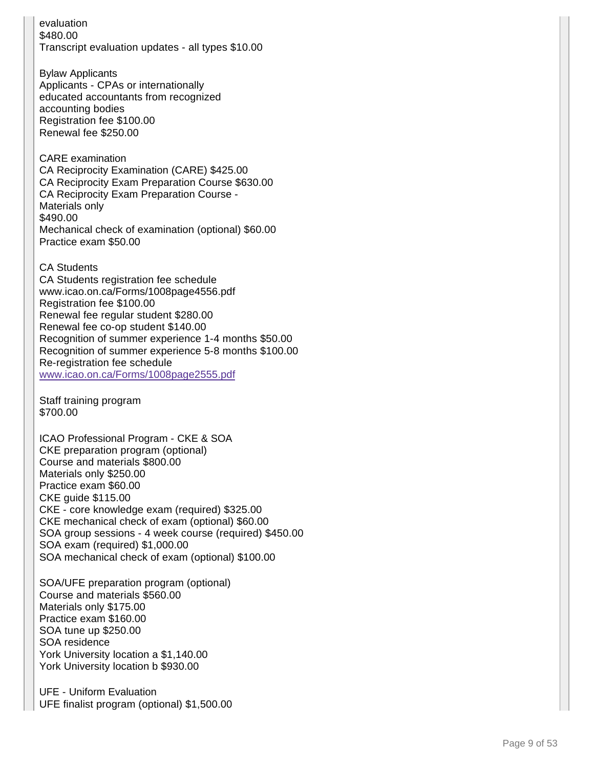evaluation
$480.00
Transcript evaluation updates - all types $10.00

Bylaw Applicants
Applicants - CPAs or internationally educated accountants from recognized accounting bodies
Registration fee $100.00
Renewal fee $250.00

CARE examination
CA Reciprocity Examination (CARE) $425.00
CA Reciprocity Exam Preparation Course $630.00
CA Reciprocity Exam Preparation Course - Materials only
$490.00
Mechanical check of examination (optional) $60.00
Practice exam $50.00

CA Students
CA Students registration fee schedule
www.icao.on.ca/Forms/1008page4556.pdf
Registration fee $100.00
Renewal fee regular student $280.00
Renewal fee co-op student $140.00
Recognition of summer experience 1-4 months $50.00
Recognition of summer experience 5-8 months $100.00
Re-registration fee schedule
www.icao.on.ca/Forms/1008page2555.pdf

Staff training program
$700.00

ICAO Professional Program - CKE & SOA
CKE preparation program (optional)
Course and materials $800.00
Materials only $250.00
Practice exam $60.00
CKE guide $115.00
CKE - core knowledge exam (required) $325.00
CKE mechanical check of exam (optional) $60.00
SOA group sessions - 4 week course (required) $450.00
SOA exam (required) $1,000.00
SOA mechanical check of exam (optional) $100.00

SOA/UFE preparation program (optional)
Course and materials $560.00
Materials only $175.00
Practice exam $160.00
SOA tune up $250.00
SOA residence
York University location a $1,140.00
York University location b $930.00

UFE - Uniform Evaluation
UFE finalist program (optional) $1,500.00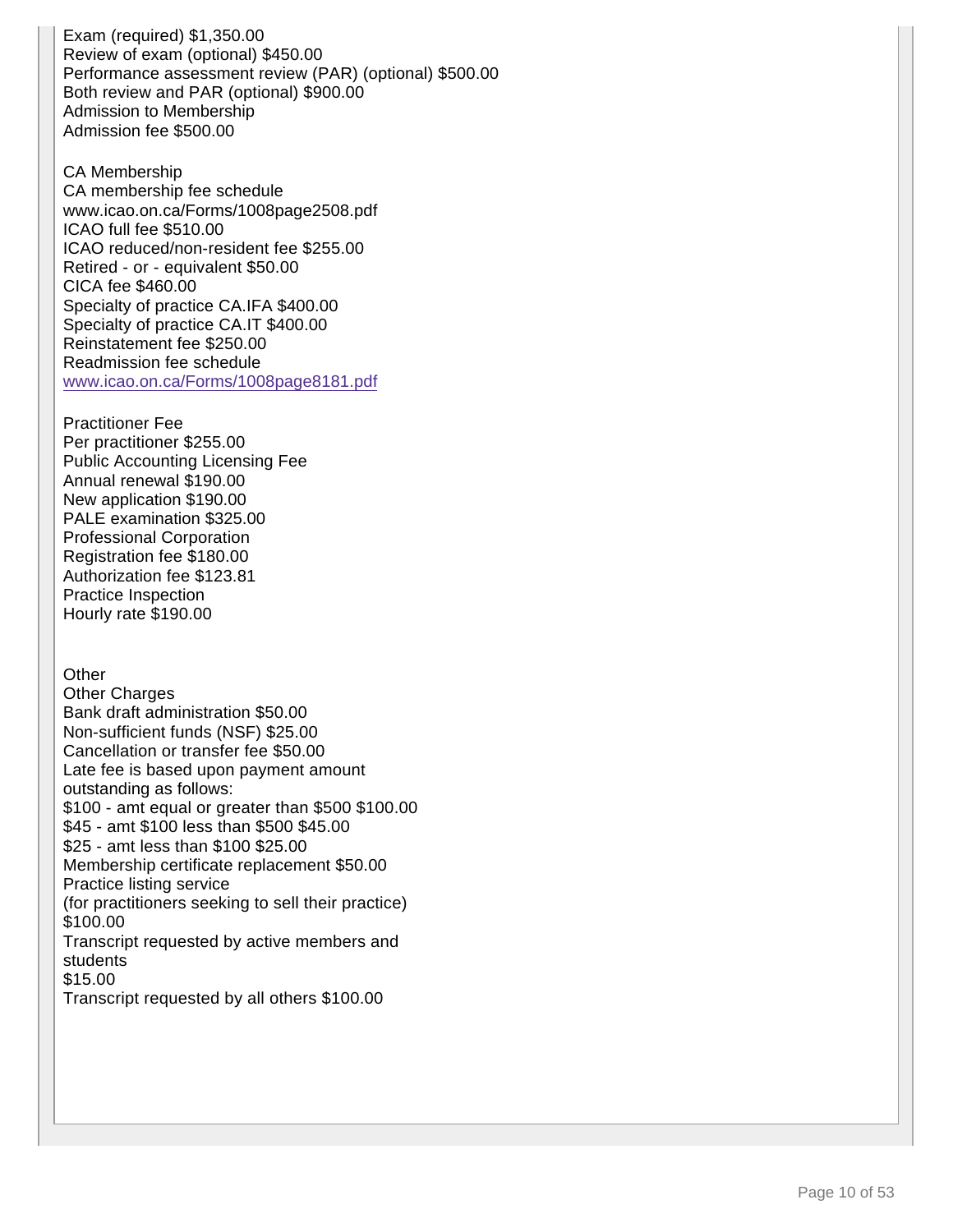Exam (required) $1,350.00
Review of exam (optional) $450.00
Performance assessment review (PAR) (optional) $500.00
Both review and PAR (optional) $900.00
Admission to Membership
Admission fee $500.00

CA Membership
CA membership fee schedule
www.icao.on.ca/Forms/1008page2508.pdf
ICAO full fee $510.00
ICAO reduced/non-resident fee $255.00
Retired - or - equivalent $50.00
CICA fee $460.00
Specialty of practice CA.IFA $400.00
Specialty of practice CA.IT $400.00
Reinstatement fee $250.00
Readmission fee schedule
www.icao.on.ca/Forms/1008page8181.pdf

Practitioner Fee
Per practitioner $255.00
Public Accounting Licensing Fee
Annual renewal $190.00
New application $190.00
PALE examination $325.00
Professional Corporation
Registration fee $180.00
Authorization fee $123.81
Practice Inspection
Hourly rate $190.00

Other
Other Charges
Bank draft administration $50.00
Non-sufficient funds (NSF) $25.00
Cancellation or transfer fee $50.00
Late fee is based upon payment amount outstanding as follows:
$100 - amt equal or greater than $500 $100.00
$45 - amt $100 less than $500 $45.00
$25 - amt less than $100 $25.00
Membership certificate replacement $50.00
Practice listing service
(for practitioners seeking to sell their practice)
$100.00
Transcript requested by active members and students
$15.00
Transcript requested by all others $100.00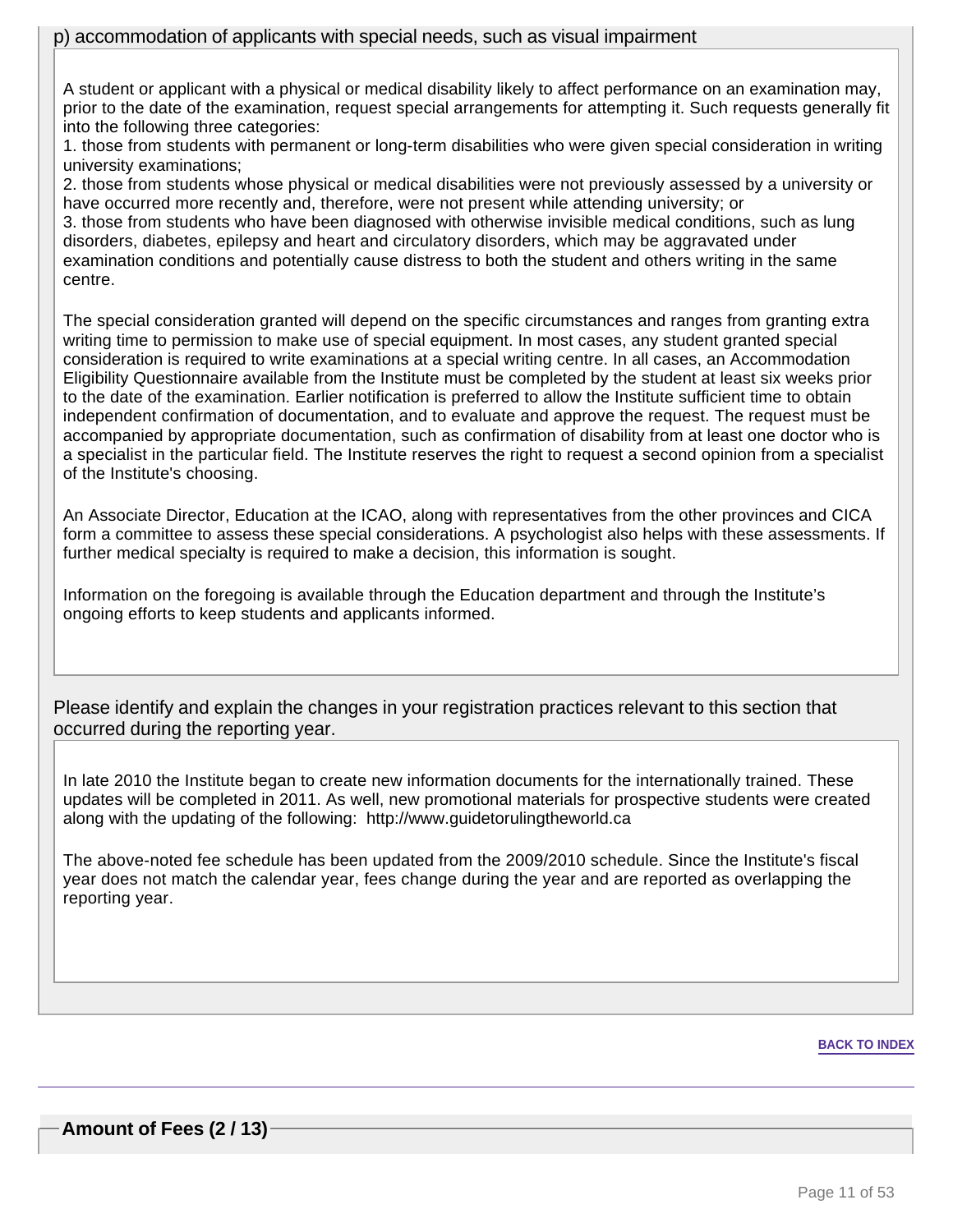p) accommodation of applicants with special needs, such as visual impairment

A student or applicant with a physical or medical disability likely to affect performance on an examination may, prior to the date of the examination, request special arrangements for attempting it. Such requests generally fit into the following three categories:

1. those from students with permanent or long-term disabilities who were given special consideration in writing university examinations;
2. those from students whose physical or medical disabilities were not previously assessed by a university or have occurred more recently and, therefore, were not present while attending university; or
3. those from students who have been diagnosed with otherwise invisible medical conditions, such as lung disorders, diabetes, epilepsy and heart and circulatory disorders, which may be aggravated under examination conditions and potentially cause distress to both the student and others writing in the same centre.

The special consideration granted will depend on the specific circumstances and ranges from granting extra writing time to permission to make use of special equipment. In most cases, any student granted special consideration is required to write examinations at a special writing centre. In all cases, an Accommodation Eligibility Questionnaire available from the Institute must be completed by the student at least six weeks prior to the date of the examination. Earlier notification is preferred to allow the Institute sufficient time to obtain independent confirmation of documentation, and to evaluate and approve the request. The request must be accompanied by appropriate documentation, such as confirmation of disability from at least one doctor who is a specialist in the particular field. The Institute reserves the right to request a second opinion from a specialist of the Institute's choosing.

An Associate Director, Education at the ICAO, along with representatives from the other provinces and CICA form a committee to assess these special considerations. A psychologist also helps with these assessments. If further medical specialty is required to make a decision, this information is sought.

Information on the foregoing is available through the Education department and through the Institute’s ongoing efforts to keep students and applicants informed.

Please identify and explain the changes in your registration practices relevant to this section that occurred during the reporting year.

In late 2010 the Institute began to create new information documents for the internationally trained. These updates will be completed in 2011. As well, new promotional materials for prospective students were created along with the updating of the following: http://www.guidetorulingtheworld.ca

The above-noted fee schedule has been updated from the 2009/2010 schedule. Since the Institute's fiscal year does not match the calendar year, fees change during the year and are reported as overlapping the reporting year.

BACK TO INDEX

## Amount of Fees (2 / 13)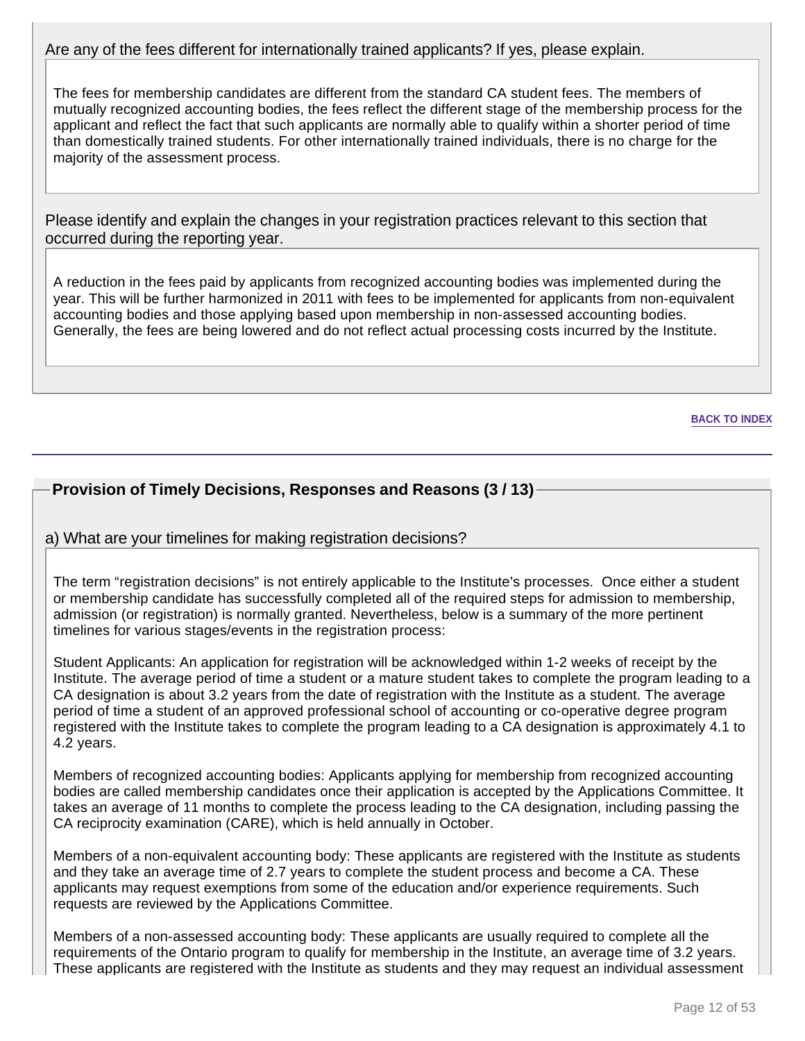Are any of the fees different for internationally trained applicants? If yes, please explain.

The fees for membership candidates are different from the standard CA student fees. The members of mutually recognized accounting bodies, the fees reflect the different stage of the membership process for the applicant and reflect the fact that such applicants are normally able to qualify within a shorter period of time than domestically trained students. For other internationally trained individuals, there is no charge for the majority of the assessment process.

Please identify and explain the changes in your registration practices relevant to this section that occurred during the reporting year.

A reduction in the fees paid by applicants from recognized accounting bodies was implemented during the year. This will be further harmonized in 2011 with fees to be implemented for applicants from non-equivalent accounting bodies and those applying based upon membership in non-assessed accounting bodies. Generally, the fees are being lowered and do not reflect actual processing costs incurred by the Institute.

BACK TO INDEX

## Provision of Timely Decisions, Responses and Reasons (3 / 13)

a) What are your timelines for making registration decisions?

The term "registration decisions" is not entirely applicable to the Institute's processes. Once either a student or membership candidate has successfully completed all of the required steps for admission to membership, admission (or registration) is normally granted. Nevertheless, below is a summary of the more pertinent timelines for various stages/events in the registration process:

Student Applicants: An application for registration will be acknowledged within 1-2 weeks of receipt by the Institute. The average period of time a student or a mature student takes to complete the program leading to a CA designation is about 3.2 years from the date of registration with the Institute as a student. The average period of time a student of an approved professional school of accounting or co-operative degree program registered with the Institute takes to complete the program leading to a CA designation is approximately 4.1 to 4.2 years.

Members of recognized accounting bodies: Applicants applying for membership from recognized accounting bodies are called membership candidates once their application is accepted by the Applications Committee. It takes an average of 11 months to complete the process leading to the CA designation, including passing the CA reciprocity examination (CARE), which is held annually in October.

Members of a non-equivalent accounting body: These applicants are registered with the Institute as students and they take an average time of 2.7 years to complete the student process and become a CA. These applicants may request exemptions from some of the education and/or experience requirements. Such requests are reviewed by the Applications Committee.

Members of a non-assessed accounting body: These applicants are usually required to complete all the requirements of the Ontario program to qualify for membership in the Institute, an average time of 3.2 years. These applicants are registered with the Institute as students and they may request an individual assessment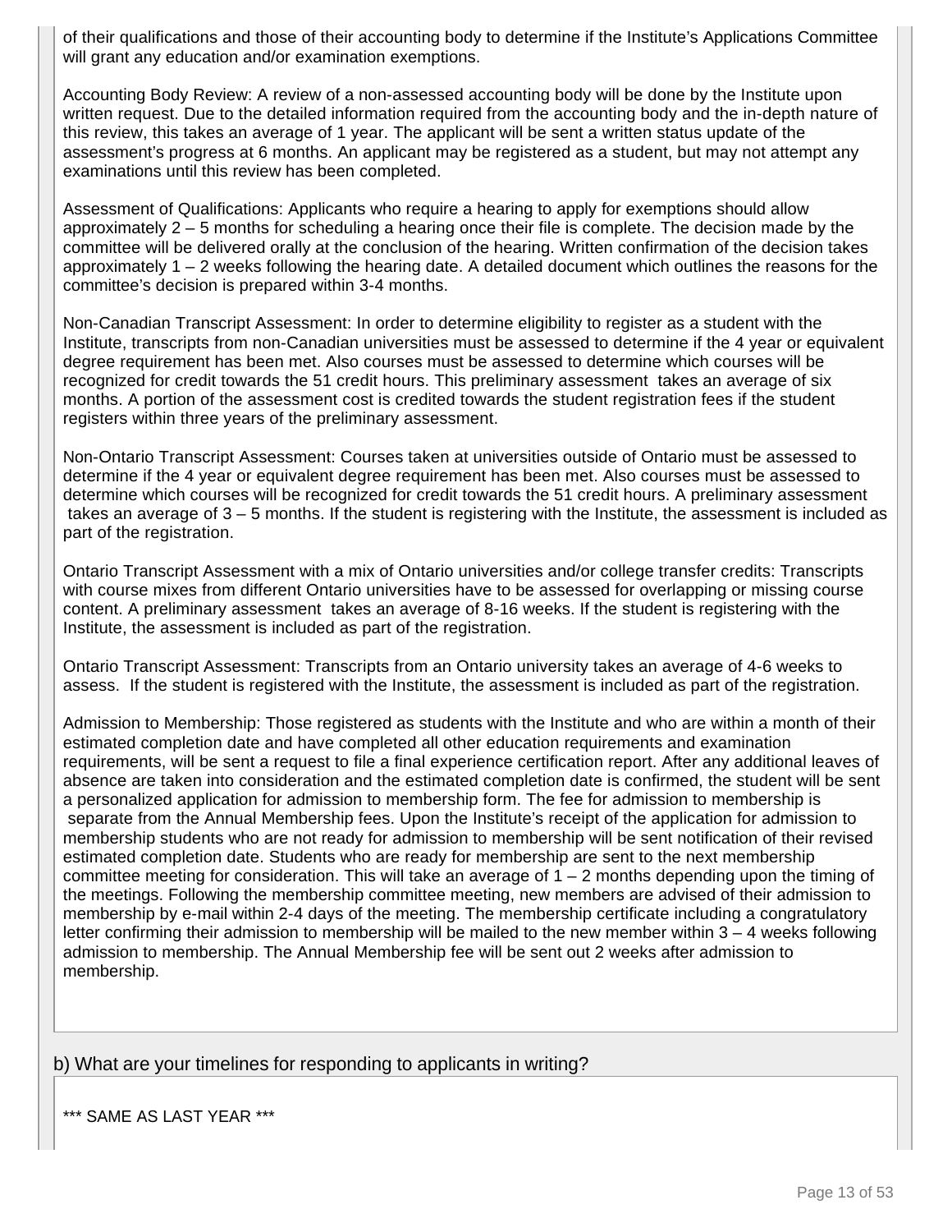of their qualifications and those of their accounting body to determine if the Institute's Applications Committee will grant any education and/or examination exemptions.

Accounting Body Review: A review of a non-assessed accounting body will be done by the Institute upon written request. Due to the detailed information required from the accounting body and the in-depth nature of this review, this takes an average of 1 year. The applicant will be sent a written status update of the assessment's progress at 6 months. An applicant may be registered as a student, but may not attempt any examinations until this review has been completed.

Assessment of Qualifications: Applicants who require a hearing to apply for exemptions should allow approximately 2 – 5 months for scheduling a hearing once their file is complete. The decision made by the committee will be delivered orally at the conclusion of the hearing. Written confirmation of the decision takes approximately 1 – 2 weeks following the hearing date. A detailed document which outlines the reasons for the committee's decision is prepared within 3-4 months.

Non-Canadian Transcript Assessment: In order to determine eligibility to register as a student with the Institute, transcripts from non-Canadian universities must be assessed to determine if the 4 year or equivalent degree requirement has been met. Also courses must be assessed to determine which courses will be recognized for credit towards the 51 credit hours. This preliminary assessment takes an average of six months. A portion of the assessment cost is credited towards the student registration fees if the student registers within three years of the preliminary assessment.

Non-Ontario Transcript Assessment: Courses taken at universities outside of Ontario must be assessed to determine if the 4 year or equivalent degree requirement has been met. Also courses must be assessed to determine which courses will be recognized for credit towards the 51 credit hours. A preliminary assessment takes an average of 3 – 5 months. If the student is registering with the Institute, the assessment is included as part of the registration.

Ontario Transcript Assessment with a mix of Ontario universities and/or college transfer credits: Transcripts with course mixes from different Ontario universities have to be assessed for overlapping or missing course content. A preliminary assessment takes an average of 8-16 weeks. If the student is registering with the Institute, the assessment is included as part of the registration.

Ontario Transcript Assessment: Transcripts from an Ontario university takes an average of 4-6 weeks to assess. If the student is registered with the Institute, the assessment is included as part of the registration.

Admission to Membership: Those registered as students with the Institute and who are within a month of their estimated completion date and have completed all other education requirements and examination requirements, will be sent a request to file a final experience certification report. After any additional leaves of absence are taken into consideration and the estimated completion date is confirmed, the student will be sent a personalized application for admission to membership form. The fee for admission to membership is separate from the Annual Membership fees. Upon the Institute's receipt of the application for admission to membership students who are not ready for admission to membership will be sent notification of their revised estimated completion date. Students who are ready for membership are sent to the next membership committee meeting for consideration. This will take an average of 1 – 2 months depending upon the timing of the meetings. Following the membership committee meeting, new members are advised of their admission to membership by e-mail within 2-4 days of the meeting. The membership certificate including a congratulatory letter confirming their admission to membership will be mailed to the new member within 3 – 4 weeks following admission to membership. The Annual Membership fee will be sent out 2 weeks after admission to membership.

b) What are your timelines for responding to applicants in writing?

*** SAME AS LAST YEAR ***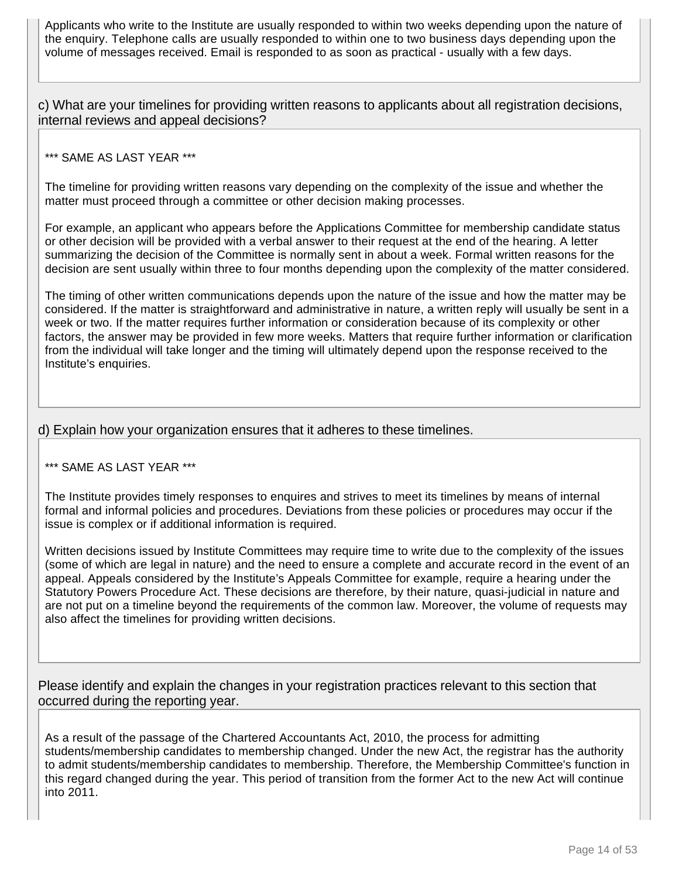Applicants who write to the Institute are usually responded to within two weeks depending upon the nature of the enquiry. Telephone calls are usually responded to within one to two business days depending upon the volume of messages received. Email is responded to as soon as practical - usually with a few days.

c) What are your timelines for providing written reasons to applicants about all registration decisions, internal reviews and appeal decisions?

*** SAME AS LAST YEAR ***

The timeline for providing written reasons vary depending on the complexity of the issue and whether the matter must proceed through a committee or other decision making processes.

For example, an applicant who appears before the Applications Committee for membership candidate status or other decision will be provided with a verbal answer to their request at the end of the hearing. A letter summarizing the decision of the Committee is normally sent in about a week. Formal written reasons for the decision are sent usually within three to four months depending upon the complexity of the matter considered.

The timing of other written communications depends upon the nature of the issue and how the matter may be considered. If the matter is straightforward and administrative in nature, a written reply will usually be sent in a week or two. If the matter requires further information or consideration because of its complexity or other factors, the answer may be provided in few more weeks. Matters that require further information or clarification from the individual will take longer and the timing will ultimately depend upon the response received to the Institute's enquiries.

d) Explain how your organization ensures that it adheres to these timelines.

*** SAME AS LAST YEAR ***

The Institute provides timely responses to enquires and strives to meet its timelines by means of internal formal and informal policies and procedures. Deviations from these policies or procedures may occur if the issue is complex or if additional information is required.

Written decisions issued by Institute Committees may require time to write due to the complexity of the issues (some of which are legal in nature) and the need to ensure a complete and accurate record in the event of an appeal. Appeals considered by the Institute's Appeals Committee for example, require a hearing under the Statutory Powers Procedure Act. These decisions are therefore, by their nature, quasi-judicial in nature and are not put on a timeline beyond the requirements of the common law. Moreover, the volume of requests may also affect the timelines for providing written decisions.

Please identify and explain the changes in your registration practices relevant to this section that occurred during the reporting year.

As a result of the passage of the Chartered Accountants Act, 2010, the process for admitting students/membership candidates to membership changed. Under the new Act, the registrar has the authority to admit students/membership candidates to membership. Therefore, the Membership Committee's function in this regard changed during the year. This period of transition from the former Act to the new Act will continue into 2011.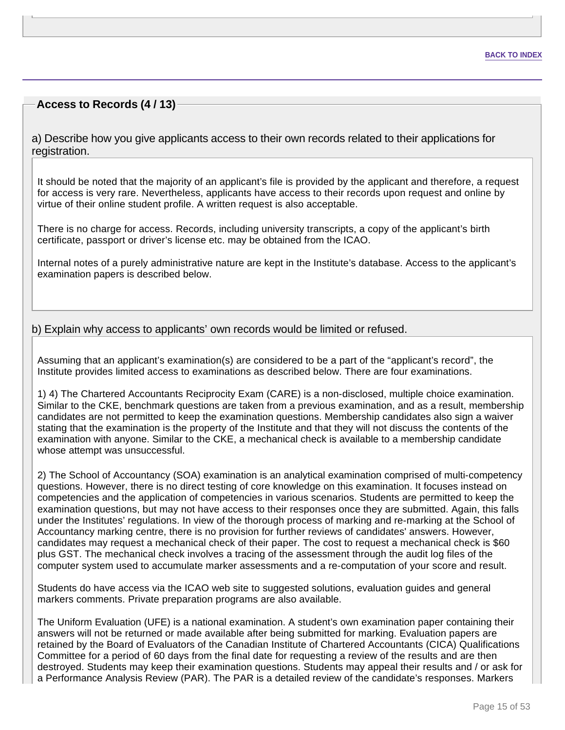BACK TO INDEX

## Access to Records (4 / 13)

a) Describe how you give applicants access to their own records related to their applications for registration.

It should be noted that the majority of an applicant's file is provided by the applicant and therefore, a request for access is very rare. Nevertheless, applicants have access to their records upon request and online by virtue of their online student profile. A written request is also acceptable.

There is no charge for access. Records, including university transcripts, a copy of the applicant's birth certificate, passport or driver's license etc. may be obtained from the ICAO.

Internal notes of a purely administrative nature are kept in the Institute's database. Access to the applicant's examination papers is described below.

b) Explain why access to applicants' own records would be limited or refused.

Assuming that an applicant's examination(s) are considered to be a part of the "applicant's record", the Institute provides limited access to examinations as described below. There are four examinations.

1) 4) The Chartered Accountants Reciprocity Exam (CARE) is a non-disclosed, multiple choice examination. Similar to the CKE, benchmark questions are taken from a previous examination, and as a result, membership candidates are not permitted to keep the examination questions. Membership candidates also sign a waiver stating that the examination is the property of the Institute and that they will not discuss the contents of the examination with anyone. Similar to the CKE, a mechanical check is available to a membership candidate whose attempt was unsuccessful.

2) The School of Accountancy (SOA) examination is an analytical examination comprised of multi-competency questions. However, there is no direct testing of core knowledge on this examination. It focuses instead on competencies and the application of competencies in various scenarios. Students are permitted to keep the examination questions, but may not have access to their responses once they are submitted. Again, this falls under the Institutes' regulations. In view of the thorough process of marking and re-marking at the School of Accountancy marking centre, there is no provision for further reviews of candidates' answers. However, candidates may request a mechanical check of their paper. The cost to request a mechanical check is $60 plus GST. The mechanical check involves a tracing of the assessment through the audit log files of the computer system used to accumulate marker assessments and a re-computation of your score and result.

Students do have access via the ICAO web site to suggested solutions, evaluation guides and general markers comments. Private preparation programs are also available.

The Uniform Evaluation (UFE) is a national examination. A student's own examination paper containing their answers will not be returned or made available after being submitted for marking. Evaluation papers are retained by the Board of Evaluators of the Canadian Institute of Chartered Accountants (CICA) Qualifications Committee for a period of 60 days from the final date for requesting a review of the results and are then destroyed. Students may keep their examination questions. Students may appeal their results and / or ask for a Performance Analysis Review (PAR). The PAR is a detailed review of the candidate's responses. Markers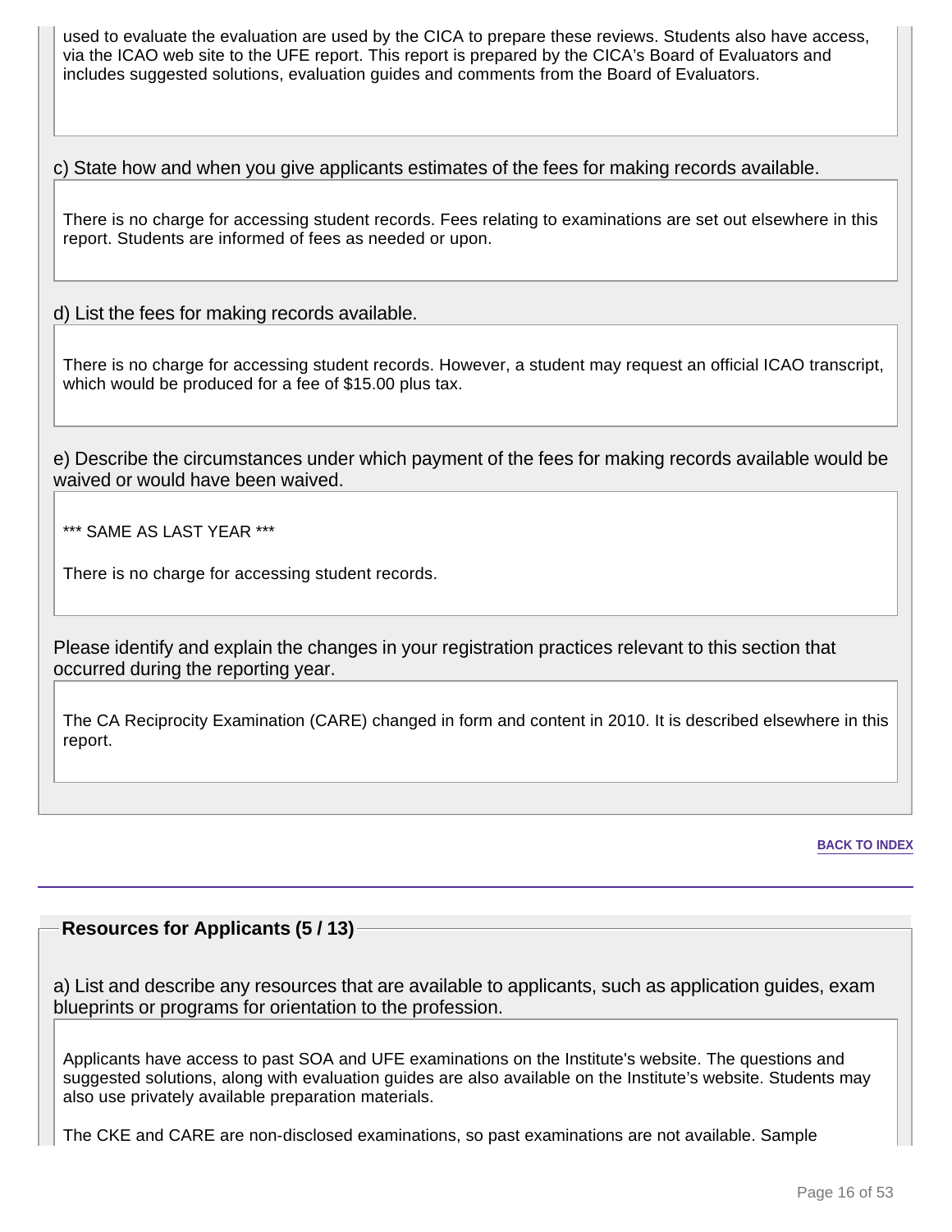used to evaluate the evaluation are used by the CICA to prepare these reviews. Students also have access, via the ICAO web site to the UFE report. This report is prepared by the CICA's Board of Evaluators and includes suggested solutions, evaluation guides and comments from the Board of Evaluators.

c) State how and when you give applicants estimates of the fees for making records available.

There is no charge for accessing student records. Fees relating to examinations are set out elsewhere in this report. Students are informed of fees as needed or upon.

d) List the fees for making records available.

There is no charge for accessing student records. However, a student may request an official ICAO transcript, which would be produced for a fee of $15.00 plus tax.

e) Describe the circumstances under which payment of the fees for making records available would be waived or would have been waived.

*** SAME AS LAST YEAR ***

There is no charge for accessing student records.

Please identify and explain the changes in your registration practices relevant to this section that occurred during the reporting year.

The CA Reciprocity Examination (CARE) changed in form and content in 2010. It is described elsewhere in this report.

BACK TO INDEX

## Resources for Applicants (5 / 13)

a) List and describe any resources that are available to applicants, such as application guides, exam blueprints or programs for orientation to the profession.

Applicants have access to past SOA and UFE examinations on the Institute's website. The questions and suggested solutions, along with evaluation guides are also available on the Institute's website. Students may also use privately available preparation materials.

The CKE and CARE are non-disclosed examinations, so past examinations are not available. Sample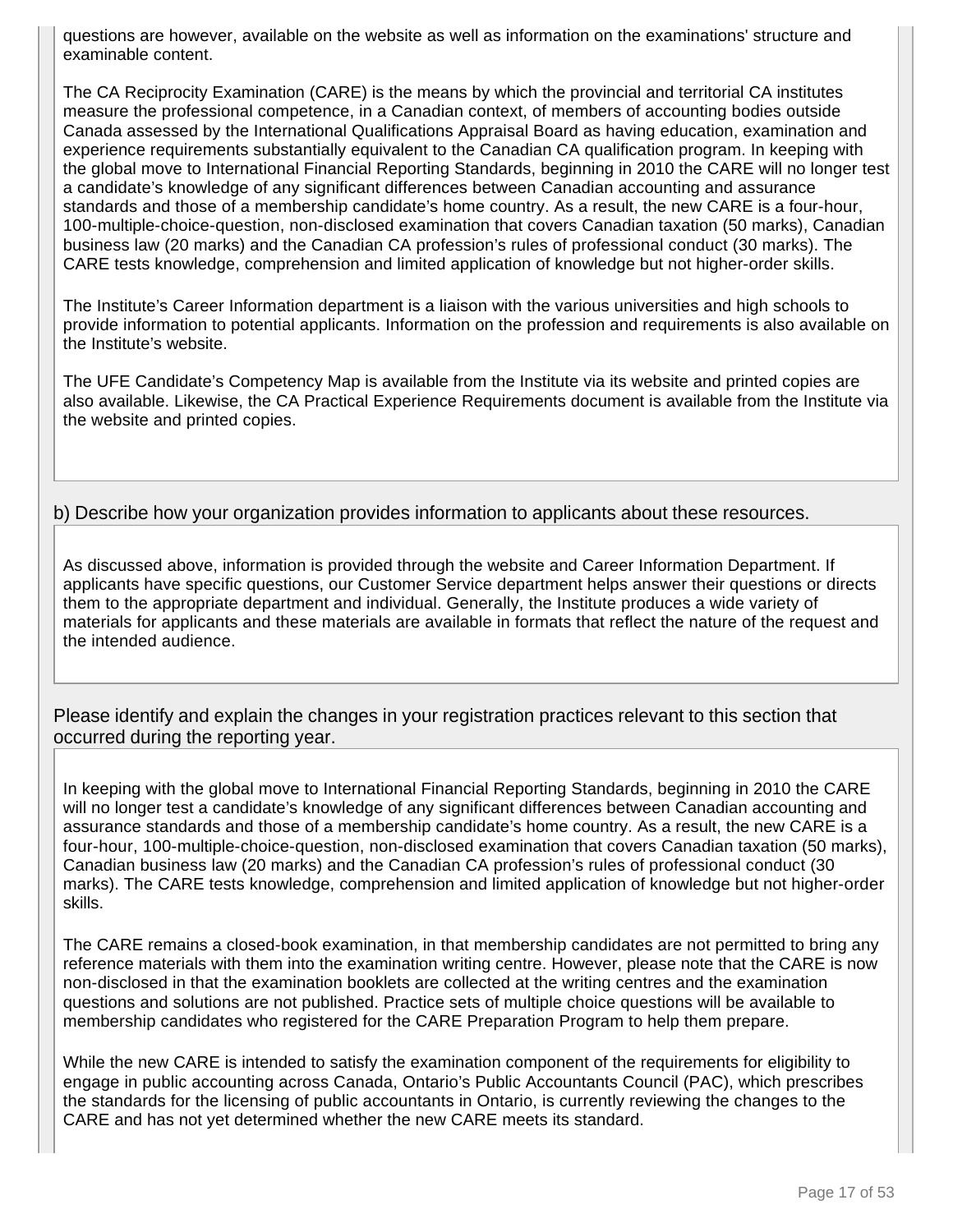questions are however, available on the website as well as information on the examinations' structure and examinable content.

The CA Reciprocity Examination (CARE) is the means by which the provincial and territorial CA institutes measure the professional competence, in a Canadian context, of members of accounting bodies outside Canada assessed by the International Qualifications Appraisal Board as having education, examination and experience requirements substantially equivalent to the Canadian CA qualification program. In keeping with the global move to International Financial Reporting Standards, beginning in 2010 the CARE will no longer test a candidate's knowledge of any significant differences between Canadian accounting and assurance standards and those of a membership candidate's home country. As a result, the new CARE is a four-hour, 100-multiple-choice-question, non-disclosed examination that covers Canadian taxation (50 marks), Canadian business law (20 marks) and the Canadian CA profession's rules of professional conduct (30 marks). The CARE tests knowledge, comprehension and limited application of knowledge but not higher-order skills.

The Institute's Career Information department is a liaison with the various universities and high schools to provide information to potential applicants. Information on the profession and requirements is also available on the Institute's website.

The UFE Candidate's Competency Map is available from the Institute via its website and printed copies are also available. Likewise, the CA Practical Experience Requirements document is available from the Institute via the website and printed copies.

b) Describe how your organization provides information to applicants about these resources.

As discussed above, information is provided through the website and Career Information Department. If applicants have specific questions, our Customer Service department helps answer their questions or directs them to the appropriate department and individual. Generally, the Institute produces a wide variety of materials for applicants and these materials are available in formats that reflect the nature of the request and the intended audience.

Please identify and explain the changes in your registration practices relevant to this section that occurred during the reporting year.

In keeping with the global move to International Financial Reporting Standards, beginning in 2010 the CARE will no longer test a candidate's knowledge of any significant differences between Canadian accounting and assurance standards and those of a membership candidate's home country. As a result, the new CARE is a four-hour, 100-multiple-choice-question, non-disclosed examination that covers Canadian taxation (50 marks), Canadian business law (20 marks) and the Canadian CA profession's rules of professional conduct (30 marks). The CARE tests knowledge, comprehension and limited application of knowledge but not higher-order skills.

The CARE remains a closed-book examination, in that membership candidates are not permitted to bring any reference materials with them into the examination writing centre. However, please note that the CARE is now non-disclosed in that the examination booklets are collected at the writing centres and the examination questions and solutions are not published. Practice sets of multiple choice questions will be available to membership candidates who registered for the CARE Preparation Program to help them prepare.

While the new CARE is intended to satisfy the examination component of the requirements for eligibility to engage in public accounting across Canada, Ontario's Public Accountants Council (PAC), which prescribes the standards for the licensing of public accountants in Ontario, is currently reviewing the changes to the CARE and has not yet determined whether the new CARE meets its standard.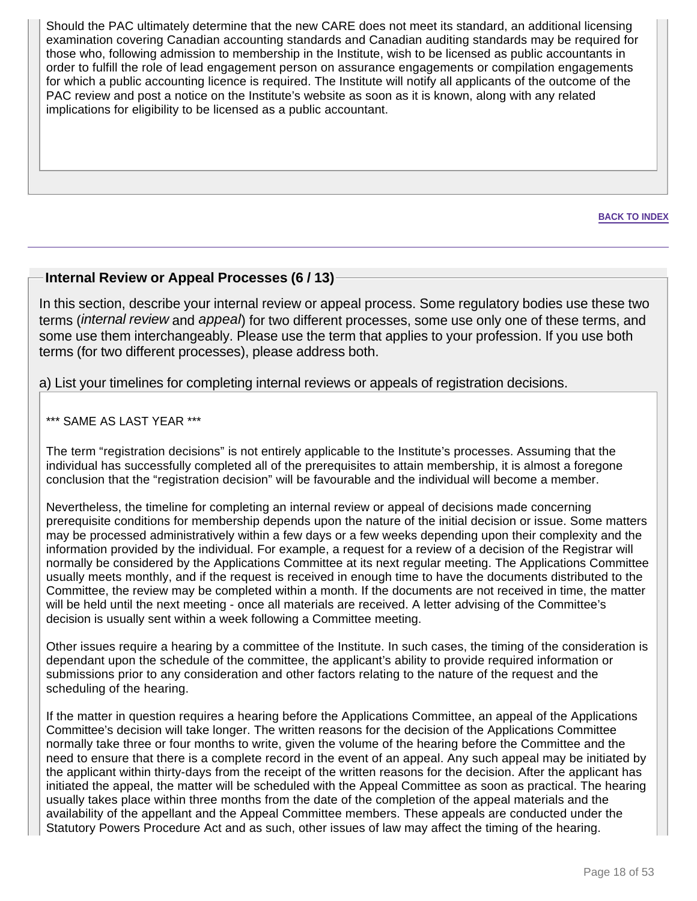Should the PAC ultimately determine that the new CARE does not meet its standard, an additional licensing examination covering Canadian accounting standards and Canadian auditing standards may be required for those who, following admission to membership in the Institute, wish to be licensed as public accountants in order to fulfill the role of lead engagement person on assurance engagements or compilation engagements for which a public accounting licence is required. The Institute will notify all applicants of the outcome of the PAC review and post a notice on the Institute's website as soon as it is known, along with any related implications for eligibility to be licensed as a public accountant.

**BACK TO INDEX**

## Internal Review or Appeal Processes (6 / 13)

In this section, describe your internal review or appeal process. Some regulatory bodies use these two terms (*internal review* and *appeal*) for two different processes, some use only one of these terms, and some use them interchangeably. Please use the term that applies to your profession. If you use both terms (for two different processes), please address both.

a) List your timelines for completing internal reviews or appeals of registration decisions.

*** SAME AS LAST YEAR ***

The term "registration decisions" is not entirely applicable to the Institute's processes. Assuming that the individual has successfully completed all of the prerequisites to attain membership, it is almost a foregone conclusion that the "registration decision" will be favourable and the individual will become a member.

Nevertheless, the timeline for completing an internal review or appeal of decisions made concerning prerequisite conditions for membership depends upon the nature of the initial decision or issue. Some matters may be processed administratively within a few days or a few weeks depending upon their complexity and the information provided by the individual. For example, a request for a review of a decision of the Registrar will normally be considered by the Applications Committee at its next regular meeting. The Applications Committee usually meets monthly, and if the request is received in enough time to have the documents distributed to the Committee, the review may be completed within a month. If the documents are not received in time, the matter will be held until the next meeting - once all materials are received. A letter advising of the Committee's decision is usually sent within a week following a Committee meeting.

Other issues require a hearing by a committee of the Institute. In such cases, the timing of the consideration is dependant upon the schedule of the committee, the applicant's ability to provide required information or submissions prior to any consideration and other factors relating to the nature of the request and the scheduling of the hearing.

If the matter in question requires a hearing before the Applications Committee, an appeal of the Applications Committee's decision will take longer. The written reasons for the decision of the Applications Committee normally take three or four months to write, given the volume of the hearing before the Committee and the need to ensure that there is a complete record in the event of an appeal. Any such appeal may be initiated by the applicant within thirty-days from the receipt of the written reasons for the decision. After the applicant has initiated the appeal, the matter will be scheduled with the Appeal Committee as soon as practical. The hearing usually takes place within three months from the date of the completion of the appeal materials and the availability of the appellant and the Appeal Committee members. These appeals are conducted under the Statutory Powers Procedure Act and as such, other issues of law may affect the timing of the hearing.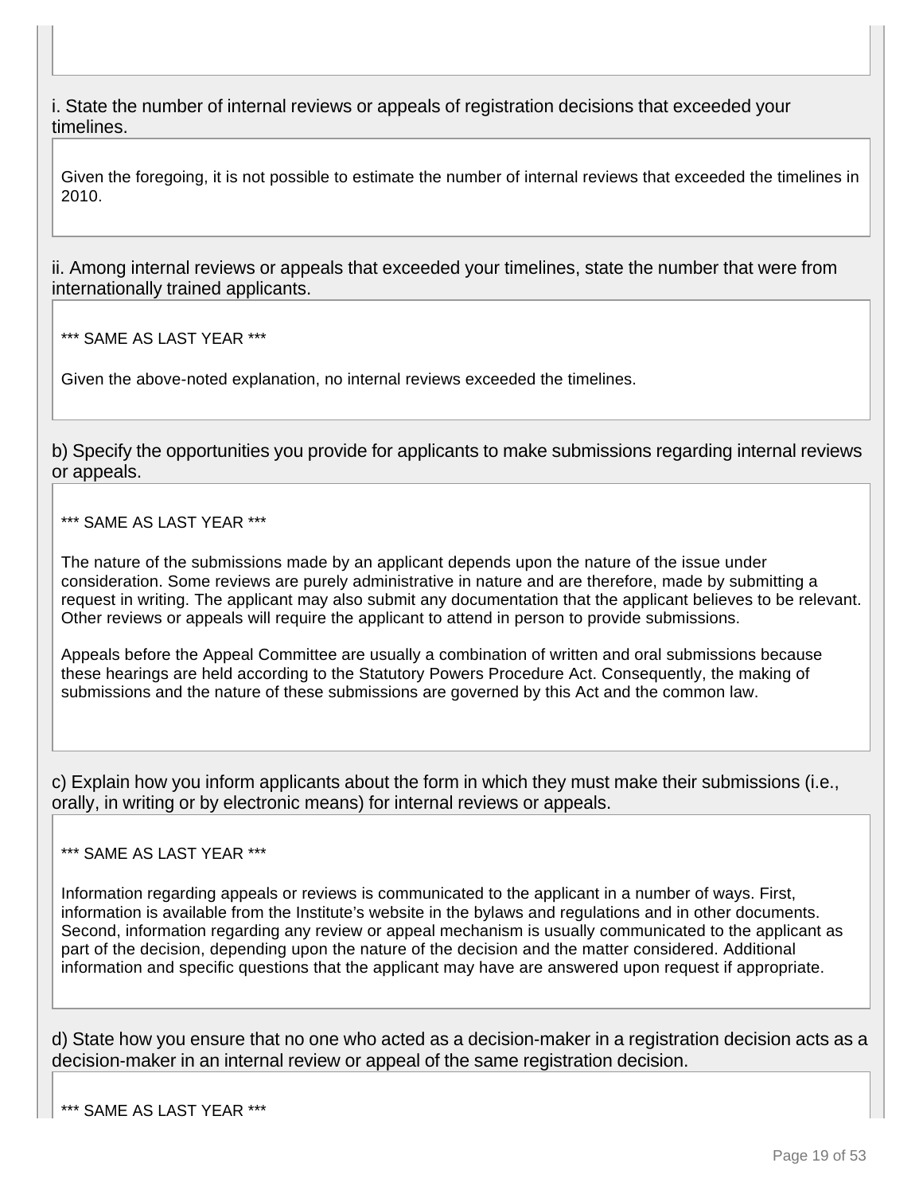i. State the number of internal reviews or appeals of registration decisions that exceeded your timelines.

Given the foregoing, it is not possible to estimate the number of internal reviews that exceeded the timelines in 2010.

ii. Among internal reviews or appeals that exceeded your timelines, state the number that were from internationally trained applicants.

*** SAME AS LAST YEAR ***

Given the above-noted explanation, no internal reviews exceeded the timelines.

b) Specify the opportunities you provide for applicants to make submissions regarding internal reviews or appeals.

*** SAME AS LAST YEAR ***

The nature of the submissions made by an applicant depends upon the nature of the issue under consideration. Some reviews are purely administrative in nature and are therefore, made by submitting a request in writing. The applicant may also submit any documentation that the applicant believes to be relevant. Other reviews or appeals will require the applicant to attend in person to provide submissions.

Appeals before the Appeal Committee are usually a combination of written and oral submissions because these hearings are held according to the Statutory Powers Procedure Act. Consequently, the making of submissions and the nature of these submissions are governed by this Act and the common law.

c) Explain how you inform applicants about the form in which they must make their submissions (i.e., orally, in writing or by electronic means) for internal reviews or appeals.

*** SAME AS LAST YEAR ***

Information regarding appeals or reviews is communicated to the applicant in a number of ways. First, information is available from the Institute's website in the bylaws and regulations and in other documents. Second, information regarding any review or appeal mechanism is usually communicated to the applicant as part of the decision, depending upon the nature of the decision and the matter considered. Additional information and specific questions that the applicant may have are answered upon request if appropriate.

d) State how you ensure that no one who acted as a decision-maker in a registration decision acts as a decision-maker in an internal review or appeal of the same registration decision.

*** SAME AS LAST YEAR ***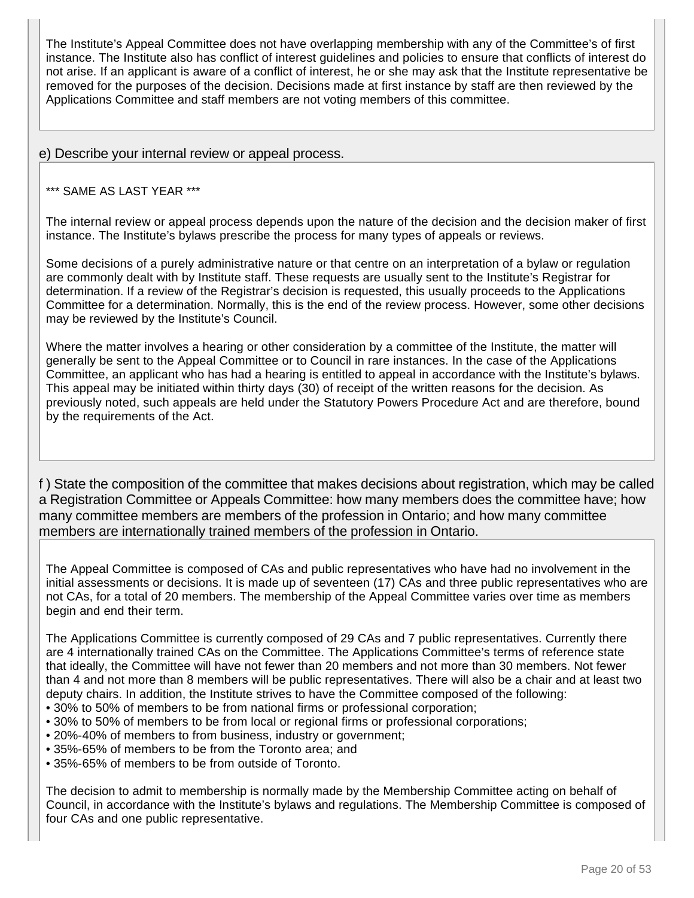The Institute's Appeal Committee does not have overlapping membership with any of the Committee's of first instance. The Institute also has conflict of interest guidelines and policies to ensure that conflicts of interest do not arise. If an applicant is aware of a conflict of interest, he or she may ask that the Institute representative be removed for the purposes of the decision. Decisions made at first instance by staff are then reviewed by the Applications Committee and staff members are not voting members of this committee.

## e) Describe your internal review or appeal process.

*** SAME AS LAST YEAR ***

The internal review or appeal process depends upon the nature of the decision and the decision maker of first instance. The Institute's bylaws prescribe the process for many types of appeals or reviews.

Some decisions of a purely administrative nature or that centre on an interpretation of a bylaw or regulation are commonly dealt with by Institute staff. These requests are usually sent to the Institute's Registrar for determination. If a review of the Registrar's decision is requested, this usually proceeds to the Applications Committee for a determination. Normally, this is the end of the review process. However, some other decisions may be reviewed by the Institute's Council.

Where the matter involves a hearing or other consideration by a committee of the Institute, the matter will generally be sent to the Appeal Committee or to Council in rare instances. In the case of the Applications Committee, an applicant who has had a hearing is entitled to appeal in accordance with the Institute's bylaws. This appeal may be initiated within thirty days (30) of receipt of the written reasons for the decision. As previously noted, such appeals are held under the Statutory Powers Procedure Act and are therefore, bound by the requirements of the Act.

## f ) State the composition of the committee that makes decisions about registration, which may be called a Registration Committee or Appeals Committee: how many members does the committee have; how many committee members are members of the profession in Ontario; and how many committee members are internationally trained members of the profession in Ontario.

The Appeal Committee is composed of CAs and public representatives who have had no involvement in the initial assessments or decisions. It is made up of seventeen (17) CAs and three public representatives who are not CAs, for a total of 20 members. The membership of the Appeal Committee varies over time as members begin and end their term.

The Applications Committee is currently composed of 29 CAs and 7 public representatives. Currently there are 4 internationally trained CAs on the Committee. The Applications Committee's terms of reference state that ideally, the Committee will have not fewer than 20 members and not more than 30 members. Not fewer than 4 and not more than 8 members will be public representatives. There will also be a chair and at least two deputy chairs. In addition, the Institute strives to have the Committee composed of the following:

- 30% to 50% of members to be from national firms or professional corporation;
- 30% to 50% of members to be from local or regional firms or professional corporations;
- 20%-40% of members to from business, industry or government;
- 35%-65% of members to be from the Toronto area; and
- 35%-65% of members to be from outside of Toronto.

The decision to admit to membership is normally made by the Membership Committee acting on behalf of Council, in accordance with the Institute's bylaws and regulations. The Membership Committee is composed of four CAs and one public representative.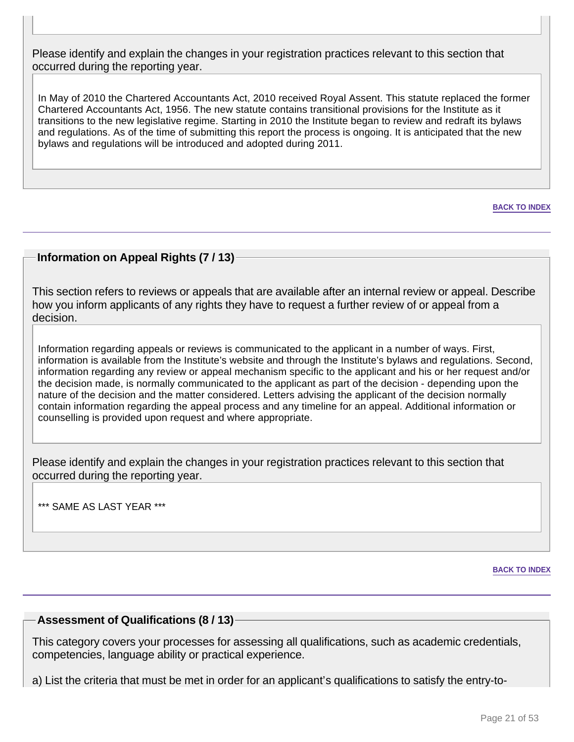Please identify and explain the changes in your registration practices relevant to this section that occurred during the reporting year.

In May of 2010 the Chartered Accountants Act, 2010 received Royal Assent. This statute replaced the former Chartered Accountants Act, 1956. The new statute contains transitional provisions for the Institute as it transitions to the new legislative regime. Starting in 2010 the Institute began to review and redraft its bylaws and regulations. As of the time of submitting this report the process is ongoing. It is anticipated that the new bylaws and regulations will be introduced and adopted during 2011.

BACK TO INDEX

## Information on Appeal Rights (7 / 13)

This section refers to reviews or appeals that are available after an internal review or appeal. Describe how you inform applicants of any rights they have to request a further review of or appeal from a decision.

Information regarding appeals or reviews is communicated to the applicant in a number of ways. First, information is available from the Institute's website and through the Institute's bylaws and regulations. Second, information regarding any review or appeal mechanism specific to the applicant and his or her request and/or the decision made, is normally communicated to the applicant as part of the decision - depending upon the nature of the decision and the matter considered. Letters advising the applicant of the decision normally contain information regarding the appeal process and any timeline for an appeal. Additional information or counselling is provided upon request and where appropriate.

Please identify and explain the changes in your registration practices relevant to this section that occurred during the reporting year.

*** SAME AS LAST YEAR ***

BACK TO INDEX

## Assessment of Qualifications (8 / 13)

This category covers your processes for assessing all qualifications, such as academic credentials, competencies, language ability or practical experience.

a) List the criteria that must be met in order for an applicant's qualifications to satisfy the entry-to-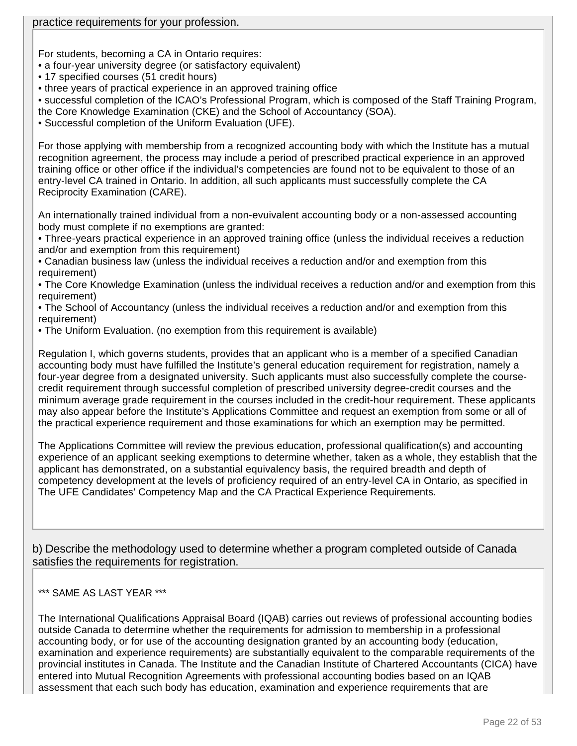practice requirements for your profession.

For students, becoming a CA in Ontario requires:
• a four-year university degree (or satisfactory equivalent)
• 17 specified courses (51 credit hours)
• three years of practical experience in an approved training office
• successful completion of the ICAO's Professional Program, which is composed of the Staff Training Program, the Core Knowledge Examination (CKE) and the School of Accountancy (SOA).
• Successful completion of the Uniform Evaluation (UFE).

For those applying with membership from a recognized accounting body with which the Institute has a mutual recognition agreement, the process may include a period of prescribed practical experience in an approved training office or other office if the individual's competencies are found not to be equivalent to those of an entry-level CA trained in Ontario. In addition, all such applicants must successfully complete the CA Reciprocity Examination (CARE).

An internationally trained individual from a non-evuivalent accounting body or a non-assessed accounting body must complete if no exemptions are granted:
• Three-years practical experience in an approved training office (unless the individual receives a reduction and/or and exemption from this requirement)
• Canadian business law (unless the individual receives a reduction and/or and exemption from this requirement)
• The Core Knowledge Examination (unless the individual receives a reduction and/or and exemption from this requirement)
• The School of Accountancy (unless the individual receives a reduction and/or and exemption from this requirement)
• The Uniform Evaluation. (no exemption from this requirement is available)

Regulation I, which governs students, provides that an applicant who is a member of a specified Canadian accounting body must have fulfilled the Institute's general education requirement for registration, namely a four-year degree from a designated university. Such applicants must also successfully complete the course-credit requirement through successful completion of prescribed university degree-credit courses and the minimum average grade requirement in the courses included in the credit-hour requirement. These applicants may also appear before the Institute's Applications Committee and request an exemption from some or all of the practical experience requirement and those examinations for which an exemption may be permitted.

The Applications Committee will review the previous education, professional qualification(s) and accounting experience of an applicant seeking exemptions to determine whether, taken as a whole, they establish that the applicant has demonstrated, on a substantial equivalency basis, the required breadth and depth of competency development at the levels of proficiency required of an entry-level CA in Ontario, as specified in The UFE Candidates' Competency Map and the CA Practical Experience Requirements.

b) Describe the methodology used to determine whether a program completed outside of Canada satisfies the requirements for registration.

*** SAME AS LAST YEAR ***

The International Qualifications Appraisal Board (IQAB) carries out reviews of professional accounting bodies outside Canada to determine whether the requirements for admission to membership in a professional accounting body, or for use of the accounting designation granted by an accounting body (education, examination and experience requirements) are substantially equivalent to the comparable requirements of the provincial institutes in Canada. The Institute and the Canadian Institute of Chartered Accountants (CICA) have entered into Mutual Recognition Agreements with professional accounting bodies based on an IQAB assessment that each such body has education, examination and experience requirements that are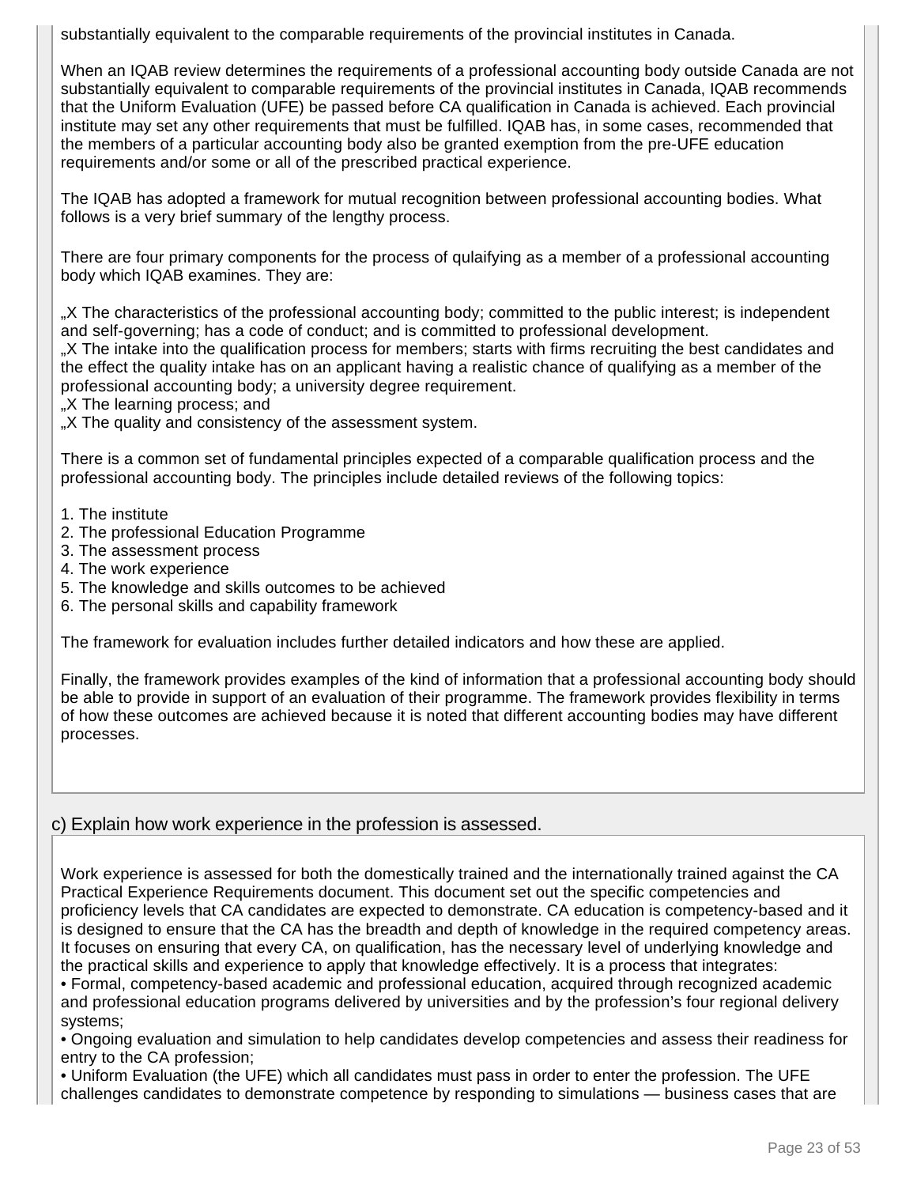substantially equivalent to the comparable requirements of the provincial institutes in Canada.

When an IQAB review determines the requirements of a professional accounting body outside Canada are not substantially equivalent to comparable requirements of the provincial institutes in Canada, IQAB recommends that the Uniform Evaluation (UFE) be passed before CA qualification in Canada is achieved. Each provincial institute may set any other requirements that must be fulfilled. IQAB has, in some cases, recommended that the members of a particular accounting body also be granted exemption from the pre-UFE education requirements and/or some or all of the prescribed practical experience.

The IQAB has adopted a framework for mutual recognition between professional accounting bodies. What follows is a very brief summary of the lengthy process.

There are four primary components for the process of qulaifying as a member of a professional accounting body which IQAB examines. They are:

„X The characteristics of the professional accounting body; committed to the public interest; is independent and self-governing; has a code of conduct; and is committed to professional development.
„X The intake into the qualification process for members; starts with firms recruiting the best candidates and the effect the quality intake has on an applicant having a realistic chance of qualifying as a member of the professional accounting body; a university degree requirement.
„X The learning process; and
„X The quality and consistency of the assessment system.

There is a common set of fundamental principles expected of a comparable qualification process and the professional accounting body. The principles include detailed reviews of the following topics:

1. The institute
2. The professional Education Programme
3. The assessment process
4. The work experience
5. The knowledge and skills outcomes to be achieved
6. The personal skills and capability framework

The framework for evaluation includes further detailed indicators and how these are applied.

Finally, the framework provides examples of the kind of information that a professional accounting body should be able to provide in support of an evaluation of their programme. The framework provides flexibility in terms of how these outcomes are achieved because it is noted that different accounting bodies may have different processes.

## c) Explain how work experience in the profession is assessed.

Work experience is assessed for both the domestically trained and the internationally trained against the CA Practical Experience Requirements document. This document set out the specific competencies and proficiency levels that CA candidates are expected to demonstrate. CA education is competency-based and it is designed to ensure that the CA has the breadth and depth of knowledge in the required competency areas. It focuses on ensuring that every CA, on qualification, has the necessary level of underlying knowledge and the practical skills and experience to apply that knowledge effectively. It is a process that integrates:

• Formal, competency-based academic and professional education, acquired through recognized academic and professional education programs delivered by universities and by the profession's four regional delivery systems;
• Ongoing evaluation and simulation to help candidates develop competencies and assess their readiness for entry to the CA profession;
• Uniform Evaluation (the UFE) which all candidates must pass in order to enter the profession. The UFE challenges candidates to demonstrate competence by responding to simulations — business cases that are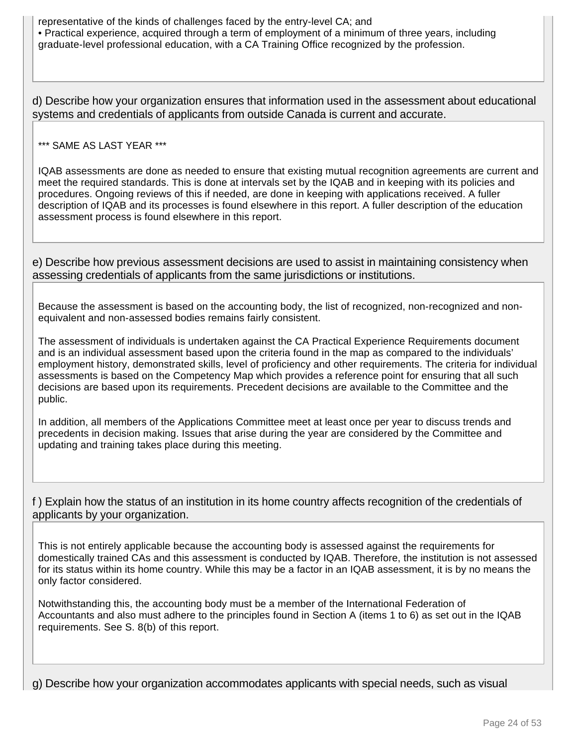representative of the kinds of challenges faced by the entry-level CA; and

• Practical experience, acquired through a term of employment of a minimum of three years, including graduate-level professional education, with a CA Training Office recognized by the profession.

d) Describe how your organization ensures that information used in the assessment about educational systems and credentials of applicants from outside Canada is current and accurate.

*** SAME AS LAST YEAR ***

IQAB assessments are done as needed to ensure that existing mutual recognition agreements are current and meet the required standards. This is done at intervals set by the IQAB and in keeping with its policies and procedures. Ongoing reviews of this if needed, are done in keeping with applications received. A fuller description of IQAB and its processes is found elsewhere in this report. A fuller description of the education assessment process is found elsewhere in this report.

e) Describe how previous assessment decisions are used to assist in maintaining consistency when assessing credentials of applicants from the same jurisdictions or institutions.

Because the assessment is based on the accounting body, the list of recognized, non-recognized and non-equivalent and non-assessed bodies remains fairly consistent.

The assessment of individuals is undertaken against the CA Practical Experience Requirements document and is an individual assessment based upon the criteria found in the map as compared to the individuals' employment history, demonstrated skills, level of proficiency and other requirements. The criteria for individual assessments is based on the Competency Map which provides a reference point for ensuring that all such decisions are based upon its requirements. Precedent decisions are available to the Committee and the public.

In addition, all members of the Applications Committee meet at least once per year to discuss trends and precedents in decision making. Issues that arise during the year are considered by the Committee and updating and training takes place during this meeting.

f ) Explain how the status of an institution in its home country affects recognition of the credentials of applicants by your organization.

This is not entirely applicable because the accounting body is assessed against the requirements for domestically trained CAs and this assessment is conducted by IQAB. Therefore, the institution is not assessed for its status within its home country. While this may be a factor in an IQAB assessment, it is by no means the only factor considered.

Notwithstanding this, the accounting body must be a member of the International Federation of Accountants and also must adhere to the principles found in Section A (items 1 to 6) as set out in the IQAB requirements. See S. 8(b) of this report.

g) Describe how your organization accommodates applicants with special needs, such as visual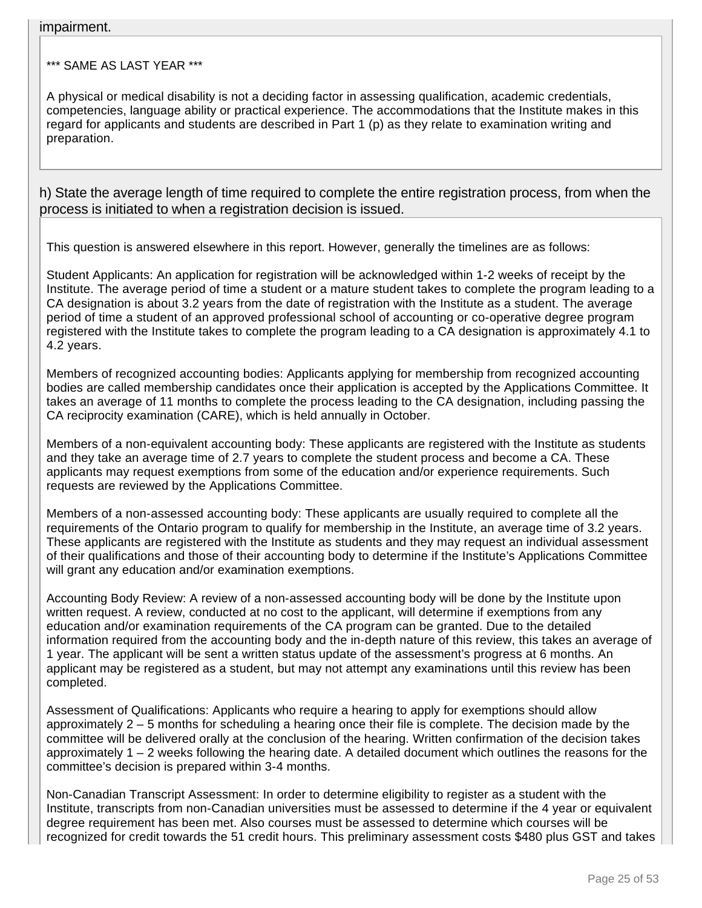impairment.

\*\*\* SAME AS LAST YEAR \*\*\*

A physical or medical disability is not a deciding factor in assessing qualification, academic credentials, competencies, language ability or practical experience. The accommodations that the Institute makes in this regard for applicants and students are described in Part 1 (p) as they relate to examination writing and preparation.

h) State the average length of time required to complete the entire registration process, from when the process is initiated to when a registration decision is issued.

This question is answered elsewhere in this report. However, generally the timelines are as follows:

Student Applicants: An application for registration will be acknowledged within 1-2 weeks of receipt by the Institute. The average period of time a student or a mature student takes to complete the program leading to a CA designation is about 3.2 years from the date of registration with the Institute as a student. The average period of time a student of an approved professional school of accounting or co-operative degree program registered with the Institute takes to complete the program leading to a CA designation is approximately 4.1 to 4.2 years.

Members of recognized accounting bodies: Applicants applying for membership from recognized accounting bodies are called membership candidates once their application is accepted by the Applications Committee. It takes an average of 11 months to complete the process leading to the CA designation, including passing the CA reciprocity examination (CARE), which is held annually in October.

Members of a non-equivalent accounting body: These applicants are registered with the Institute as students and they take an average time of 2.7 years to complete the student process and become a CA. These applicants may request exemptions from some of the education and/or experience requirements. Such requests are reviewed by the Applications Committee.

Members of a non-assessed accounting body: These applicants are usually required to complete all the requirements of the Ontario program to qualify for membership in the Institute, an average time of 3.2 years. These applicants are registered with the Institute as students and they may request an individual assessment of their qualifications and those of their accounting body to determine if the Institute's Applications Committee will grant any education and/or examination exemptions.

Accounting Body Review: A review of a non-assessed accounting body will be done by the Institute upon written request. A review, conducted at no cost to the applicant, will determine if exemptions from any education and/or examination requirements of the CA program can be granted. Due to the detailed information required from the accounting body and the in-depth nature of this review, this takes an average of 1 year. The applicant will be sent a written status update of the assessment's progress at 6 months. An applicant may be registered as a student, but may not attempt any examinations until this review has been completed.

Assessment of Qualifications: Applicants who require a hearing to apply for exemptions should allow approximately 2 – 5 months for scheduling a hearing once their file is complete. The decision made by the committee will be delivered orally at the conclusion of the hearing. Written confirmation of the decision takes approximately 1 – 2 weeks following the hearing date. A detailed document which outlines the reasons for the committee's decision is prepared within 3-4 months.

Non-Canadian Transcript Assessment: In order to determine eligibility to register as a student with the Institute, transcripts from non-Canadian universities must be assessed to determine if the 4 year or equivalent degree requirement has been met. Also courses must be assessed to determine which courses will be recognized for credit towards the 51 credit hours. This preliminary assessment costs $480 plus GST and takes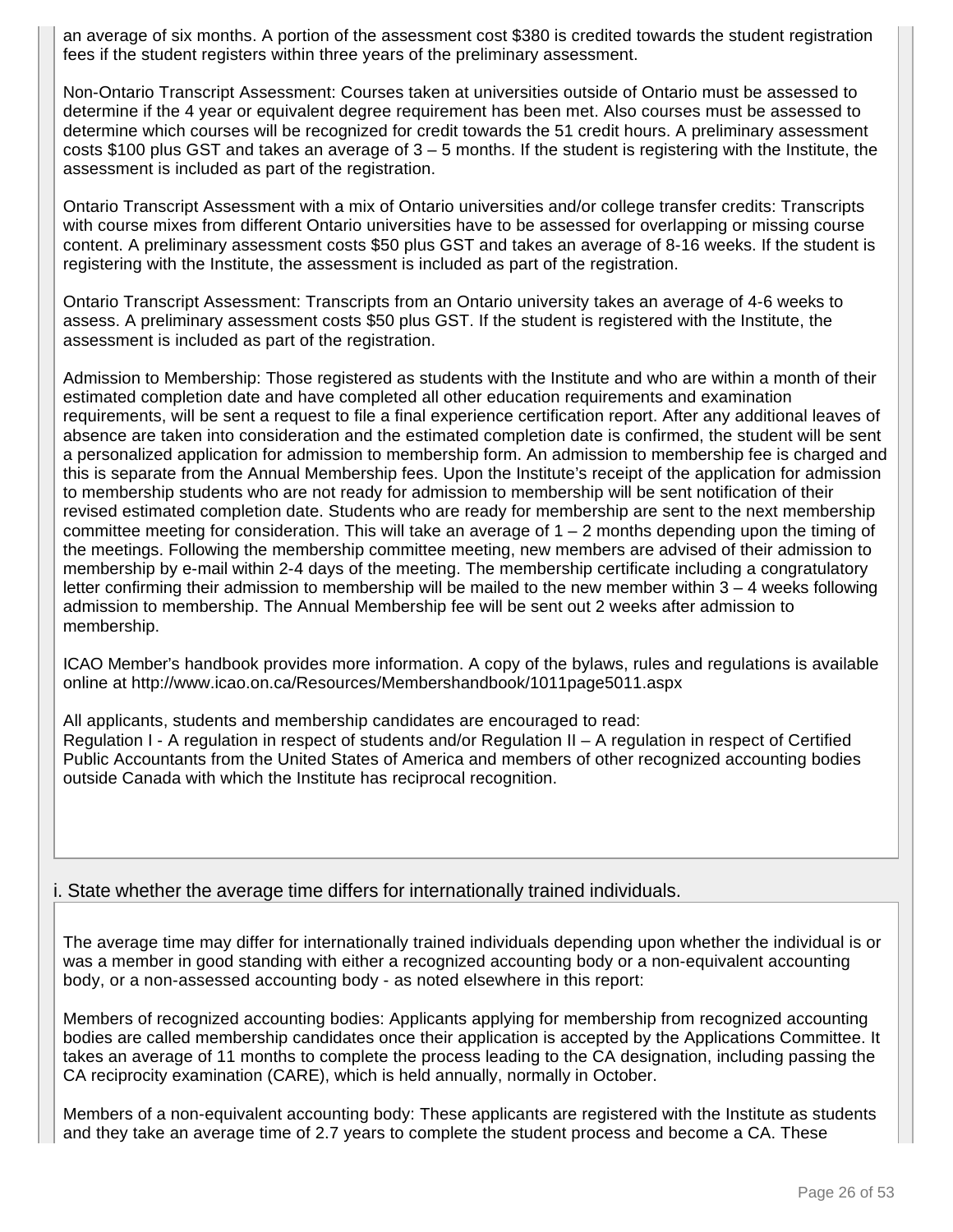an average of six months. A portion of the assessment cost $380 is credited towards the student registration fees if the student registers within three years of the preliminary assessment.

Non-Ontario Transcript Assessment: Courses taken at universities outside of Ontario must be assessed to determine if the 4 year or equivalent degree requirement has been met. Also courses must be assessed to determine which courses will be recognized for credit towards the 51 credit hours. A preliminary assessment costs $100 plus GST and takes an average of 3 – 5 months. If the student is registering with the Institute, the assessment is included as part of the registration.

Ontario Transcript Assessment with a mix of Ontario universities and/or college transfer credits: Transcripts with course mixes from different Ontario universities have to be assessed for overlapping or missing course content. A preliminary assessment costs $50 plus GST and takes an average of 8-16 weeks. If the student is registering with the Institute, the assessment is included as part of the registration.

Ontario Transcript Assessment: Transcripts from an Ontario university takes an average of 4-6 weeks to assess. A preliminary assessment costs $50 plus GST. If the student is registered with the Institute, the assessment is included as part of the registration.

Admission to Membership: Those registered as students with the Institute and who are within a month of their estimated completion date and have completed all other education requirements and examination requirements, will be sent a request to file a final experience certification report. After any additional leaves of absence are taken into consideration and the estimated completion date is confirmed, the student will be sent a personalized application for admission to membership form. An admission to membership fee is charged and this is separate from the Annual Membership fees. Upon the Institute's receipt of the application for admission to membership students who are not ready for admission to membership will be sent notification of their revised estimated completion date. Students who are ready for membership are sent to the next membership committee meeting for consideration. This will take an average of 1 – 2 months depending upon the timing of the meetings. Following the membership committee meeting, new members are advised of their admission to membership by e-mail within 2-4 days of the meeting. The membership certificate including a congratulatory letter confirming their admission to membership will be mailed to the new member within 3 – 4 weeks following admission to membership. The Annual Membership fee will be sent out 2 weeks after admission to membership.

ICAO Member's handbook provides more information. A copy of the bylaws, rules and regulations is available online at http://www.icao.on.ca/Resources/Membershandbook/1011page5011.aspx

All applicants, students and membership candidates are encouraged to read:
Regulation I - A regulation in respect of students and/or Regulation II – A regulation in respect of Certified Public Accountants from the United States of America and members of other recognized accounting bodies outside Canada with which the Institute has reciprocal recognition.

## i. State whether the average time differs for internationally trained individuals.

The average time may differ for internationally trained individuals depending upon whether the individual is or was a member in good standing with either a recognized accounting body or a non-equivalent accounting body, or a non-assessed accounting body - as noted elsewhere in this report:

Members of recognized accounting bodies: Applicants applying for membership from recognized accounting bodies are called membership candidates once their application is accepted by the Applications Committee. It takes an average of 11 months to complete the process leading to the CA designation, including passing the CA reciprocity examination (CARE), which is held annually, normally in October.

Members of a non-equivalent accounting body: These applicants are registered with the Institute as students and they take an average time of 2.7 years to complete the student process and become a CA. These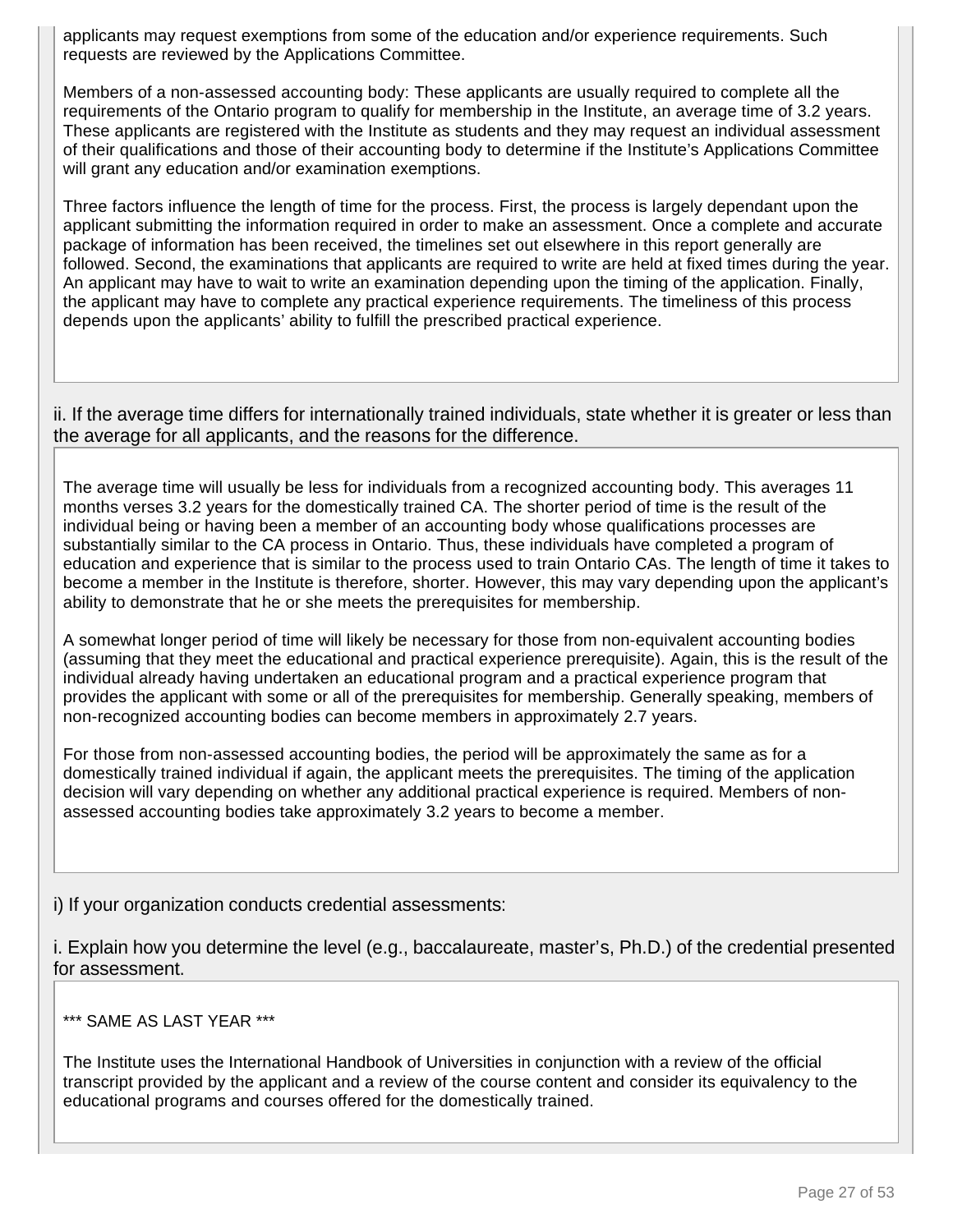applicants may request exemptions from some of the education and/or experience requirements. Such requests are reviewed by the Applications Committee.

Members of a non-assessed accounting body: These applicants are usually required to complete all the requirements of the Ontario program to qualify for membership in the Institute, an average time of 3.2 years. These applicants are registered with the Institute as students and they may request an individual assessment of their qualifications and those of their accounting body to determine if the Institute's Applications Committee will grant any education and/or examination exemptions.

Three factors influence the length of time for the process. First, the process is largely dependant upon the applicant submitting the information required in order to make an assessment. Once a complete and accurate package of information has been received, the timelines set out elsewhere in this report generally are followed. Second, the examinations that applicants are required to write are held at fixed times during the year. An applicant may have to wait to write an examination depending upon the timing of the application. Finally, the applicant may have to complete any practical experience requirements. The timeliness of this process depends upon the applicants' ability to fulfill the prescribed practical experience.

ii. If the average time differs for internationally trained individuals, state whether it is greater or less than the average for all applicants, and the reasons for the difference.

The average time will usually be less for individuals from a recognized accounting body. This averages 11 months verses 3.2 years for the domestically trained CA. The shorter period of time is the result of the individual being or having been a member of an accounting body whose qualifications processes are substantially similar to the CA process in Ontario. Thus, these individuals have completed a program of education and experience that is similar to the process used to train Ontario CAs. The length of time it takes to become a member in the Institute is therefore, shorter. However, this may vary depending upon the applicant's ability to demonstrate that he or she meets the prerequisites for membership.

A somewhat longer period of time will likely be necessary for those from non-equivalent accounting bodies (assuming that they meet the educational and practical experience prerequisite). Again, this is the result of the individual already having undertaken an educational program and a practical experience program that provides the applicant with some or all of the prerequisites for membership. Generally speaking, members of non-recognized accounting bodies can become members in approximately 2.7 years.

For those from non-assessed accounting bodies, the period will be approximately the same as for a domestically trained individual if again, the applicant meets the prerequisites. The timing of the application decision will vary depending on whether any additional practical experience is required. Members of non-assessed accounting bodies take approximately 3.2 years to become a member.

i) If your organization conducts credential assessments:

i. Explain how you determine the level (e.g., baccalaureate, master's, Ph.D.) of the credential presented for assessment.

*** SAME AS LAST YEAR ***

The Institute uses the International Handbook of Universities in conjunction with a review of the official transcript provided by the applicant and a review of the course content and consider its equivalency to the educational programs and courses offered for the domestically trained.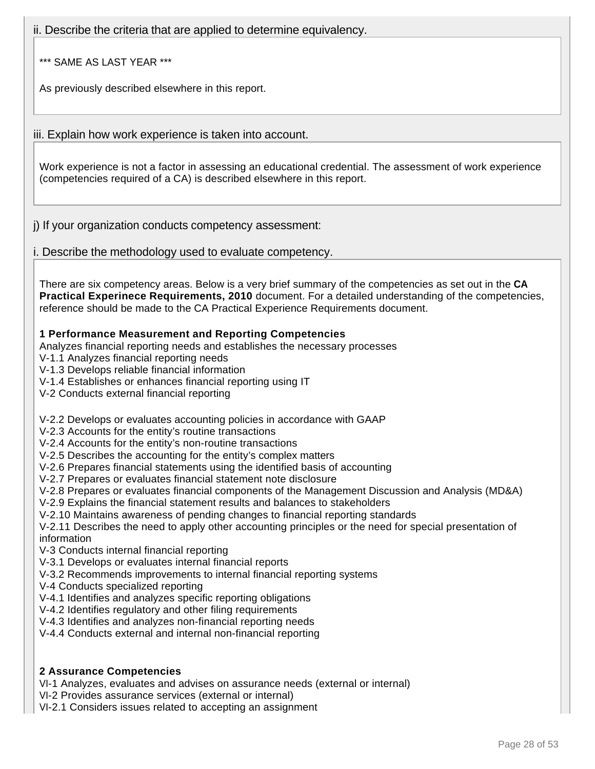ii. Describe the criteria that are applied to determine equivalency.

*** SAME AS LAST YEAR ***

As previously described elsewhere in this report.

iii. Explain how work experience is taken into account.

Work experience is not a factor in assessing an educational credential. The assessment of work experience (competencies required of a CA) is described elsewhere in this report.

j) If your organization conducts competency assessment:

i. Describe the methodology used to evaluate competency.

There are six competency areas. Below is a very brief summary of the competencies as set out in the **CA Practical Experinece Requirements, 2010** document. For a detailed understanding of the competencies, reference should be made to the CA Practical Experience Requirements document.

**1 Performance Measurement and Reporting Competencies**
Analyzes financial reporting needs and establishes the necessary processes
V-1.1 Analyzes financial reporting needs
V-1.3 Develops reliable financial information
V-1.4 Establishes or enhances financial reporting using IT
V-2 Conducts external financial reporting

V-2.2 Develops or evaluates accounting policies in accordance with GAAP
V-2.3 Accounts for the entity's routine transactions
V-2.4 Accounts for the entity's non-routine transactions
V-2.5 Describes the accounting for the entity's complex matters
V-2.6 Prepares financial statements using the identified basis of accounting
V-2.7 Prepares or evaluates financial statement note disclosure
V-2.8 Prepares or evaluates financial components of the Management Discussion and Analysis (MD&A)
V-2.9 Explains the financial statement results and balances to stakeholders
V-2.10 Maintains awareness of pending changes to financial reporting standards
V-2.11 Describes the need to apply other accounting principles or the need for special presentation of information
V-3 Conducts internal financial reporting
V-3.1 Develops or evaluates internal financial reports
V-3.2 Recommends improvements to internal financial reporting systems
V-4 Conducts specialized reporting
V-4.1 Identifies and analyzes specific reporting obligations
V-4.2 Identifies regulatory and other filing requirements
V-4.3 Identifies and analyzes non-financial reporting needs
V-4.4 Conducts external and internal non-financial reporting

**2 Assurance Competencies**
VI-1 Analyzes, evaluates and advises on assurance needs (external or internal)
VI-2 Provides assurance services (external or internal)
VI-2.1 Considers issues related to accepting an assignment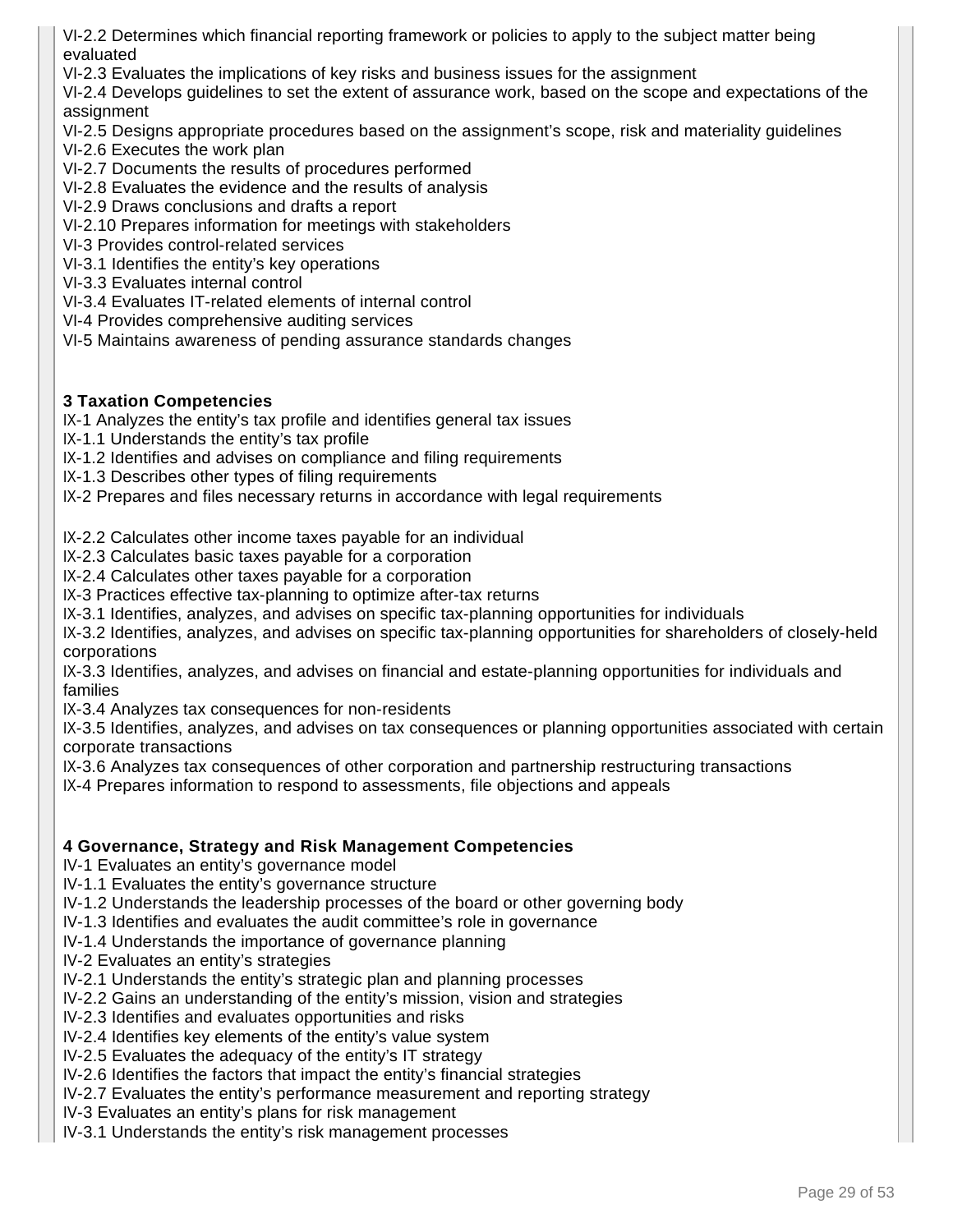VI-2.2 Determines which financial reporting framework or policies to apply to the subject matter being evaluated
VI-2.3 Evaluates the implications of key risks and business issues for the assignment
VI-2.4 Develops guidelines to set the extent of assurance work, based on the scope and expectations of the assignment
VI-2.5 Designs appropriate procedures based on the assignment's scope, risk and materiality guidelines
VI-2.6 Executes the work plan
VI-2.7 Documents the results of procedures performed
VI-2.8 Evaluates the evidence and the results of analysis
VI-2.9 Draws conclusions and drafts a report
VI-2.10 Prepares information for meetings with stakeholders
VI-3 Provides control-related services
VI-3.1 Identifies the entity's key operations
VI-3.3 Evaluates internal control
VI-3.4 Evaluates IT-related elements of internal control
VI-4 Provides comprehensive auditing services
VI-5 Maintains awareness of pending assurance standards changes

**3 Taxation Competencies**
IX-1 Analyzes the entity's tax profile and identifies general tax issues
IX-1.1 Understands the entity's tax profile
IX-1.2 Identifies and advises on compliance and filing requirements
IX-1.3 Describes other types of filing requirements
IX-2 Prepares and files necessary returns in accordance with legal requirements

IX-2.2 Calculates other income taxes payable for an individual
IX-2.3 Calculates basic taxes payable for a corporation
IX-2.4 Calculates other taxes payable for a corporation
IX-3 Practices effective tax-planning to optimize after-tax returns
IX-3.1 Identifies, analyzes, and advises on specific tax-planning opportunities for individuals
IX-3.2 Identifies, analyzes, and advises on specific tax-planning opportunities for shareholders of closely-held corporations
IX-3.3 Identifies, analyzes, and advises on financial and estate-planning opportunities for individuals and families
IX-3.4 Analyzes tax consequences for non-residents
IX-3.5 Identifies, analyzes, and advises on tax consequences or planning opportunities associated with certain corporate transactions
IX-3.6 Analyzes tax consequences of other corporation and partnership restructuring transactions
IX-4 Prepares information to respond to assessments, file objections and appeals

**4 Governance, Strategy and Risk Management Competencies**
IV-1 Evaluates an entity's governance model
IV-1.1 Evaluates the entity's governance structure
IV-1.2 Understands the leadership processes of the board or other governing body
IV-1.3 Identifies and evaluates the audit committee's role in governance
IV-1.4 Understands the importance of governance planning
IV-2 Evaluates an entity's strategies
IV-2.1 Understands the entity's strategic plan and planning processes
IV-2.2 Gains an understanding of the entity's mission, vision and strategies
IV-2.3 Identifies and evaluates opportunities and risks
IV-2.4 Identifies key elements of the entity's value system
IV-2.5 Evaluates the adequacy of the entity's IT strategy
IV-2.6 Identifies the factors that impact the entity's financial strategies
IV-2.7 Evaluates the entity's performance measurement and reporting strategy
IV-3 Evaluates an entity's plans for risk management
IV-3.1 Understands the entity's risk management processes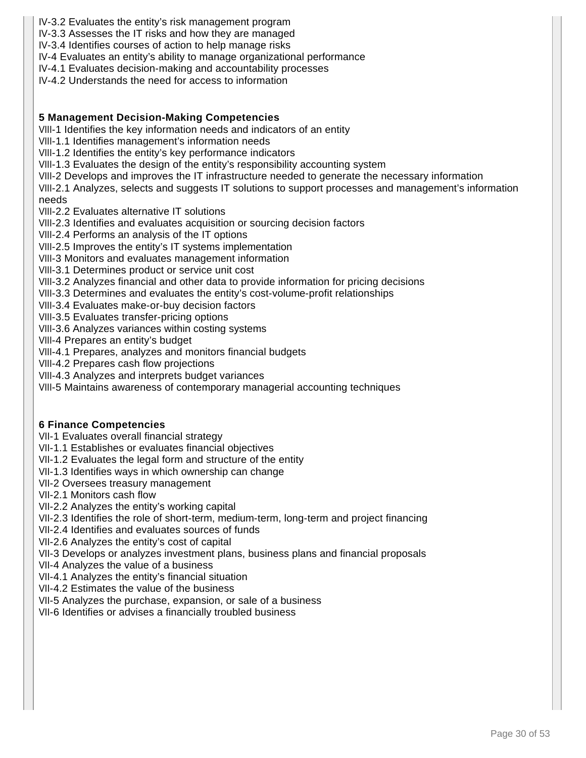IV-3.2 Evaluates the entity’s risk management program
IV-3.3 Assesses the IT risks and how they are managed
IV-3.4 Identifies courses of action to help manage risks
IV-4 Evaluates an entity’s ability to manage organizational performance
IV-4.1 Evaluates decision-making and accountability processes
IV-4.2 Understands the need for access to information

**5 Management Decision-Making Competencies**

VIII-1 Identifies the key information needs and indicators of an entity
VIII-1.1 Identifies management’s information needs
VIII-1.2 Identifies the entity’s key performance indicators
VIII-1.3 Evaluates the design of the entity’s responsibility accounting system
VIII-2 Develops and improves the IT infrastructure needed to generate the necessary information
VIII-2.1 Analyzes, selects and suggests IT solutions to support processes and management’s information needs
VIII-2.2 Evaluates alternative IT solutions
VIII-2.3 Identifies and evaluates acquisition or sourcing decision factors
VIII-2.4 Performs an analysis of the IT options
VIII-2.5 Improves the entity’s IT systems implementation
VIII-3 Monitors and evaluates management information
VIII-3.1 Determines product or service unit cost
VIII-3.2 Analyzes financial and other data to provide information for pricing decisions
VIII-3.3 Determines and evaluates the entity’s cost-volume-profit relationships
VIII-3.4 Evaluates make-or-buy decision factors
VIII-3.5 Evaluates transfer-pricing options
VIII-3.6 Analyzes variances within costing systems
VIII-4 Prepares an entity’s budget
VIII-4.1 Prepares, analyzes and monitors financial budgets
VIII-4.2 Prepares cash flow projections
VIII-4.3 Analyzes and interprets budget variances
VIII-5 Maintains awareness of contemporary managerial accounting techniques

**6 Finance Competencies**

VII-1 Evaluates overall financial strategy
VII-1.1 Establishes or evaluates financial objectives
VII-1.2 Evaluates the legal form and structure of the entity
VII-1.3 Identifies ways in which ownership can change
VII-2 Oversees treasury management
VII-2.1 Monitors cash flow
VII-2.2 Analyzes the entity’s working capital
VII-2.3 Identifies the role of short-term, medium-term, long-term and project financing
VII-2.4 Identifies and evaluates sources of funds
VII-2.6 Analyzes the entity’s cost of capital
VII-3 Develops or analyzes investment plans, business plans and financial proposals
VII-4 Analyzes the value of a business
VII-4.1 Analyzes the entity’s financial situation
VII-4.2 Estimates the value of the business
VII-5 Analyzes the purchase, expansion, or sale of a business
VII-6 Identifies or advises a financially troubled business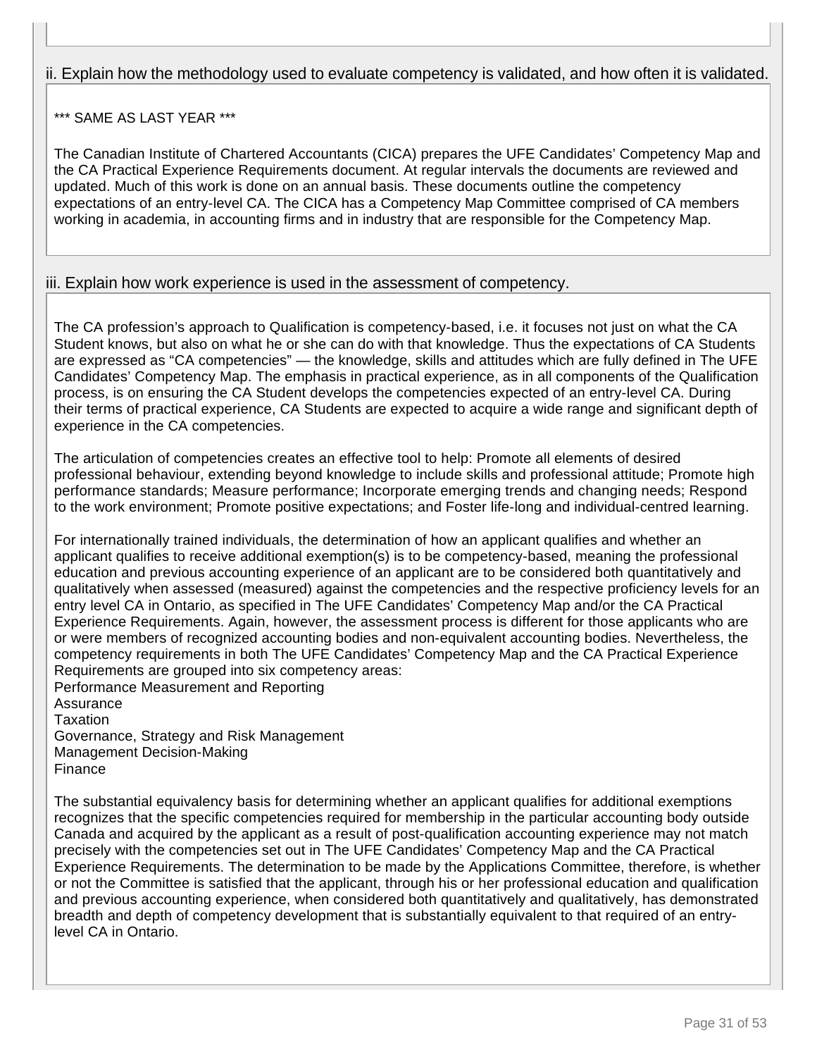ii. Explain how the methodology used to evaluate competency is validated, and how often it is validated.

*** SAME AS LAST YEAR ***

The Canadian Institute of Chartered Accountants (CICA) prepares the UFE Candidates' Competency Map and the CA Practical Experience Requirements document. At regular intervals the documents are reviewed and updated. Much of this work is done on an annual basis. These documents outline the competency expectations of an entry-level CA. The CICA has a Competency Map Committee comprised of CA members working in academia, in accounting firms and in industry that are responsible for the Competency Map.

iii. Explain how work experience is used in the assessment of competency.

The CA profession's approach to Qualification is competency-based, i.e. it focuses not just on what the CA Student knows, but also on what he or she can do with that knowledge. Thus the expectations of CA Students are expressed as "CA competencies" — the knowledge, skills and attitudes which are fully defined in The UFE Candidates' Competency Map. The emphasis in practical experience, as in all components of the Qualification process, is on ensuring the CA Student develops the competencies expected of an entry-level CA. During their terms of practical experience, CA Students are expected to acquire a wide range and significant depth of experience in the CA competencies.

The articulation of competencies creates an effective tool to help: Promote all elements of desired professional behaviour, extending beyond knowledge to include skills and professional attitude; Promote high performance standards; Measure performance; Incorporate emerging trends and changing needs; Respond to the work environment; Promote positive expectations; and Foster life-long and individual-centred learning.

For internationally trained individuals, the determination of how an applicant qualifies and whether an applicant qualifies to receive additional exemption(s) is to be competency-based, meaning the professional education and previous accounting experience of an applicant are to be considered both quantitatively and qualitatively when assessed (measured) against the competencies and the respective proficiency levels for an entry level CA in Ontario, as specified in The UFE Candidates' Competency Map and/or the CA Practical Experience Requirements. Again, however, the assessment process is different for those applicants who are or were members of recognized accounting bodies and non-equivalent accounting bodies. Nevertheless, the competency requirements in both The UFE Candidates' Competency Map and the CA Practical Experience Requirements are grouped into six competency areas:
Performance Measurement and Reporting
Assurance
Taxation
Governance, Strategy and Risk Management
Management Decision-Making
Finance

The substantial equivalency basis for determining whether an applicant qualifies for additional exemptions recognizes that the specific competencies required for membership in the particular accounting body outside Canada and acquired by the applicant as a result of post-qualification accounting experience may not match precisely with the competencies set out in The UFE Candidates' Competency Map and the CA Practical Experience Requirements. The determination to be made by the Applications Committee, therefore, is whether or not the Committee is satisfied that the applicant, through his or her professional education and qualification and previous accounting experience, when considered both quantitatively and qualitatively, has demonstrated breadth and depth of competency development that is substantially equivalent to that required of an entry-level CA in Ontario.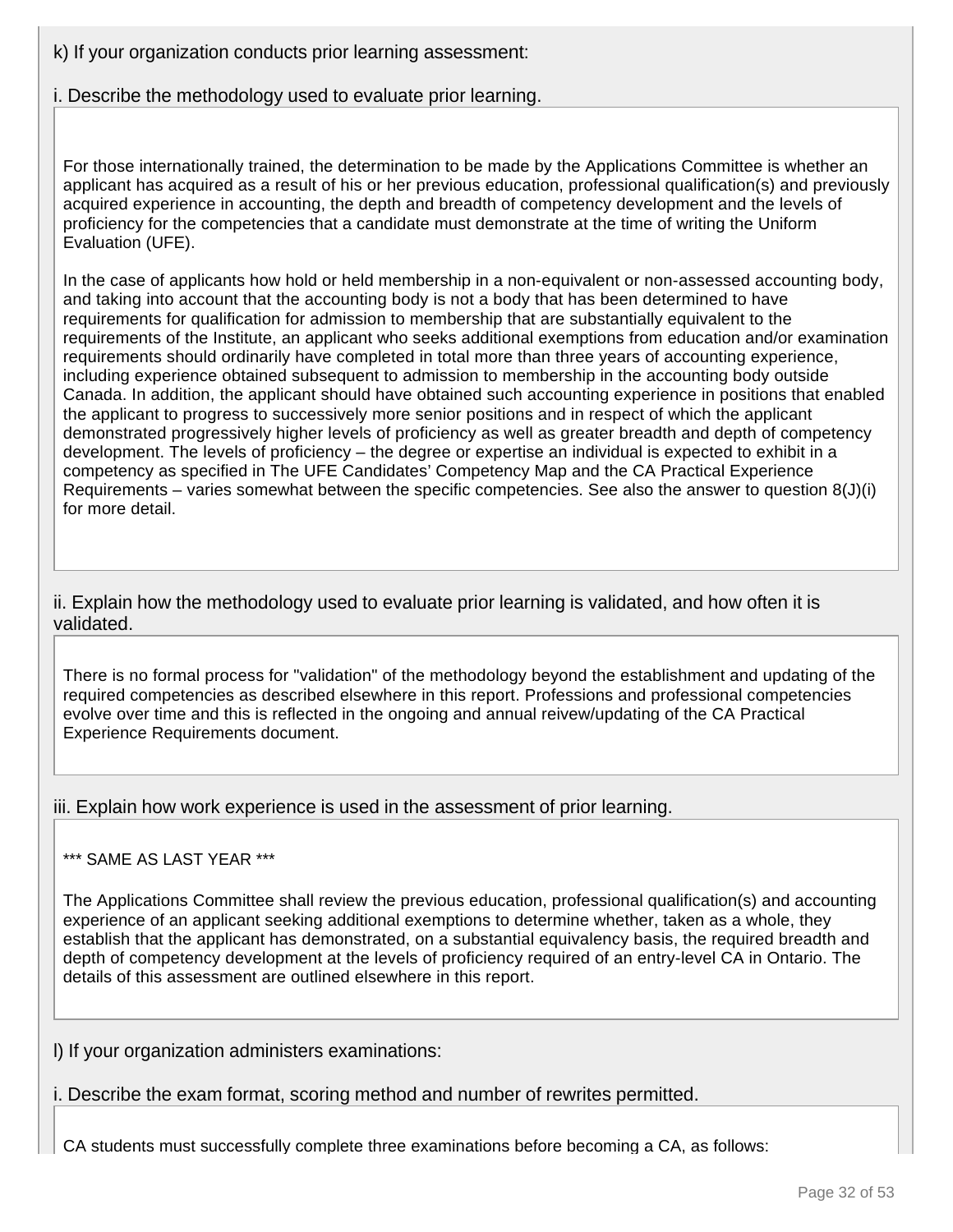k) If your organization conducts prior learning assessment:

i. Describe the methodology used to evaluate prior learning.

For those internationally trained, the determination to be made by the Applications Committee is whether an applicant has acquired as a result of his or her previous education, professional qualification(s) and previously acquired experience in accounting, the depth and breadth of competency development and the levels of proficiency for the competencies that a candidate must demonstrate at the time of writing the Uniform Evaluation (UFE).

In the case of applicants how hold or held membership in a non-equivalent or non-assessed accounting body, and taking into account that the accounting body is not a body that has been determined to have requirements for qualification for admission to membership that are substantially equivalent to the requirements of the Institute, an applicant who seeks additional exemptions from education and/or examination requirements should ordinarily have completed in total more than three years of accounting experience, including experience obtained subsequent to admission to membership in the accounting body outside Canada. In addition, the applicant should have obtained such accounting experience in positions that enabled the applicant to progress to successively more senior positions and in respect of which the applicant demonstrated progressively higher levels of proficiency as well as greater breadth and depth of competency development. The levels of proficiency – the degree or expertise an individual is expected to exhibit in a competency as specified in The UFE Candidates' Competency Map and the CA Practical Experience Requirements – varies somewhat between the specific competencies. See also the answer to question 8(J)(i) for more detail.

ii. Explain how the methodology used to evaluate prior learning is validated, and how often it is validated.

There is no formal process for "validation" of the methodology beyond the establishment and updating of the required competencies as described elsewhere in this report. Professions and professional competencies evolve over time and this is reflected in the ongoing and annual reivew/updating of the CA Practical Experience Requirements document.

iii. Explain how work experience is used in the assessment of prior learning.

*** SAME AS LAST YEAR ***

The Applications Committee shall review the previous education, professional qualification(s) and accounting experience of an applicant seeking additional exemptions to determine whether, taken as a whole, they establish that the applicant has demonstrated, on a substantial equivalency basis, the required breadth and depth of competency development at the levels of proficiency required of an entry-level CA in Ontario. The details of this assessment are outlined elsewhere in this report.

l) If your organization administers examinations:

i. Describe the exam format, scoring method and number of rewrites permitted.

CA students must successfully complete three examinations before becoming a CA, as follows: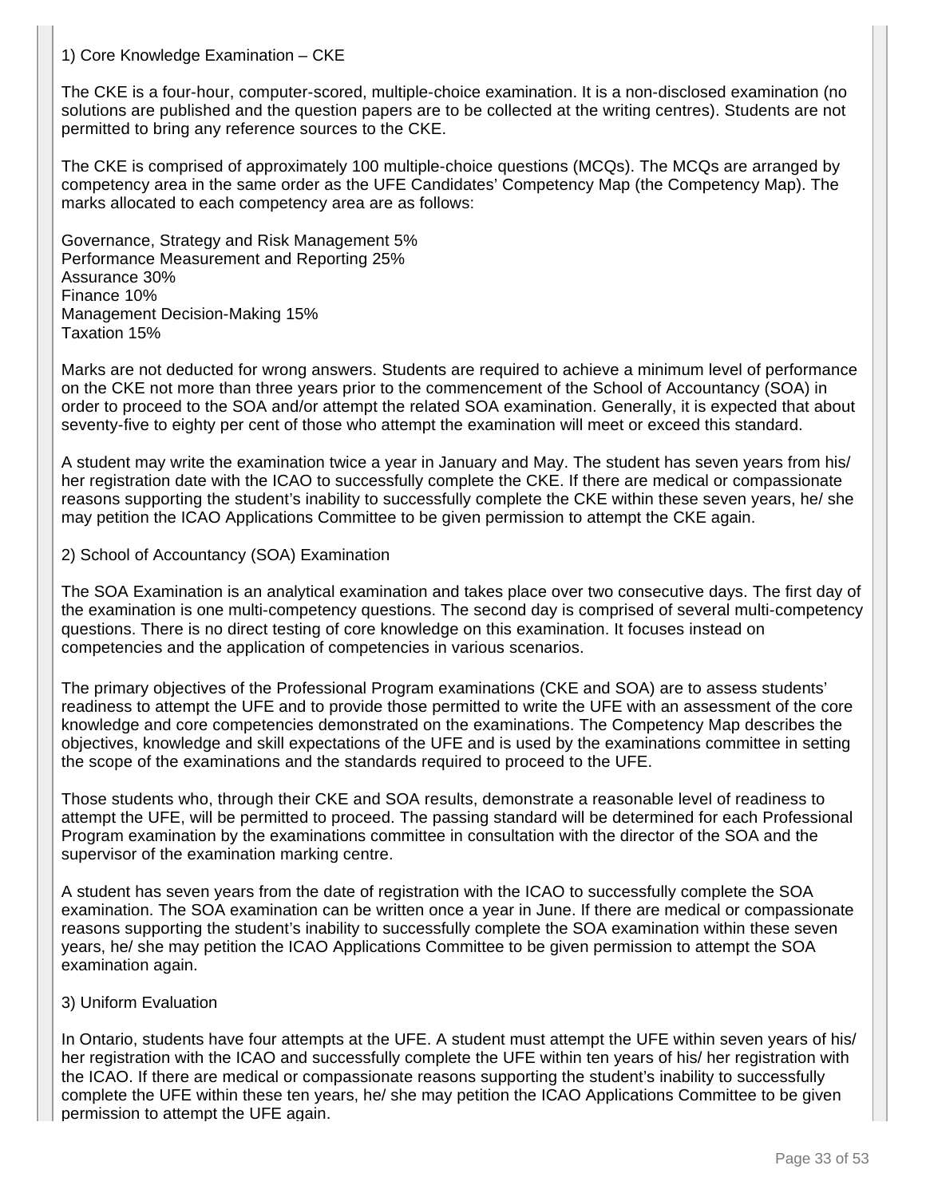1) Core Knowledge Examination – CKE

The CKE is a four-hour, computer-scored, multiple-choice examination. It is a non-disclosed examination (no solutions are published and the question papers are to be collected at the writing centres). Students are not permitted to bring any reference sources to the CKE.

The CKE is comprised of approximately 100 multiple-choice questions (MCQs). The MCQs are arranged by competency area in the same order as the UFE Candidates' Competency Map (the Competency Map). The marks allocated to each competency area are as follows:

Governance, Strategy and Risk Management 5%
Performance Measurement and Reporting 25%
Assurance 30%
Finance 10%
Management Decision-Making 15%
Taxation 15%

Marks are not deducted for wrong answers. Students are required to achieve a minimum level of performance on the CKE not more than three years prior to the commencement of the School of Accountancy (SOA) in order to proceed to the SOA and/or attempt the related SOA examination. Generally, it is expected that about seventy-five to eighty per cent of those who attempt the examination will meet or exceed this standard.

A student may write the examination twice a year in January and May. The student has seven years from his/ her registration date with the ICAO to successfully complete the CKE. If there are medical or compassionate reasons supporting the student's inability to successfully complete the CKE within these seven years, he/ she may petition the ICAO Applications Committee to be given permission to attempt the CKE again.

2) School of Accountancy (SOA) Examination

The SOA Examination is an analytical examination and takes place over two consecutive days. The first day of the examination is one multi-competency questions. The second day is comprised of several multi-competency questions. There is no direct testing of core knowledge on this examination. It focuses instead on competencies and the application of competencies in various scenarios.

The primary objectives of the Professional Program examinations (CKE and SOA) are to assess students' readiness to attempt the UFE and to provide those permitted to write the UFE with an assessment of the core knowledge and core competencies demonstrated on the examinations. The Competency Map describes the objectives, knowledge and skill expectations of the UFE and is used by the examinations committee in setting the scope of the examinations and the standards required to proceed to the UFE.

Those students who, through their CKE and SOA results, demonstrate a reasonable level of readiness to attempt the UFE, will be permitted to proceed. The passing standard will be determined for each Professional Program examination by the examinations committee in consultation with the director of the SOA and the supervisor of the examination marking centre.

A student has seven years from the date of registration with the ICAO to successfully complete the SOA examination. The SOA examination can be written once a year in June. If there are medical or compassionate reasons supporting the student's inability to successfully complete the SOA examination within these seven years, he/ she may petition the ICAO Applications Committee to be given permission to attempt the SOA examination again.

3) Uniform Evaluation

In Ontario, students have four attempts at the UFE. A student must attempt the UFE within seven years of his/ her registration with the ICAO and successfully complete the UFE within ten years of his/ her registration with the ICAO. If there are medical or compassionate reasons supporting the student's inability to successfully complete the UFE within these ten years, he/ she may petition the ICAO Applications Committee to be given permission to attempt the UFE again.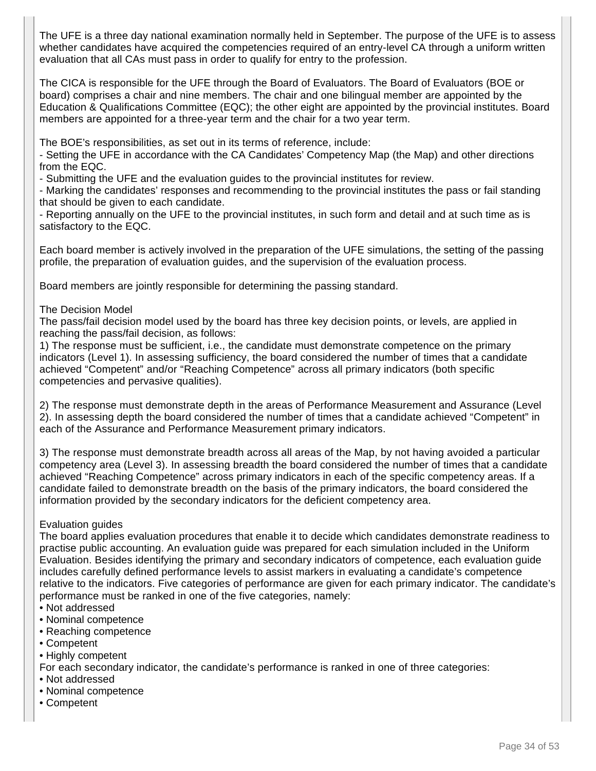The UFE is a three day national examination normally held in September. The purpose of the UFE is to assess whether candidates have acquired the competencies required of an entry-level CA through a uniform written evaluation that all CAs must pass in order to qualify for entry to the profession.

The CICA is responsible for the UFE through the Board of Evaluators. The Board of Evaluators (BOE or board) comprises a chair and nine members. The chair and one bilingual member are appointed by the Education & Qualifications Committee (EQC); the other eight are appointed by the provincial institutes. Board members are appointed for a three-year term and the chair for a two year term.

The BOE's responsibilities, as set out in its terms of reference, include:

- Setting the UFE in accordance with the CA Candidates' Competency Map (the Map) and other directions from the EQC.
- Submitting the UFE and the evaluation guides to the provincial institutes for review.
- Marking the candidates' responses and recommending to the provincial institutes the pass or fail standing that should be given to each candidate.
- Reporting annually on the UFE to the provincial institutes, in such form and detail and at such time as is satisfactory to the EQC.

Each board member is actively involved in the preparation of the UFE simulations, the setting of the passing profile, the preparation of evaluation guides, and the supervision of the evaluation process.

Board members are jointly responsible for determining the passing standard.

The Decision Model

The pass/fail decision model used by the board has three key decision points, or levels, are applied in reaching the pass/fail decision, as follows:

1) The response must be sufficient, i.e., the candidate must demonstrate competence on the primary indicators (Level 1). In assessing sufficiency, the board considered the number of times that a candidate achieved "Competent" and/or "Reaching Competence" across all primary indicators (both specific competencies and pervasive qualities).

2) The response must demonstrate depth in the areas of Performance Measurement and Assurance (Level 2). In assessing depth the board considered the number of times that a candidate achieved "Competent" in each of the Assurance and Performance Measurement primary indicators.

3) The response must demonstrate breadth across all areas of the Map, by not having avoided a particular competency area (Level 3). In assessing breadth the board considered the number of times that a candidate achieved "Reaching Competence" across primary indicators in each of the specific competency areas. If a candidate failed to demonstrate breadth on the basis of the primary indicators, the board considered the information provided by the secondary indicators for the deficient competency area.

Evaluation guides

The board applies evaluation procedures that enable it to decide which candidates demonstrate readiness to practise public accounting. An evaluation guide was prepared for each simulation included in the Uniform Evaluation. Besides identifying the primary and secondary indicators of competence, each evaluation guide includes carefully defined performance levels to assist markers in evaluating a candidate's competence relative to the indicators. Five categories of performance are given for each primary indicator. The candidate's performance must be ranked in one of the five categories, namely:

- Not addressed
- Nominal competence
- Reaching competence
- Competent
- Highly competent

For each secondary indicator, the candidate's performance is ranked in one of three categories:

- Not addressed
- Nominal competence
- Competent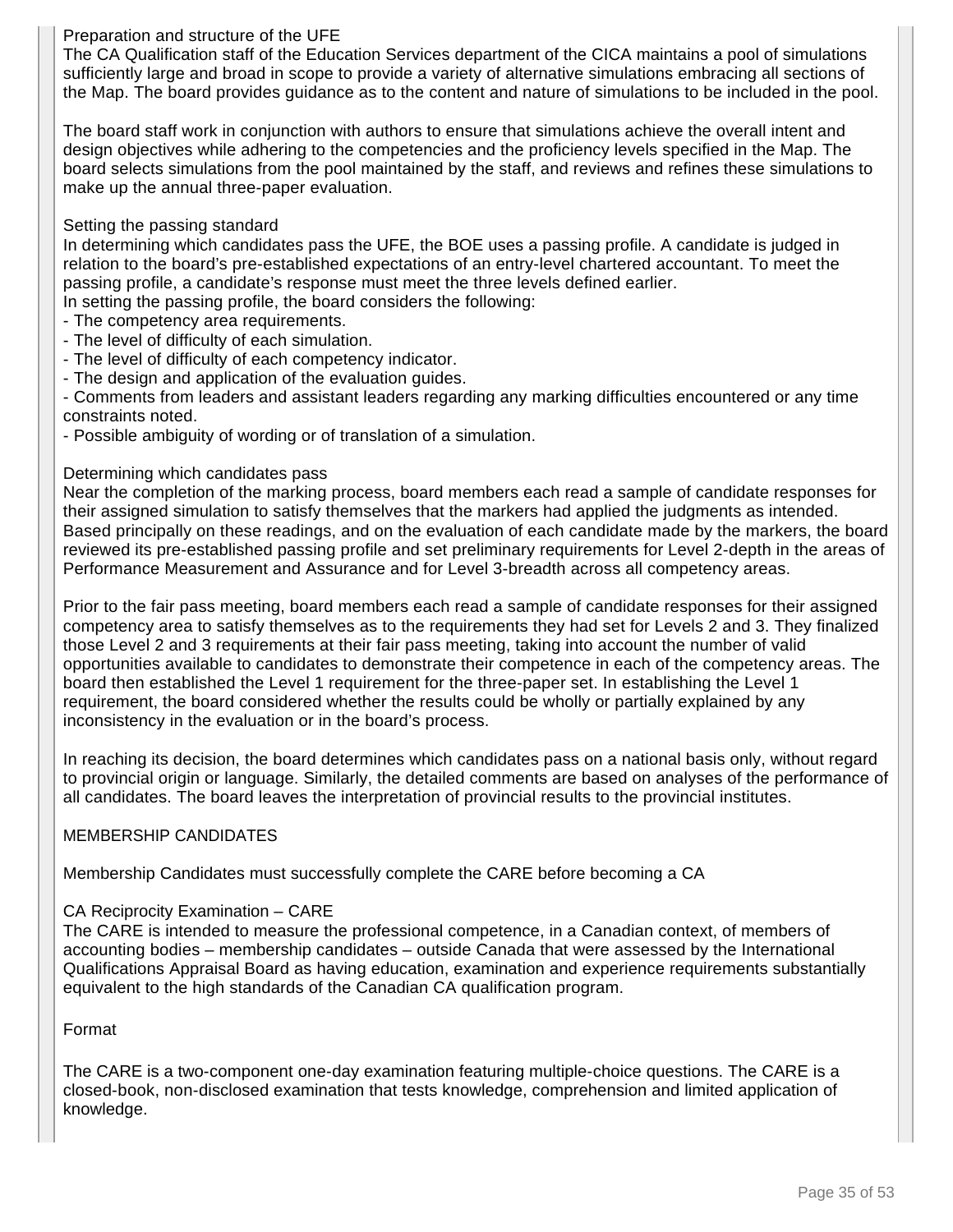### Preparation and structure of the UFE

The CA Qualification staff of the Education Services department of the CICA maintains a pool of simulations sufficiently large and broad in scope to provide a variety of alternative simulations embracing all sections of the Map. The board provides guidance as to the content and nature of simulations to be included in the pool.

The board staff work in conjunction with authors to ensure that simulations achieve the overall intent and design objectives while adhering to the competencies and the proficiency levels specified in the Map. The board selects simulations from the pool maintained by the staff, and reviews and refines these simulations to make up the annual three-paper evaluation.

### Setting the passing standard

In determining which candidates pass the UFE, the BOE uses a passing profile. A candidate is judged in relation to the board's pre-established expectations of an entry-level chartered accountant. To meet the passing profile, a candidate's response must meet the three levels defined earlier.

In setting the passing profile, the board considers the following:

- The competency area requirements.
- The level of difficulty of each simulation.
- The level of difficulty of each competency indicator.
- The design and application of the evaluation guides.
- Comments from leaders and assistant leaders regarding any marking difficulties encountered or any time constraints noted.
- Possible ambiguity of wording or of translation of a simulation.

### Determining which candidates pass

Near the completion of the marking process, board members each read a sample of candidate responses for their assigned simulation to satisfy themselves that the markers had applied the judgments as intended. Based principally on these readings, and on the evaluation of each candidate made by the markers, the board reviewed its pre-established passing profile and set preliminary requirements for Level 2-depth in the areas of Performance Measurement and Assurance and for Level 3-breadth across all competency areas.

Prior to the fair pass meeting, board members each read a sample of candidate responses for their assigned competency area to satisfy themselves as to the requirements they had set for Levels 2 and 3. They finalized those Level 2 and 3 requirements at their fair pass meeting, taking into account the number of valid opportunities available to candidates to demonstrate their competence in each of the competency areas. The board then established the Level 1 requirement for the three-paper set. In establishing the Level 1 requirement, the board considered whether the results could be wholly or partially explained by any inconsistency in the evaluation or in the board's process.

In reaching its decision, the board determines which candidates pass on a national basis only, without regard to provincial origin or language. Similarly, the detailed comments are based on analyses of the performance of all candidates. The board leaves the interpretation of provincial results to the provincial institutes.

## MEMBERSHIP CANDIDATES

Membership Candidates must successfully complete the CARE before becoming a CA

### CA Reciprocity Examination – CARE

The CARE is intended to measure the professional competence, in a Canadian context, of members of accounting bodies – membership candidates – outside Canada that were assessed by the International Qualifications Appraisal Board as having education, examination and experience requirements substantially equivalent to the high standards of the Canadian CA qualification program.

### Format

The CARE is a two-component one-day examination featuring multiple-choice questions. The CARE is a closed-book, non-disclosed examination that tests knowledge, comprehension and limited application of knowledge.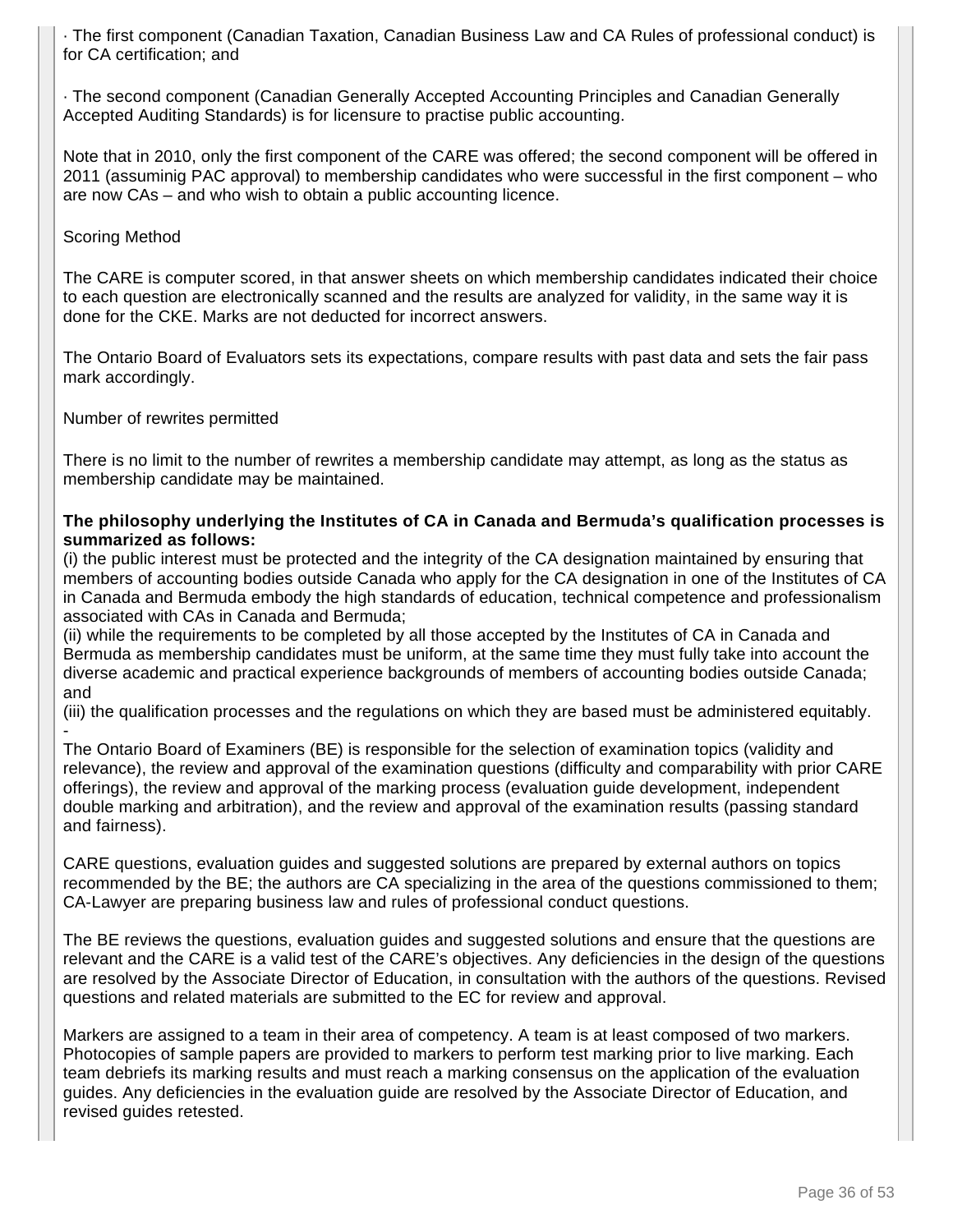· The first component (Canadian Taxation, Canadian Business Law and CA Rules of professional conduct) is for CA certification; and

· The second component (Canadian Generally Accepted Accounting Principles and Canadian Generally Accepted Auditing Standards) is for licensure to practise public accounting.

Note that in 2010, only the first component of the CARE was offered; the second component will be offered in 2011 (assuminig PAC approval) to membership candidates who were successful in the first component – who are now CAs – and who wish to obtain a public accounting licence.

Scoring Method

The CARE is computer scored, in that answer sheets on which membership candidates indicated their choice to each question are electronically scanned and the results are analyzed for validity, in the same way it is done for the CKE. Marks are not deducted for incorrect answers.

The Ontario Board of Evaluators sets its expectations, compare results with past data and sets the fair pass mark accordingly.

Number of rewrites permitted

There is no limit to the number of rewrites a membership candidate may attempt, as long as the status as membership candidate may be maintained.

**The philosophy underlying the Institutes of CA in Canada and Bermuda's qualification processes is summarized as follows:**
(i) the public interest must be protected and the integrity of the CA designation maintained by ensuring that members of accounting bodies outside Canada who apply for the CA designation in one of the Institutes of CA in Canada and Bermuda embody the high standards of education, technical competence and professionalism associated with CAs in Canada and Bermuda;
(ii) while the requirements to be completed by all those accepted by the Institutes of CA in Canada and Bermuda as membership candidates must be uniform, at the same time they must fully take into account the diverse academic and practical experience backgrounds of members of accounting bodies outside Canada; and
(iii) the qualification processes and the regulations on which they are based must be administered equitably.
-
The Ontario Board of Examiners (BE) is responsible for the selection of examination topics (validity and relevance), the review and approval of the examination questions (difficulty and comparability with prior CARE offerings), the review and approval of the marking process (evaluation guide development, independent double marking and arbitration), and the review and approval of the examination results (passing standard and fairness).

CARE questions, evaluation guides and suggested solutions are prepared by external authors on topics recommended by the BE; the authors are CA specializing in the area of the questions commissioned to them; CA-Lawyer are preparing business law and rules of professional conduct questions.

The BE reviews the questions, evaluation guides and suggested solutions and ensure that the questions are relevant and the CARE is a valid test of the CARE's objectives. Any deficiencies in the design of the questions are resolved by the Associate Director of Education, in consultation with the authors of the questions. Revised questions and related materials are submitted to the EC for review and approval.

Markers are assigned to a team in their area of competency. A team is at least composed of two markers. Photocopies of sample papers are provided to markers to perform test marking prior to live marking. Each team debriefs its marking results and must reach a marking consensus on the application of the evaluation guides. Any deficiencies in the evaluation guide are resolved by the Associate Director of Education, and revised guides retested.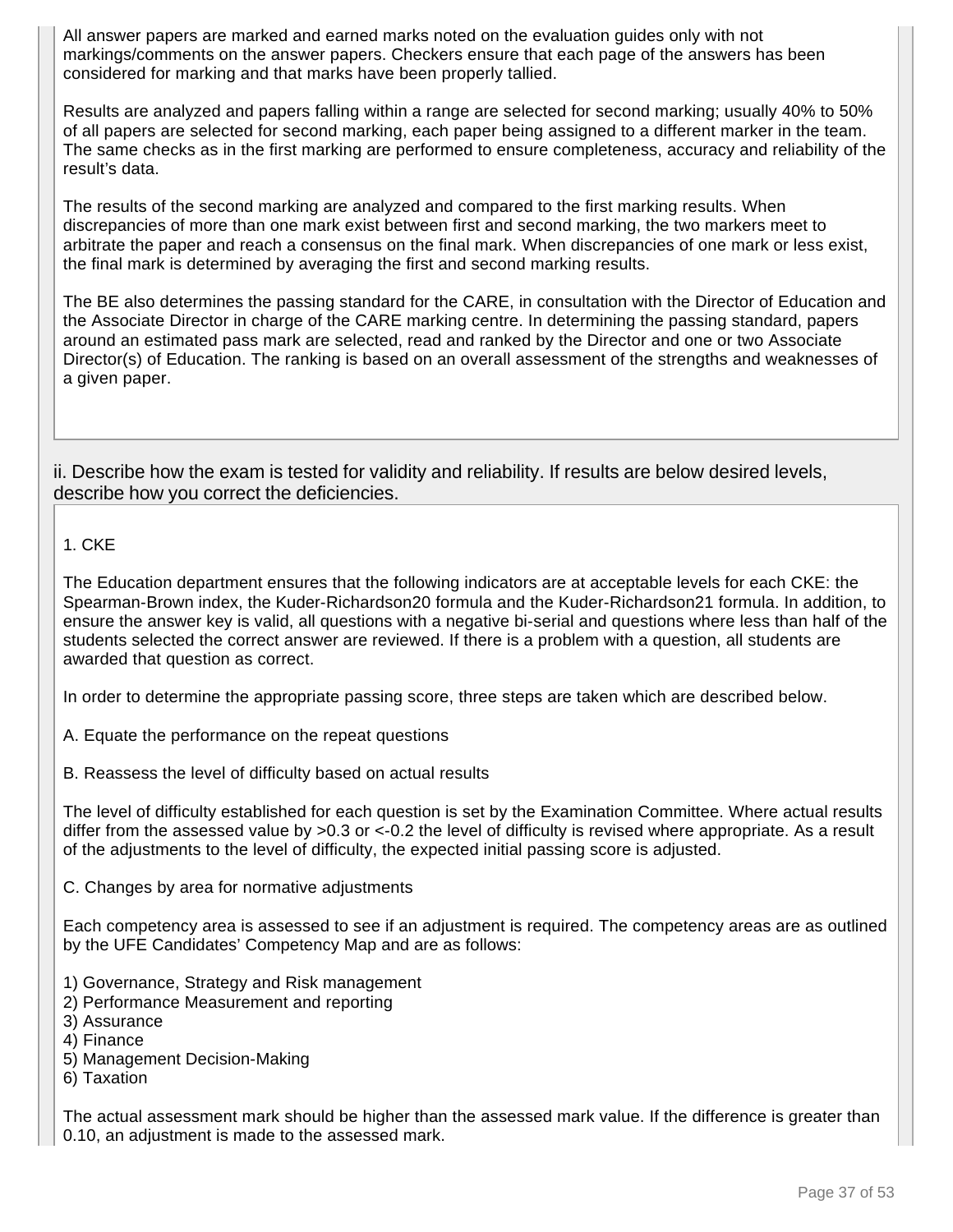All answer papers are marked and earned marks noted on the evaluation guides only with not markings/comments on the answer papers. Checkers ensure that each page of the answers has been considered for marking and that marks have been properly tallied.

Results are analyzed and papers falling within a range are selected for second marking; usually 40% to 50% of all papers are selected for second marking, each paper being assigned to a different marker in the team. The same checks as in the first marking are performed to ensure completeness, accuracy and reliability of the result's data.

The results of the second marking are analyzed and compared to the first marking results. When discrepancies of more than one mark exist between first and second marking, the two markers meet to arbitrate the paper and reach a consensus on the final mark. When discrepancies of one mark or less exist, the final mark is determined by averaging the first and second marking results.

The BE also determines the passing standard for the CARE, in consultation with the Director of Education and the Associate Director in charge of the CARE marking centre. In determining the passing standard, papers around an estimated pass mark are selected, read and ranked by the Director and one or two Associate Director(s) of Education. The ranking is based on an overall assessment of the strengths and weaknesses of a given paper.

ii. Describe how the exam is tested for validity and reliability. If results are below desired levels, describe how you correct the deficiencies.

1. CKE

The Education department ensures that the following indicators are at acceptable levels for each CKE: the Spearman-Brown index, the Kuder-Richardson20 formula and the Kuder-Richardson21 formula. In addition, to ensure the answer key is valid, all questions with a negative bi-serial and questions where less than half of the students selected the correct answer are reviewed. If there is a problem with a question, all students are awarded that question as correct.

In order to determine the appropriate passing score, three steps are taken which are described below.

A. Equate the performance on the repeat questions

B. Reassess the level of difficulty based on actual results

The level of difficulty established for each question is set by the Examination Committee. Where actual results differ from the assessed value by >0.3 or <-0.2 the level of difficulty is revised where appropriate. As a result of the adjustments to the level of difficulty, the expected initial passing score is adjusted.

C. Changes by area for normative adjustments

Each competency area is assessed to see if an adjustment is required. The competency areas are as outlined by the UFE Candidates' Competency Map and are as follows:

1) Governance, Strategy and Risk management
2) Performance Measurement and reporting
3) Assurance
4) Finance
5) Management Decision-Making
6) Taxation

The actual assessment mark should be higher than the assessed mark value. If the difference is greater than 0.10, an adjustment is made to the assessed mark.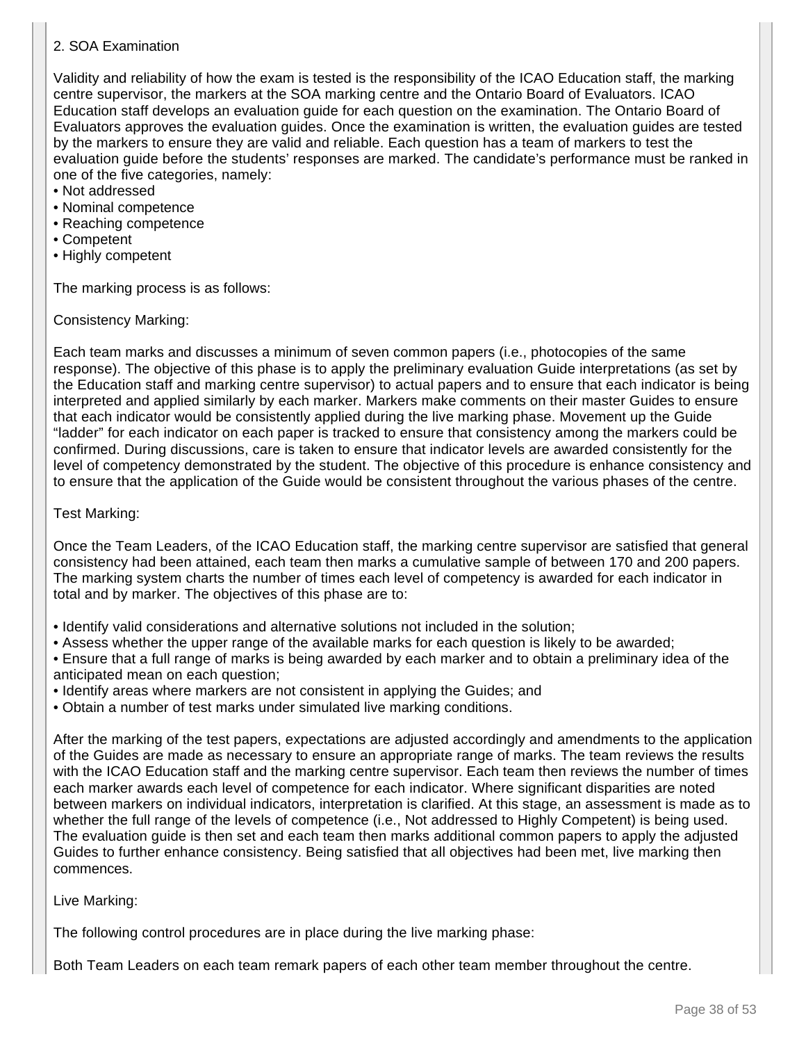2. SOA Examination

Validity and reliability of how the exam is tested is the responsibility of the ICAO Education staff, the marking centre supervisor, the markers at the SOA marking centre and the Ontario Board of Evaluators. ICAO Education staff develops an evaluation guide for each question on the examination. The Ontario Board of Evaluators approves the evaluation guides. Once the examination is written, the evaluation guides are tested by the markers to ensure they are valid and reliable. Each question has a team of markers to test the evaluation guide before the students' responses are marked. The candidate's performance must be ranked in one of the five categories, namely:

- Not addressed
- Nominal competence
- Reaching competence
- Competent
- Highly competent

The marking process is as follows:

Consistency Marking:

Each team marks and discusses a minimum of seven common papers (i.e., photocopies of the same response). The objective of this phase is to apply the preliminary evaluation Guide interpretations (as set by the Education staff and marking centre supervisor) to actual papers and to ensure that each indicator is being interpreted and applied similarly by each marker. Markers make comments on their master Guides to ensure that each indicator would be consistently applied during the live marking phase. Movement up the Guide "ladder" for each indicator on each paper is tracked to ensure that consistency among the markers could be confirmed. During discussions, care is taken to ensure that indicator levels are awarded consistently for the level of competency demonstrated by the student. The objective of this procedure is enhance consistency and to ensure that the application of the Guide would be consistent throughout the various phases of the centre.

Test Marking:

Once the Team Leaders, of the ICAO Education staff, the marking centre supervisor are satisfied that general consistency had been attained, each team then marks a cumulative sample of between 170 and 200 papers. The marking system charts the number of times each level of competency is awarded for each indicator in total and by marker. The objectives of this phase are to:

- Identify valid considerations and alternative solutions not included in the solution;
- Assess whether the upper range of the available marks for each question is likely to be awarded;
- Ensure that a full range of marks is being awarded by each marker and to obtain a preliminary idea of the anticipated mean on each question;
- Identify areas where markers are not consistent in applying the Guides; and
- Obtain a number of test marks under simulated live marking conditions.

After the marking of the test papers, expectations are adjusted accordingly and amendments to the application of the Guides are made as necessary to ensure an appropriate range of marks. The team reviews the results with the ICAO Education staff and the marking centre supervisor. Each team then reviews the number of times each marker awards each level of competence for each indicator. Where significant disparities are noted between markers on individual indicators, interpretation is clarified. At this stage, an assessment is made as to whether the full range of the levels of competence (i.e., Not addressed to Highly Competent) is being used. The evaluation guide is then set and each team then marks additional common papers to apply the adjusted Guides to further enhance consistency. Being satisfied that all objectives had been met, live marking then commences.

Live Marking:

The following control procedures are in place during the live marking phase:

Both Team Leaders on each team remark papers of each other team member throughout the centre.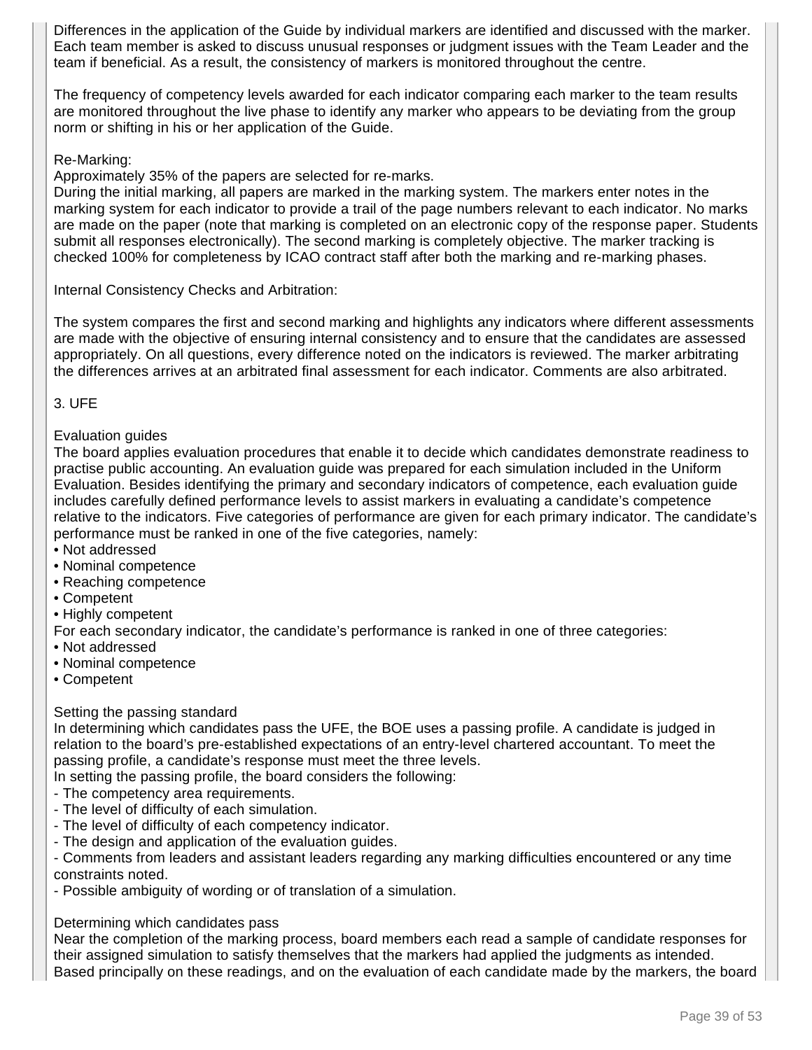Differences in the application of the Guide by individual markers are identified and discussed with the marker. Each team member is asked to discuss unusual responses or judgment issues with the Team Leader and the team if beneficial. As a result, the consistency of markers is monitored throughout the centre.

The frequency of competency levels awarded for each indicator comparing each marker to the team results are monitored throughout the live phase to identify any marker who appears to be deviating from the group norm or shifting in his or her application of the Guide.

Re-Marking:
Approximately 35% of the papers are selected for re-marks.
During the initial marking, all papers are marked in the marking system. The markers enter notes in the marking system for each indicator to provide a trail of the page numbers relevant to each indicator. No marks are made on the paper (note that marking is completed on an electronic copy of the response paper. Students submit all responses electronically). The second marking is completely objective. The marker tracking is checked 100% for completeness by ICAO contract staff after both the marking and re-marking phases.

Internal Consistency Checks and Arbitration:

The system compares the first and second marking and highlights any indicators where different assessments are made with the objective of ensuring internal consistency and to ensure that the candidates are assessed appropriately. On all questions, every difference noted on the indicators is reviewed. The marker arbitrating the differences arrives at an arbitrated final assessment for each indicator. Comments are also arbitrated.

3. UFE

Evaluation guides
The board applies evaluation procedures that enable it to decide which candidates demonstrate readiness to practise public accounting. An evaluation guide was prepared for each simulation included in the Uniform Evaluation. Besides identifying the primary and secondary indicators of competence, each evaluation guide includes carefully defined performance levels to assist markers in evaluating a candidate's competence relative to the indicators. Five categories of performance are given for each primary indicator. The candidate's performance must be ranked in one of the five categories, namely:

- Not addressed
- Nominal competence
- Reaching competence
- Competent
- Highly competent

For each secondary indicator, the candidate's performance is ranked in one of three categories:

- Not addressed
- Nominal competence
- Competent

Setting the passing standard
In determining which candidates pass the UFE, the BOE uses a passing profile. A candidate is judged in relation to the board's pre-established expectations of an entry-level chartered accountant. To meet the passing profile, a candidate's response must meet the three levels.
In setting the passing profile, the board considers the following:

- The competency area requirements.
- The level of difficulty of each simulation.
- The level of difficulty of each competency indicator.
- The design and application of the evaluation guides.
- Comments from leaders and assistant leaders regarding any marking difficulties encountered or any time constraints noted.
- Possible ambiguity of wording or of translation of a simulation.

Determining which candidates pass
Near the completion of the marking process, board members each read a sample of candidate responses for their assigned simulation to satisfy themselves that the markers had applied the judgments as intended. Based principally on these readings, and on the evaluation of each candidate made by the markers, the board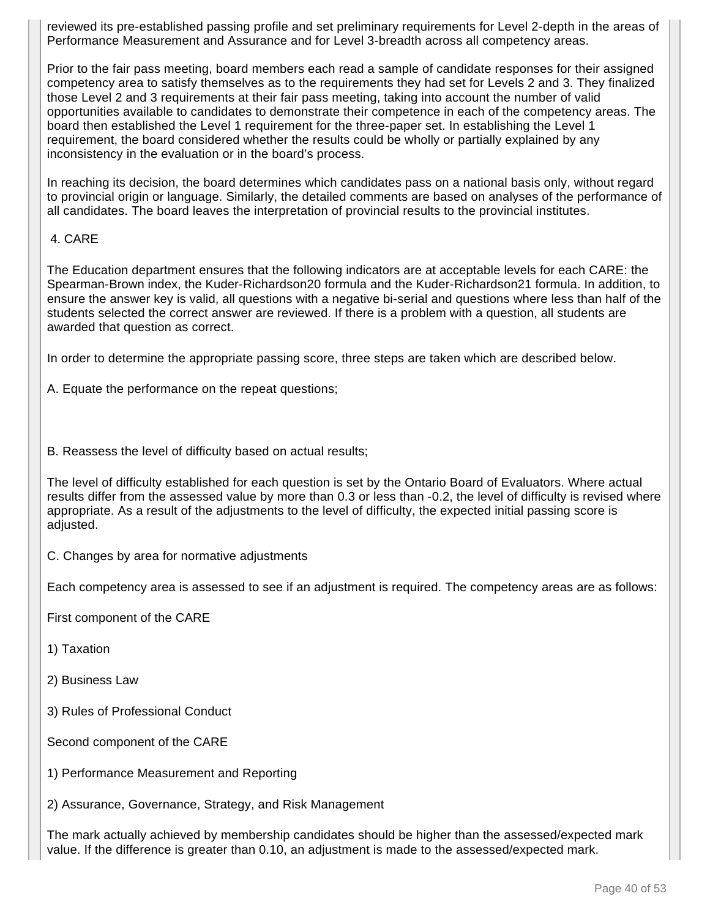reviewed its pre-established passing profile and set preliminary requirements for Level 2-depth in the areas of Performance Measurement and Assurance and for Level 3-breadth across all competency areas.

Prior to the fair pass meeting, board members each read a sample of candidate responses for their assigned competency area to satisfy themselves as to the requirements they had set for Levels 2 and 3. They finalized those Level 2 and 3 requirements at their fair pass meeting, taking into account the number of valid opportunities available to candidates to demonstrate their competence in each of the competency areas. The board then established the Level 1 requirement for the three-paper set. In establishing the Level 1 requirement, the board considered whether the results could be wholly or partially explained by any inconsistency in the evaluation or in the board's process.

In reaching its decision, the board determines which candidates pass on a national basis only, without regard to provincial origin or language. Similarly, the detailed comments are based on analyses of the performance of all candidates. The board leaves the interpretation of provincial results to the provincial institutes.

4. CARE

The Education department ensures that the following indicators are at acceptable levels for each CARE: the Spearman-Brown index, the Kuder-Richardson20 formula and the Kuder-Richardson21 formula. In addition, to ensure the answer key is valid, all questions with a negative bi-serial and questions where less than half of the students selected the correct answer are reviewed. If there is a problem with a question, all students are awarded that question as correct.

In order to determine the appropriate passing score, three steps are taken which are described below.

A. Equate the performance on the repeat questions;

B. Reassess the level of difficulty based on actual results;

The level of difficulty established for each question is set by the Ontario Board of Evaluators. Where actual results differ from the assessed value by more than 0.3 or less than -0.2, the level of difficulty is revised where appropriate. As a result of the adjustments to the level of difficulty, the expected initial passing score is adjusted.

C. Changes by area for normative adjustments

Each competency area is assessed to see if an adjustment is required. The competency areas are as follows:

First component of the CARE

1) Taxation

2) Business Law

3) Rules of Professional Conduct

Second component of the CARE

1) Performance Measurement and Reporting

2) Assurance, Governance, Strategy, and Risk Management

The mark actually achieved by membership candidates should be higher than the assessed/expected mark value. If the difference is greater than 0.10, an adjustment is made to the assessed/expected mark.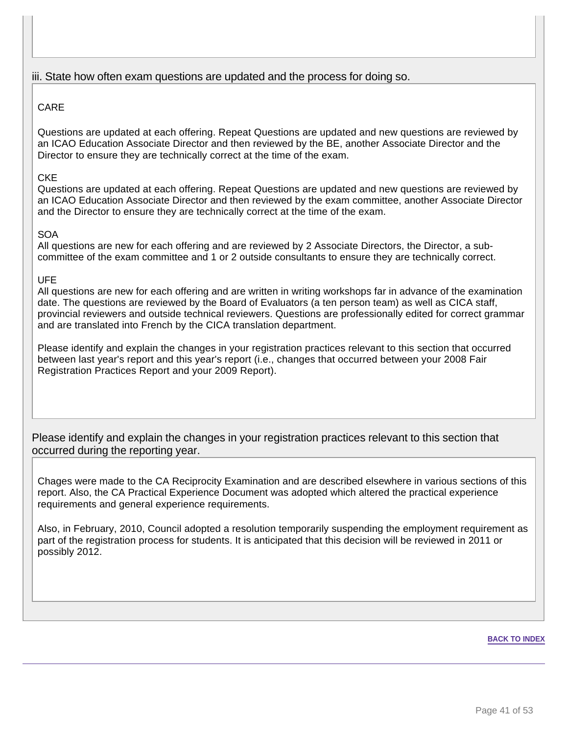iii. State how often exam questions are updated and the process for doing so.

CARE

Questions are updated at each offering. Repeat Questions are updated and new questions are reviewed by an ICAO Education Associate Director and then reviewed by the BE, another Associate Director and the Director to ensure they are technically correct at the time of the exam.

CKE
Questions are updated at each offering. Repeat Questions are updated and new questions are reviewed by an ICAO Education Associate Director and then reviewed by the exam committee, another Associate Director and the Director to ensure they are technically correct at the time of the exam.

SOA
All questions are new for each offering and are reviewed by 2 Associate Directors, the Director, a sub-committee of the exam committee and 1 or 2 outside consultants to ensure they are technically correct.

UFE
All questions are new for each offering and are written in writing workshops far in advance of the examination date. The questions are reviewed by the Board of Evaluators (a ten person team) as well as CICA staff, provincial reviewers and outside technical reviewers. Questions are professionally edited for correct grammar and are translated into French by the CICA translation department.

Please identify and explain the changes in your registration practices relevant to this section that occurred between last year's report and this year's report (i.e., changes that occurred between your 2008 Fair Registration Practices Report and your 2009 Report).

Please identify and explain the changes in your registration practices relevant to this section that occurred during the reporting year.

Chages were made to the CA Reciprocity Examination and are described elsewhere in various sections of this report. Also, the CA Practical Experience Document was adopted which altered the practical experience requirements and general experience requirements.

Also, in February, 2010, Council adopted a resolution temporarily suspending the employment requirement as part of the registration process for students. It is anticipated that this decision will be reviewed in 2011 or possibly 2012.

BACK TO INDEX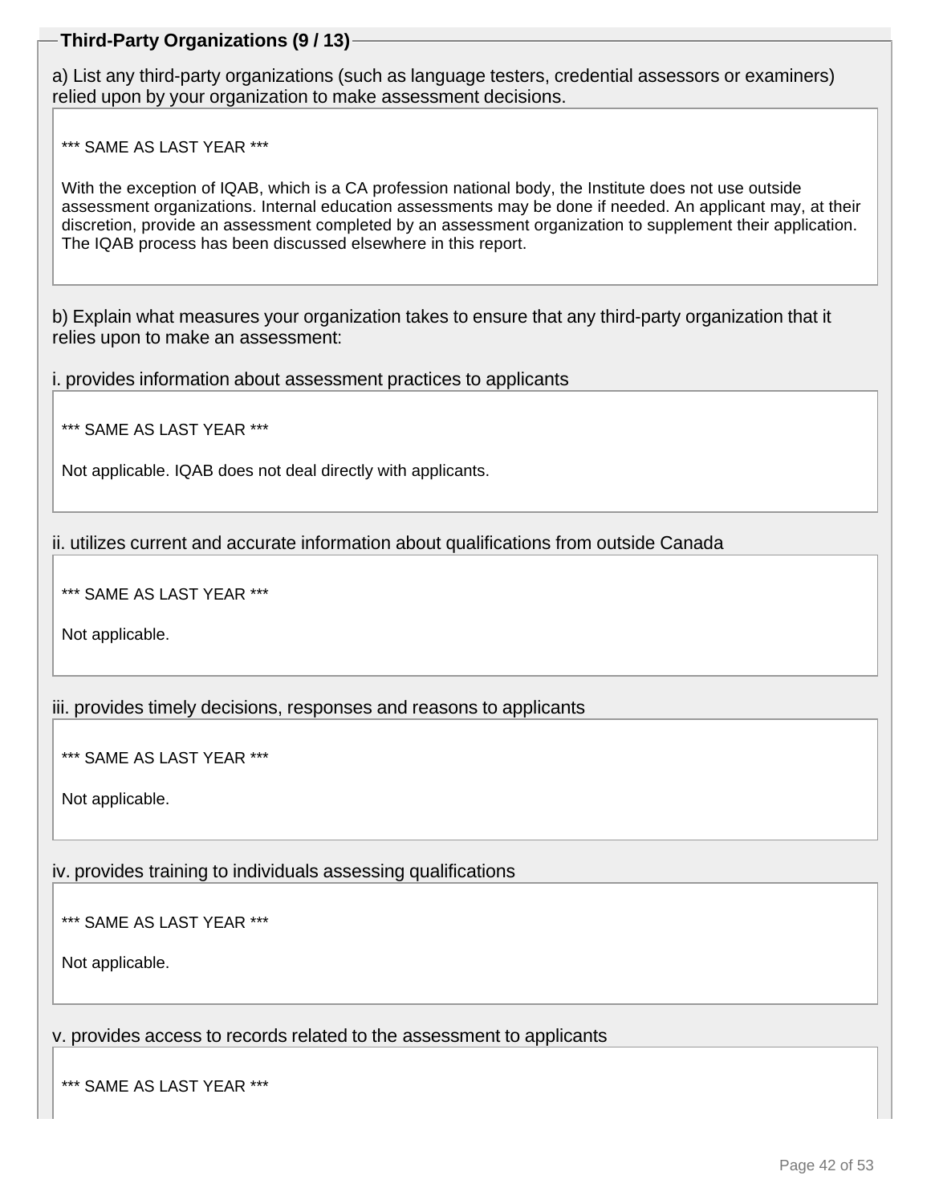## Third-Party Organizations (9 / 13)

a) List any third-party organizations (such as language testers, credential assessors or examiners) relied upon by your organization to make assessment decisions.

*** SAME AS LAST YEAR ***

With the exception of IQAB, which is a CA profession national body, the Institute does not use outside assessment organizations. Internal education assessments may be done if needed. An applicant may, at their discretion, provide an assessment completed by an assessment organization to supplement their application. The IQAB process has been discussed elsewhere in this report.

b) Explain what measures your organization takes to ensure that any third-party organization that it relies upon to make an assessment:

i. provides information about assessment practices to applicants

*** SAME AS LAST YEAR ***

Not applicable. IQAB does not deal directly with applicants.

ii. utilizes current and accurate information about qualifications from outside Canada

*** SAME AS LAST YEAR ***

Not applicable.

iii. provides timely decisions, responses and reasons to applicants

*** SAME AS LAST YEAR ***

Not applicable.

iv. provides training to individuals assessing qualifications

*** SAME AS LAST YEAR ***

Not applicable.

v. provides access to records related to the assessment to applicants

*** SAME AS LAST YEAR ***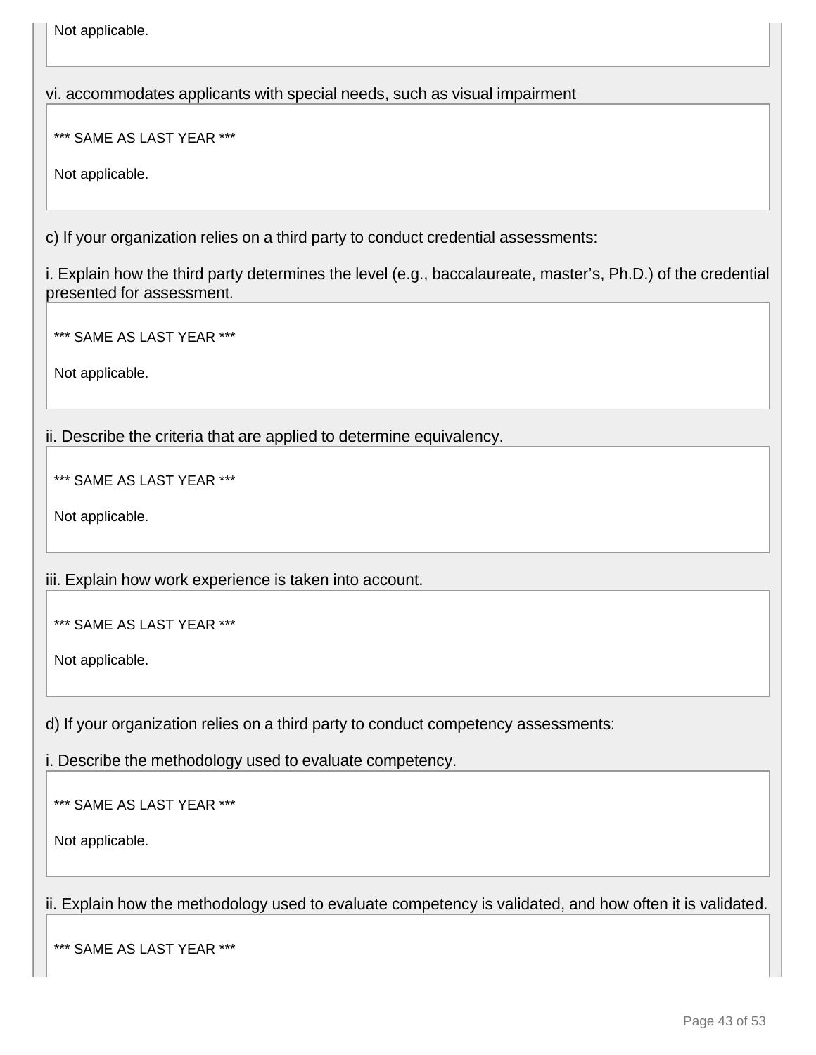Not applicable.

vi. accommodates applicants with special needs, such as visual impairment

*** SAME AS LAST YEAR ***

Not applicable.

c) If your organization relies on a third party to conduct credential assessments:

i. Explain how the third party determines the level (e.g., baccalaureate, master's, Ph.D.) of the credential presented for assessment.

*** SAME AS LAST YEAR ***

Not applicable.

ii. Describe the criteria that are applied to determine equivalency.

*** SAME AS LAST YEAR ***

Not applicable.

iii. Explain how work experience is taken into account.

*** SAME AS LAST YEAR ***

Not applicable.

d) If your organization relies on a third party to conduct competency assessments:

i. Describe the methodology used to evaluate competency.

*** SAME AS LAST YEAR ***

Not applicable.

ii. Explain how the methodology used to evaluate competency is validated, and how often it is validated.

*** SAME AS LAST YEAR ***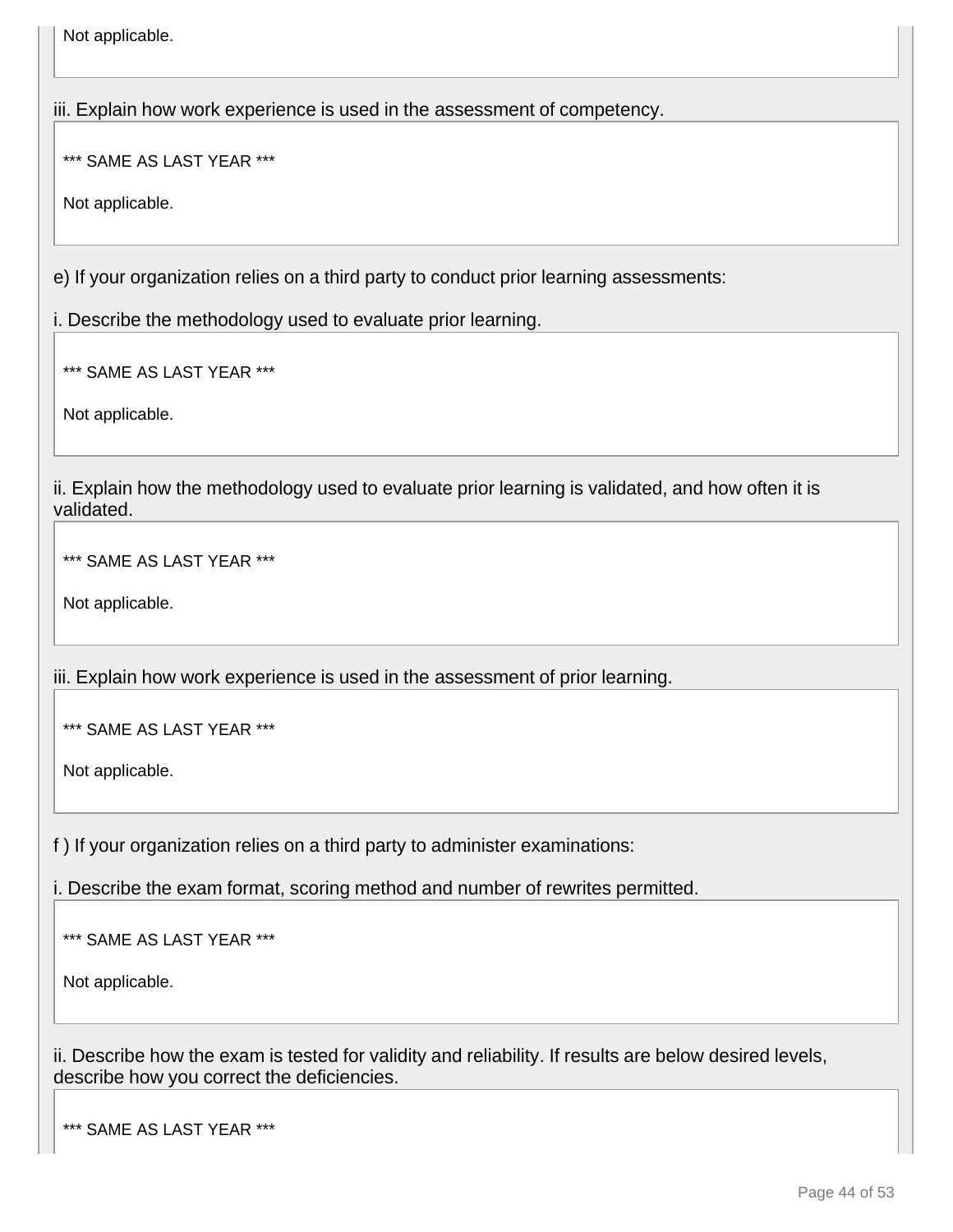Not applicable.

iii. Explain how work experience is used in the assessment of competency.

*** SAME AS LAST YEAR ***

Not applicable.

e) If your organization relies on a third party to conduct prior learning assessments:

i. Describe the methodology used to evaluate prior learning.

*** SAME AS LAST YEAR ***

Not applicable.

ii. Explain how the methodology used to evaluate prior learning is validated, and how often it is validated.

*** SAME AS LAST YEAR ***

Not applicable.

iii. Explain how work experience is used in the assessment of prior learning.

*** SAME AS LAST YEAR ***

Not applicable.

f ) If your organization relies on a third party to administer examinations:

i. Describe the exam format, scoring method and number of rewrites permitted.

*** SAME AS LAST YEAR ***

Not applicable.

ii. Describe how the exam is tested for validity and reliability. If results are below desired levels, describe how you correct the deficiencies.

*** SAME AS LAST YEAR ***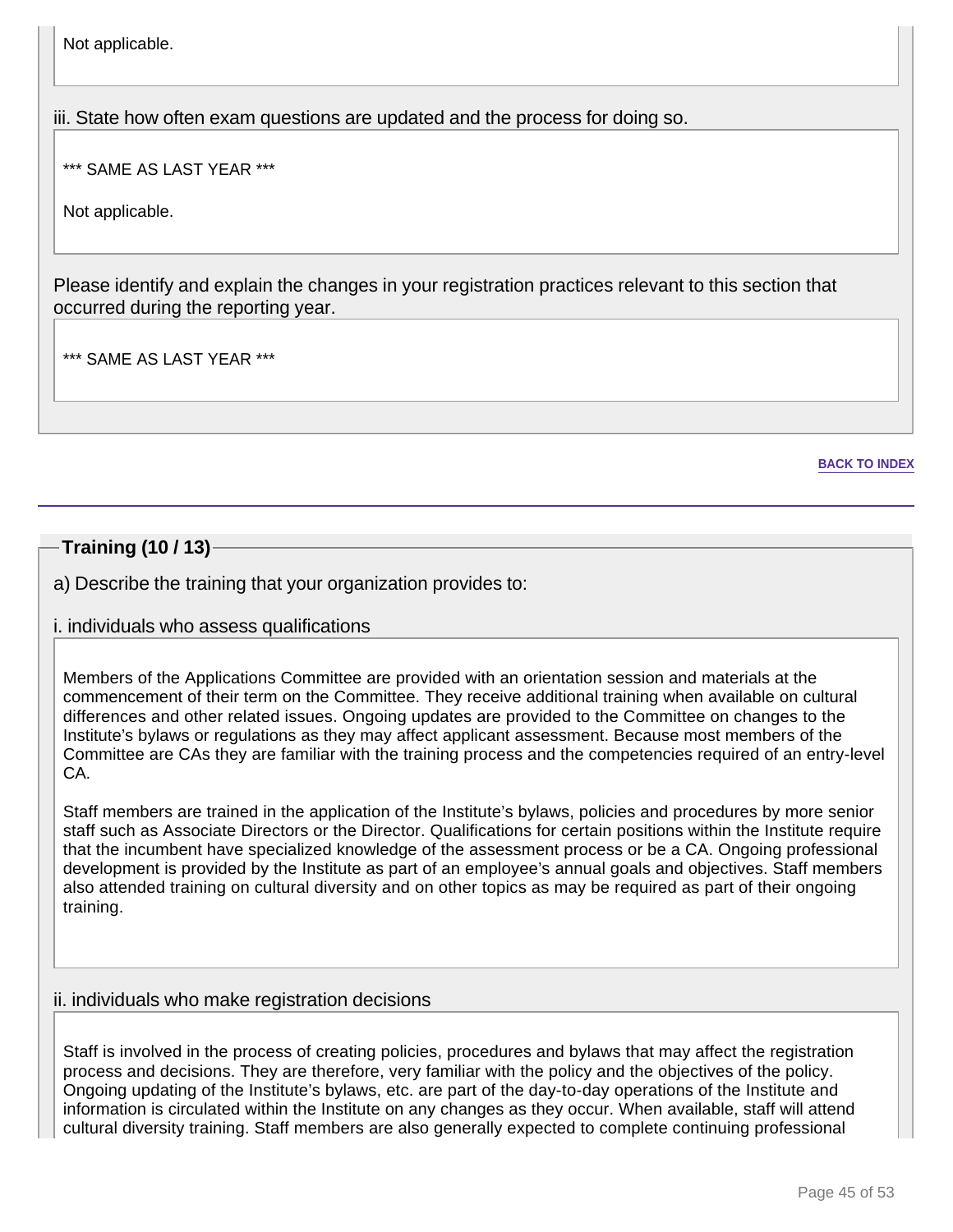Not applicable.

iii. State how often exam questions are updated and the process for doing so.

*** SAME AS LAST YEAR ***

Not applicable.

Please identify and explain the changes in your registration practices relevant to this section that occurred during the reporting year.

*** SAME AS LAST YEAR ***

BACK TO INDEX

## Training (10 / 13)

a) Describe the training that your organization provides to:

i. individuals who assess qualifications

Members of the Applications Committee are provided with an orientation session and materials at the commencement of their term on the Committee. They receive additional training when available on cultural differences and other related issues. Ongoing updates are provided to the Committee on changes to the Institute's bylaws or regulations as they may affect applicant assessment. Because most members of the Committee are CAs they are familiar with the training process and the competencies required of an entry-level CA.

Staff members are trained in the application of the Institute's bylaws, policies and procedures by more senior staff such as Associate Directors or the Director. Qualifications for certain positions within the Institute require that the incumbent have specialized knowledge of the assessment process or be a CA. Ongoing professional development is provided by the Institute as part of an employee's annual goals and objectives. Staff members also attended training on cultural diversity and on other topics as may be required as part of their ongoing training.

ii. individuals who make registration decisions

Staff is involved in the process of creating policies, procedures and bylaws that may affect the registration process and decisions. They are therefore, very familiar with the policy and the objectives of the policy. Ongoing updating of the Institute's bylaws, etc. are part of the day-to-day operations of the Institute and information is circulated within the Institute on any changes as they occur. When available, staff will attend cultural diversity training. Staff members are also generally expected to complete continuing professional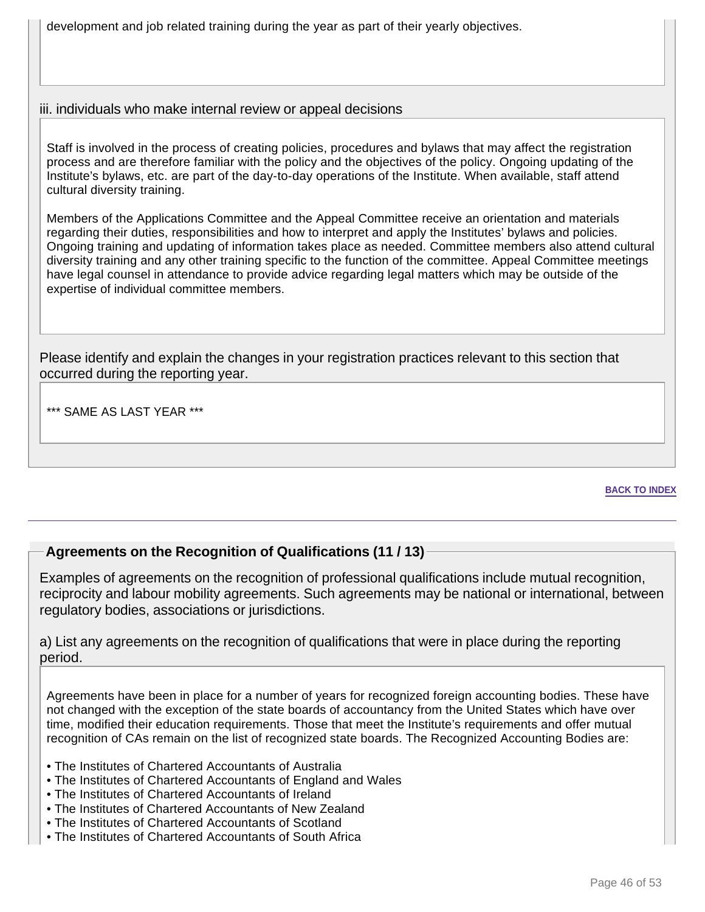development and job related training during the year as part of their yearly objectives.

iii. individuals who make internal review or appeal decisions

Staff is involved in the process of creating policies, procedures and bylaws that may affect the registration process and are therefore familiar with the policy and the objectives of the policy. Ongoing updating of the Institute's bylaws, etc. are part of the day-to-day operations of the Institute. When available, staff attend cultural diversity training.

Members of the Applications Committee and the Appeal Committee receive an orientation and materials regarding their duties, responsibilities and how to interpret and apply the Institutes' bylaws and policies. Ongoing training and updating of information takes place as needed. Committee members also attend cultural diversity training and any other training specific to the function of the committee. Appeal Committee meetings have legal counsel in attendance to provide advice regarding legal matters which may be outside of the expertise of individual committee members.

Please identify and explain the changes in your registration practices relevant to this section that occurred during the reporting year.

*** SAME AS LAST YEAR ***

BACK TO INDEX

## Agreements on the Recognition of Qualifications (11 / 13)

Examples of agreements on the recognition of professional qualifications include mutual recognition, reciprocity and labour mobility agreements. Such agreements may be national or international, between regulatory bodies, associations or jurisdictions.

a) List any agreements on the recognition of qualifications that were in place during the reporting period.

Agreements have been in place for a number of years for recognized foreign accounting bodies. These have not changed with the exception of the state boards of accountancy from the United States which have over time, modified their education requirements. Those that meet the Institute's requirements and offer mutual recognition of CAs remain on the list of recognized state boards. The Recognized Accounting Bodies are:

- The Institutes of Chartered Accountants of Australia
- The Institutes of Chartered Accountants of England and Wales
- The Institutes of Chartered Accountants of Ireland
- The Institutes of Chartered Accountants of New Zealand
- The Institutes of Chartered Accountants of Scotland
- The Institutes of Chartered Accountants of South Africa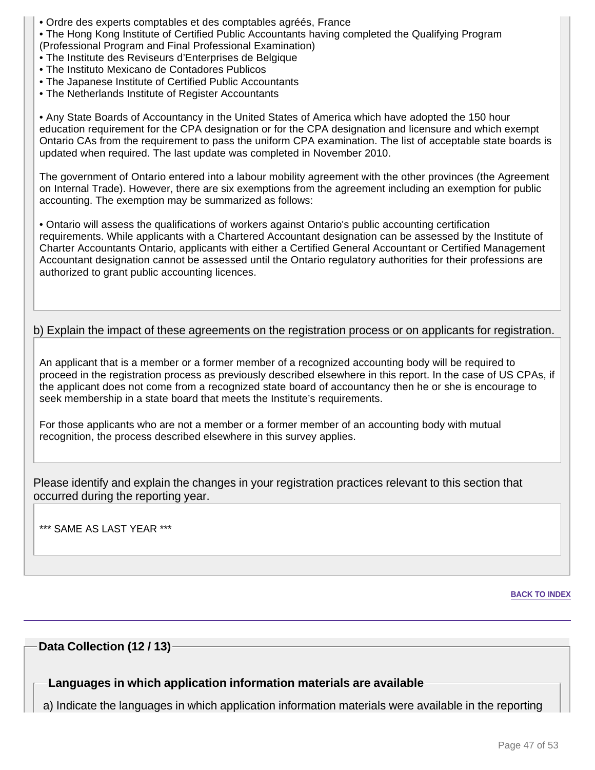- Ordre des experts comptables et des comptables agréés, France
- The Hong Kong Institute of Certified Public Accountants having completed the Qualifying Program (Professional Program and Final Professional Examination)
- The Institute des Reviseurs d'Enterprises de Belgique
- The Instituto Mexicano de Contadores Publicos
- The Japanese Institute of Certified Public Accountants
- The Netherlands Institute of Register Accountants

- Any State Boards of Accountancy in the United States of America which have adopted the 150 hour education requirement for the CPA designation or for the CPA designation and licensure and which exempt Ontario CAs from the requirement to pass the uniform CPA examination. The list of acceptable state boards is updated when required. The last update was completed in November 2010.

The government of Ontario entered into a labour mobility agreement with the other provinces (the Agreement on Internal Trade). However, there are six exemptions from the agreement including an exemption for public accounting. The exemption may be summarized as follows:

- Ontario will assess the qualifications of workers against Ontario's public accounting certification requirements. While applicants with a Chartered Accountant designation can be assessed by the Institute of Charter Accountants Ontario, applicants with either a Certified General Accountant or Certified Management Accountant designation cannot be assessed until the Ontario regulatory authorities for their professions are authorized to grant public accounting licences.

b) Explain the impact of these agreements on the registration process or on applicants for registration.

An applicant that is a member or a former member of a recognized accounting body will be required to proceed in the registration process as previously described elsewhere in this report. In the case of US CPAs, if the applicant does not come from a recognized state board of accountancy then he or she is encourage to seek membership in a state board that meets the Institute's requirements.

For those applicants who are not a member or a former member of an accounting body with mutual recognition, the process described elsewhere in this survey applies.

Please identify and explain the changes in your registration practices relevant to this section that occurred during the reporting year.

*** SAME AS LAST YEAR ***

BACK TO INDEX

## Data Collection (12 / 13)

### Languages in which application information materials are available

a) Indicate the languages in which application information materials were available in the reporting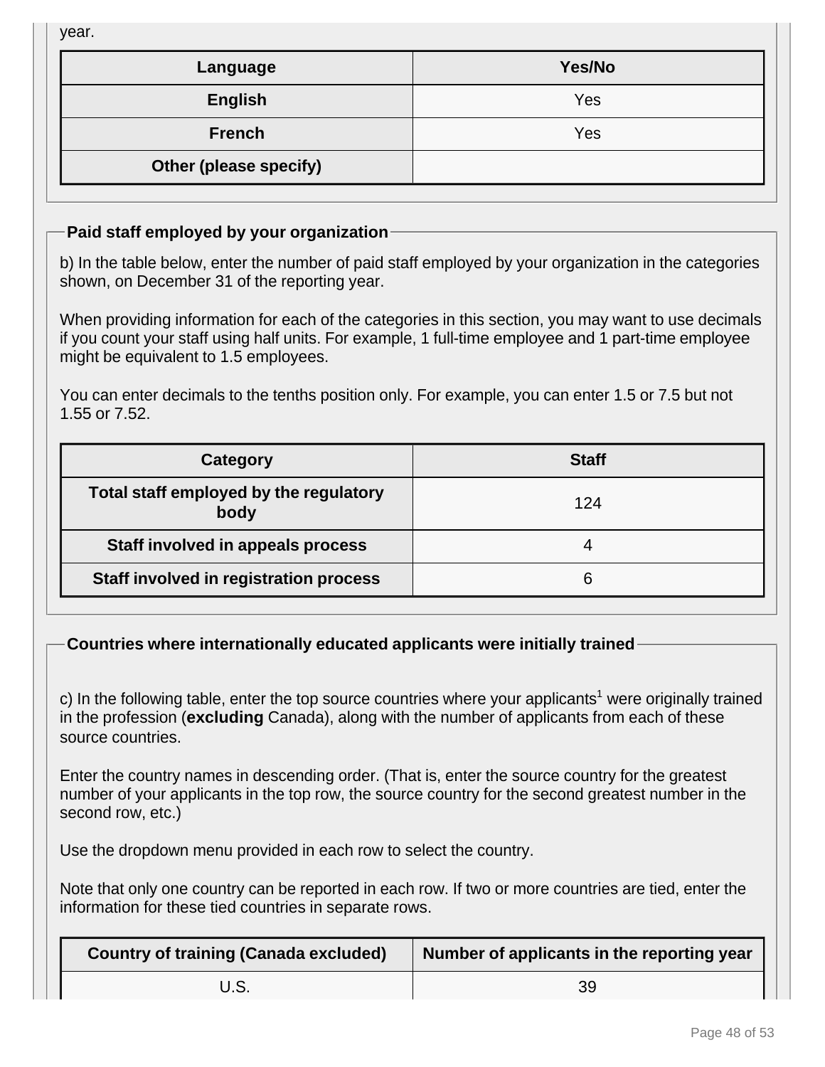year.

| Language | Yes/No |
| --- | --- |
| **English** | Yes |
| **French** | Yes |
| **Other (please specify)** | |

### Paid staff employed by your organization

b) In the table below, enter the number of paid staff employed by your organization in the categories shown, on December 31 of the reporting year.

When providing information for each of the categories in this section, you may want to use decimals if you count your staff using half units. For example, 1 full-time employee and 1 part-time employee might be equivalent to 1.5 employees.

You can enter decimals to the tenths position only. For example, you can enter 1.5 or 7.5 but not 1.55 or 7.52.

| Category | Staff |
| --- | --- |
| **Total staff employed by the regulatory body** | 124 |
| **Staff involved in appeals process** | 4 |
| **Staff involved in registration process** | 6 |

### Countries where internationally educated applicants were initially trained

c) In the following table, enter the top source countries where your applicants[1] were originally trained in the profession (**excluding** Canada), along with the number of applicants from each of these source countries.

Enter the country names in descending order. (That is, enter the source country for the greatest number of your applicants in the top row, the source country for the second greatest number in the second row, etc.)

Use the dropdown menu provided in each row to select the country.

Note that only one country can be reported in each row. If two or more countries are tied, enter the information for these tied countries in separate rows.

| Country of training (Canada excluded) | Number of applicants in the reporting year |
| --- | --- |
| U.S. | 39 |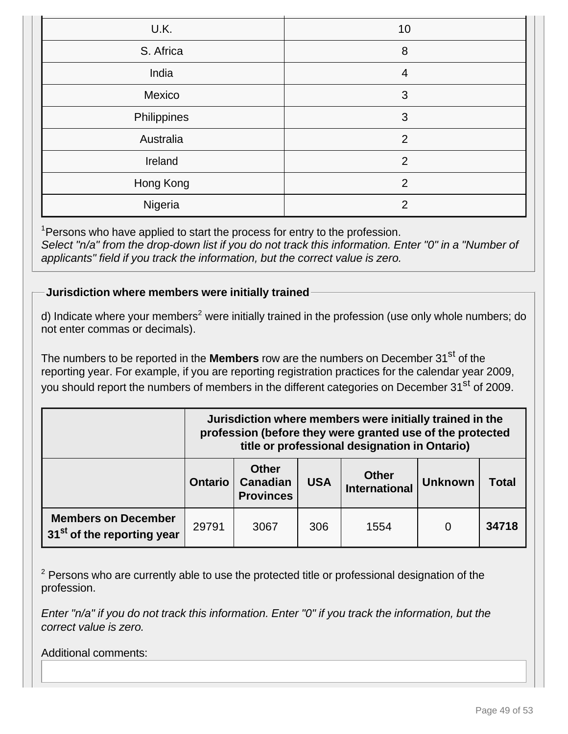| U.K. | 10 |
|---|---|
| S. Africa | 8 |
| India | 4 |
| Mexico | 3 |
| Philippines | 3 |
| Australia | 2 |
| Ireland | 2 |
| Hong Kong | 2 |
| Nigeria | 2 |

[1]Persons who have applied to start the process for entry to the profession.
*Select "n/a" from the drop-down list if you do not track this information. Enter "0" in a "Number of applicants" field if you track the information, but the correct value is zero.*

**Jurisdiction where members were initially trained**

d) Indicate where your members[2] were initially trained in the profession (use only whole numbers; do not enter commas or decimals).

The numbers to be reported in the **Members** row are the numbers on December 31st of the reporting year. For example, if you are reporting registration practices for the calendar year 2009, you should report the numbers of members in the different categories on December 31st of 2009.

| | **Jurisdiction where members were initially trained in the profession (before they were granted use of the protected title or professional designation in Ontario)** | | | | | |
|---|---|---|---|---|---|---|
| | **Ontario** | **Other Canadian Provinces** | **USA** | **Other International** | **Unknown** | **Total** |
| **Members on December 31st of the reporting year** | 29791 | 3067 | 306 | 1554 | 0 | **34718** |

[2] Persons who are currently able to use the protected title or professional designation of the profession.

*Enter "n/a" if you do not track this information. Enter "0" if you track the information, but the correct value is zero.*

Additional comments: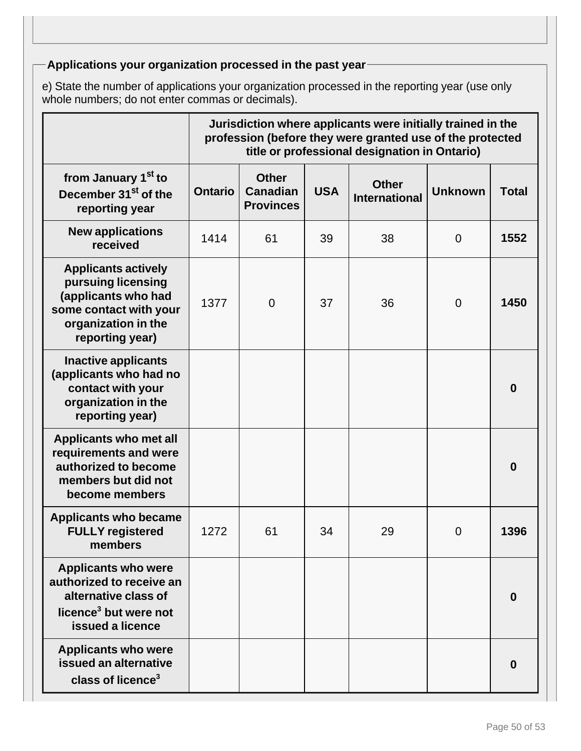## Applications your organization processed in the past year

e) State the number of applications your organization processed in the reporting year (use only whole numbers; do not enter commas or decimals).

| | Jurisdiction where applicants were initially trained in the profession (before they were granted use of the protected title or professional designation in Ontario) | | | | | |
|---|---|---|---|---|---|---|
| **from January 1st to December 31st of the reporting year** | **Ontario** | **Other Canadian Provinces** | **USA** | **Other International** | **Unknown** | **Total** |
| **New applications received** | 1414 | 61 | 39 | 38 | 0 | **1552** |
| **Applicants actively pursuing licensing (applicants who had some contact with your organization in the reporting year)** | 1377 | 0 | 37 | 36 | 0 | **1450** |
| **Inactive applicants (applicants who had no contact with your organization in the reporting year)** | | | | | | **0** |
| **Applicants who met all requirements and were authorized to become members but did not become members** | | | | | | **0** |
| **Applicants who became FULLY registered members** | 1272 | 61 | 34 | 29 | 0 | **1396** |
| **Applicants who were authorized to receive an alternative class of licence[3] but were not issued a licence** | | | | | | **0** |
| **Applicants who were issued an alternative class of licence[3]** | | | | | | **0** |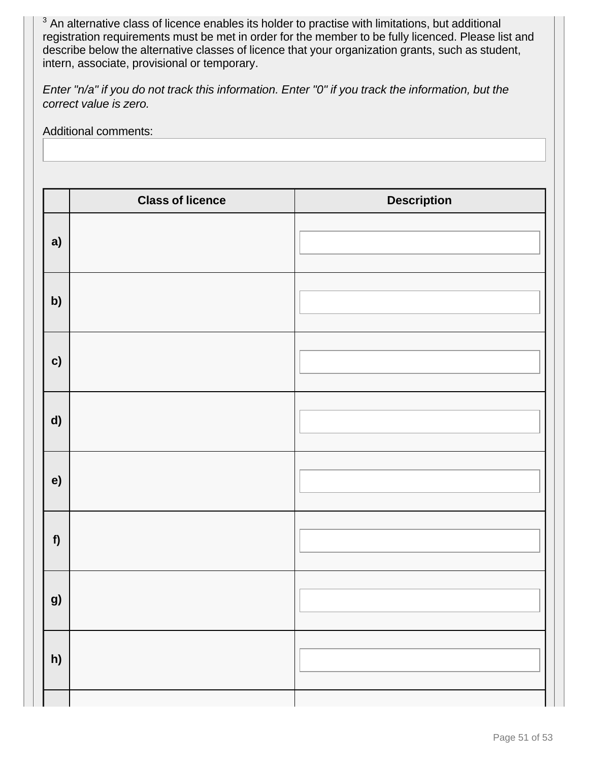[3] An alternative class of licence enables its holder to practise with limitations, but additional registration requirements must be met in order for the member to be fully licenced. Please list and describe below the alternative classes of licence that your organization grants, such as student, intern, associate, provisional or temporary.

*Enter "n/a" if you do not track this information. Enter "0" if you track the information, but the correct value is zero.*

Additional comments:

| | Class of licence | Description |
|---|---|---|
| a) | | |
| b) | | |
| c) | | |
| d) | | |
| e) | | |
| f) | | |
| g) | | |
| h) | | |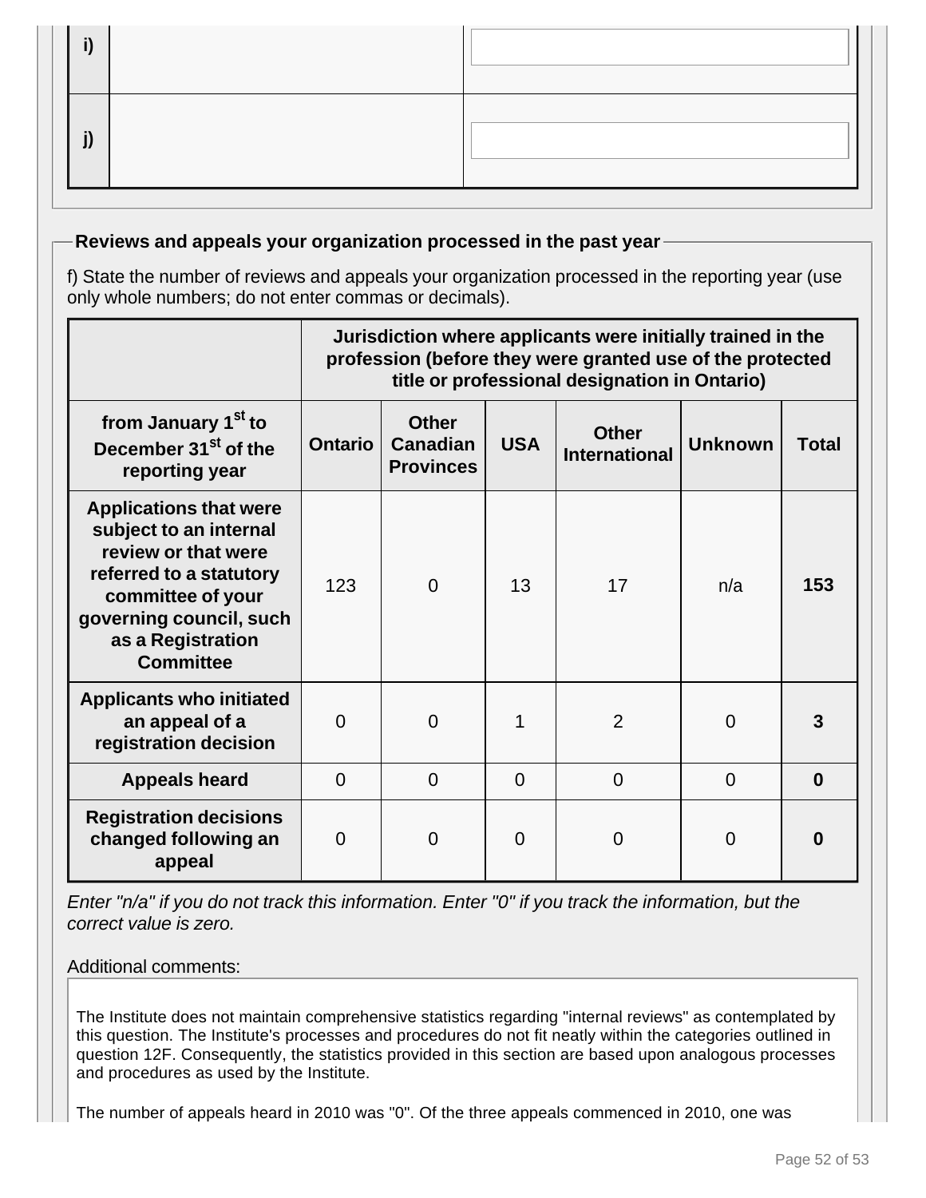| | | |
|---|---|---|
| **i)** | | |
| **j)** | | |

## Reviews and appeals your organization processed in the past year

f) State the number of reviews and appeals your organization processed in the reporting year (use only whole numbers; do not enter commas or decimals).

| | **Jurisdiction where applicants were initially trained in the profession (before they were granted use of the protected title or professional designation in Ontario)** | | | | | |
|---|---|---|---|---|---|---|
| **from January 1st to December 31st of the reporting year** | **Ontario** | **Other Canadian Provinces** | **USA** | **Other International** | **Unknown** | **Total** |
| **Applications that were subject to an internal review or that were referred to a statutory committee of your governing council, such as a Registration Committee** | 123 | 0 | 13 | 17 | n/a | **153** |
| **Applicants who initiated an appeal of a registration decision** | 0 | 0 | 1 | 2 | 0 | **3** |
| **Appeals heard** | 0 | 0 | 0 | 0 | 0 | **0** |
| **Registration decisions changed following an appeal** | 0 | 0 | 0 | 0 | 0 | **0** |

*Enter "n/a" if you do not track this information. Enter "0" if you track the information, but the correct value is zero.*

Additional comments:

The Institute does not maintain comprehensive statistics regarding "internal reviews" as contemplated by this question. The Institute's processes and procedures do not fit neatly within the categories outlined in question 12F. Consequently, the statistics provided in this section are based upon analogous processes and procedures as used by the Institute.

The number of appeals heard in 2010 was "0". Of the three appeals commenced in 2010, one was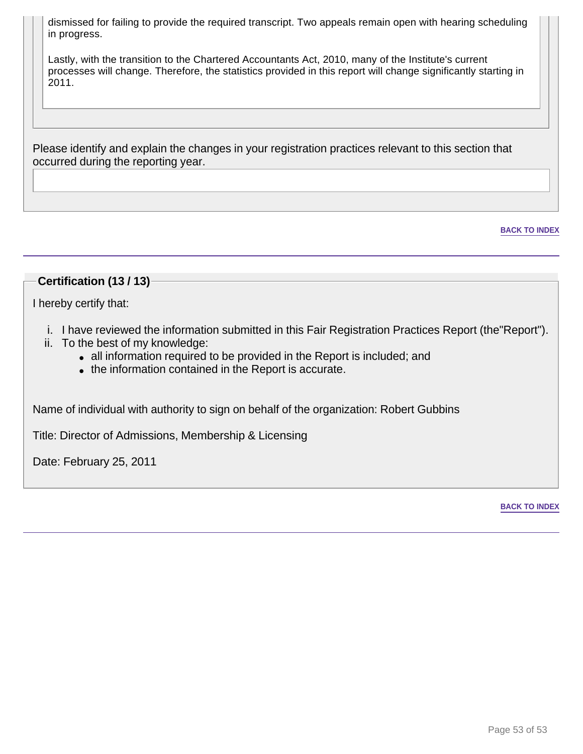dismissed for failing to provide the required transcript. Two appeals remain open with hearing scheduling in progress.

Lastly, with the transition to the Chartered Accountants Act, 2010, many of the Institute's current processes will change. Therefore, the statistics provided in this report will change significantly starting in 2011.

Please identify and explain the changes in your registration practices relevant to this section that occurred during the reporting year.

**BACK TO INDEX**

## Certification (13 / 13)

I hereby certify that:

i. I have reviewed the information submitted in this Fair Registration Practices Report (the"Report").
ii. To the best of my knowledge:
   - all information required to be provided in the Report is included; and
   - the information contained in the Report is accurate.

Name of individual with authority to sign on behalf of the organization: Robert Gubbins

Title: Director of Admissions, Membership & Licensing

Date: February 25, 2011

**BACK TO INDEX**